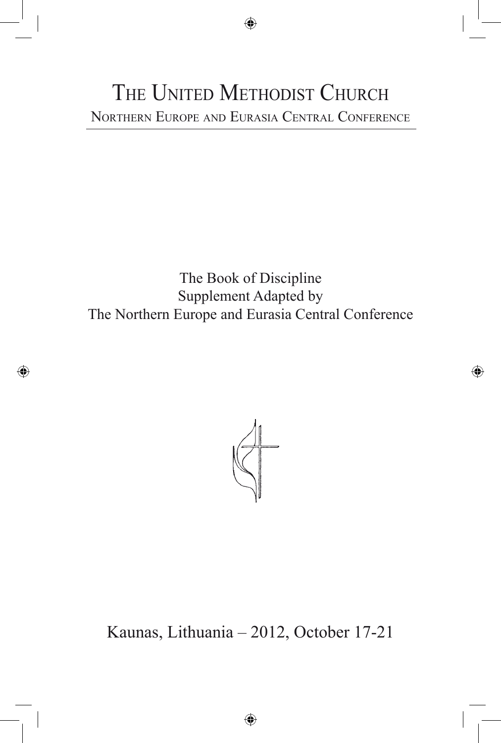# The United Methodist Church

## Northern Europe and Eurasia Central Conference

The Book of Discipline
Supplement Adapted by
The Northern Europe and Eurasia Central Conference

Kaunas, Lithuania – 2012, October 17-21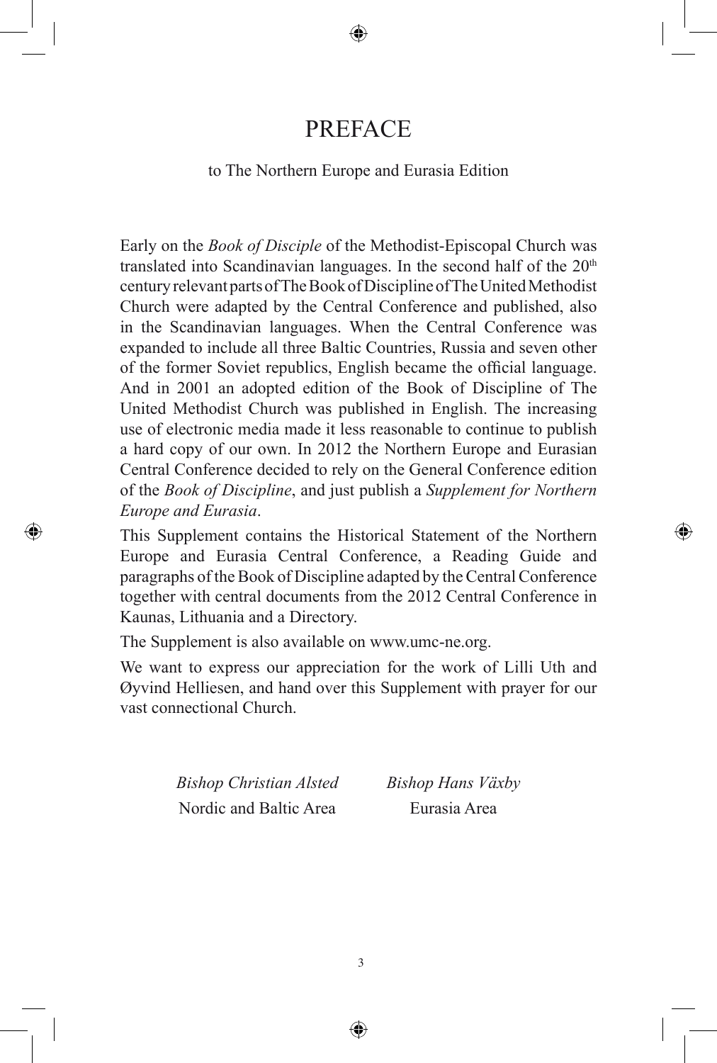# PREFACE

to The Northern Europe and Eurasia Edition

Early on the *Book of Disciple* of the Methodist-Episcopal Church was translated into Scandinavian languages. In the second half of the 20th century relevant parts of The Book of Discipline of The United Methodist Church were adapted by the Central Conference and published, also in the Scandinavian languages. When the Central Conference was expanded to include all three Baltic Countries, Russia and seven other of the former Soviet republics, English became the official language. And in 2001 an adopted edition of the Book of Discipline of The United Methodist Church was published in English. The increasing use of electronic media made it less reasonable to continue to publish a hard copy of our own. In 2012 the Northern Europe and Eurasian Central Conference decided to rely on the General Conference edition of the *Book of Discipline*, and just publish a *Supplement for Northern Europe and Eurasia*.

This Supplement contains the Historical Statement of the Northern Europe and Eurasia Central Conference, a Reading Guide and paragraphs of the Book of Discipline adapted by the Central Conference together with central documents from the 2012 Central Conference in Kaunas, Lithuania and a Directory.

The Supplement is also available on www.umc-ne.org.

We want to express our appreciation for the work of Lilli Uth and Øyvind Helliesen, and hand over this Supplement with prayer for our vast connectional Church.

*Bishop Christian Alsted*
Nordic and Baltic Area

*Bishop Hans Växby*
Eurasia Area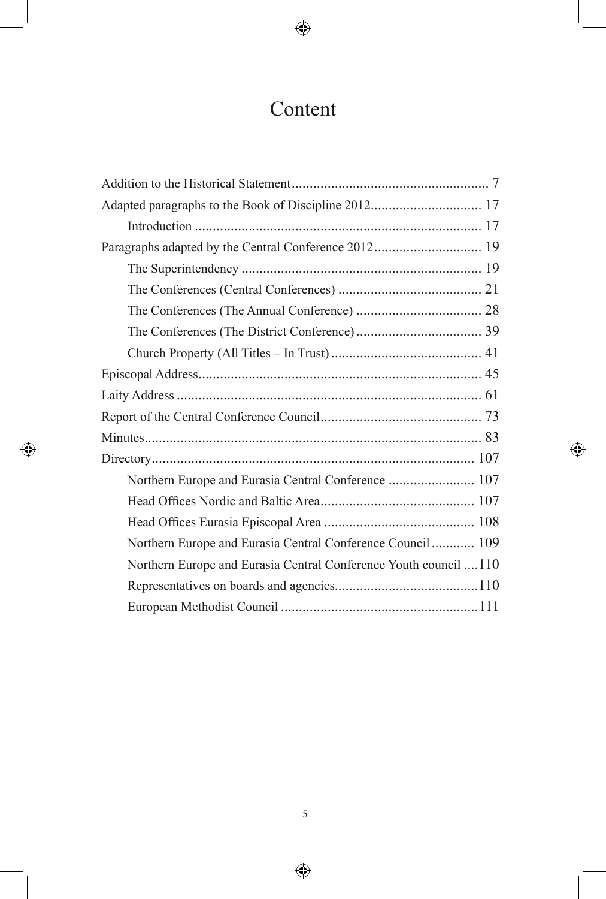# Content

Addition to the Historical Statement....................................................... 7

Adapted paragraphs to the Book of Discipline 2012............................... 17

- Introduction ................................................................................ 17

Paragraphs adapted by the Central Conference 2012.............................. 19

- The Superintendency .................................................................. 19
- The Conferences (Central Conferences) ........................................ 21
- The Conferences (The Annual Conference) ................................... 28
- The Conferences (The District Conference) ................................... 39
- Church Property (All Titles – In Trust) .......................................... 41

Episcopal Address.............................................................................. 45

Laity Address .................................................................................... 61

Report of the Central Conference Council............................................. 73

Minutes............................................................................................. 83

Directory......................................................................................... 107

- Northern Europe and Eurasia Central Conference ........................ 107
- Head Offices Nordic and Baltic Area........................................... 107
- Head Offices Eurasia Episcopal Area .......................................... 108
- Northern Europe and Eurasia Central Conference Council............ 109
- Northern Europe and Eurasia Central Conference Youth council ....110
- Representatives on boards and agencies........................................110
- European Methodist Council .......................................................111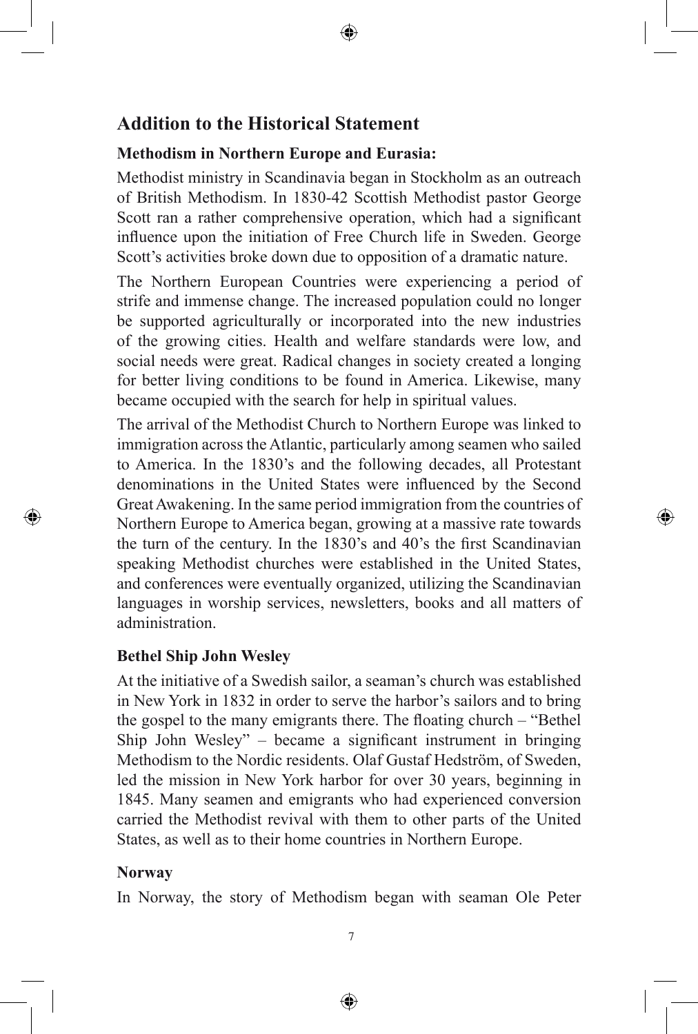## Addition to the Historical Statement

### Methodism in Northern Europe and Eurasia:

Methodist ministry in Scandinavia began in Stockholm as an outreach of British Methodism. In 1830-42 Scottish Methodist pastor George Scott ran a rather comprehensive operation, which had a significant influence upon the initiation of Free Church life in Sweden. George Scott's activities broke down due to opposition of a dramatic nature.

The Northern European Countries were experiencing a period of strife and immense change. The increased population could no longer be supported agriculturally or incorporated into the new industries of the growing cities. Health and welfare standards were low, and social needs were great. Radical changes in society created a longing for better living conditions to be found in America. Likewise, many became occupied with the search for help in spiritual values.

The arrival of the Methodist Church to Northern Europe was linked to immigration across the Atlantic, particularly among seamen who sailed to America. In the 1830's and the following decades, all Protestant denominations in the United States were influenced by the Second Great Awakening. In the same period immigration from the countries of Northern Europe to America began, growing at a massive rate towards the turn of the century. In the 1830's and 40's the first Scandinavian speaking Methodist churches were established in the United States, and conferences were eventually organized, utilizing the Scandinavian languages in worship services, newsletters, books and all matters of administration.

### Bethel Ship John Wesley

At the initiative of a Swedish sailor, a seaman's church was established in New York in 1832 in order to serve the harbor's sailors and to bring the gospel to the many emigrants there. The floating church – "Bethel Ship John Wesley" – became a significant instrument in bringing Methodism to the Nordic residents. Olaf Gustaf Hedström, of Sweden, led the mission in New York harbor for over 30 years, beginning in 1845. Many seamen and emigrants who had experienced conversion carried the Methodist revival with them to other parts of the United States, as well as to their home countries in Northern Europe.

### Norway

In Norway, the story of Methodism began with seaman Ole Peter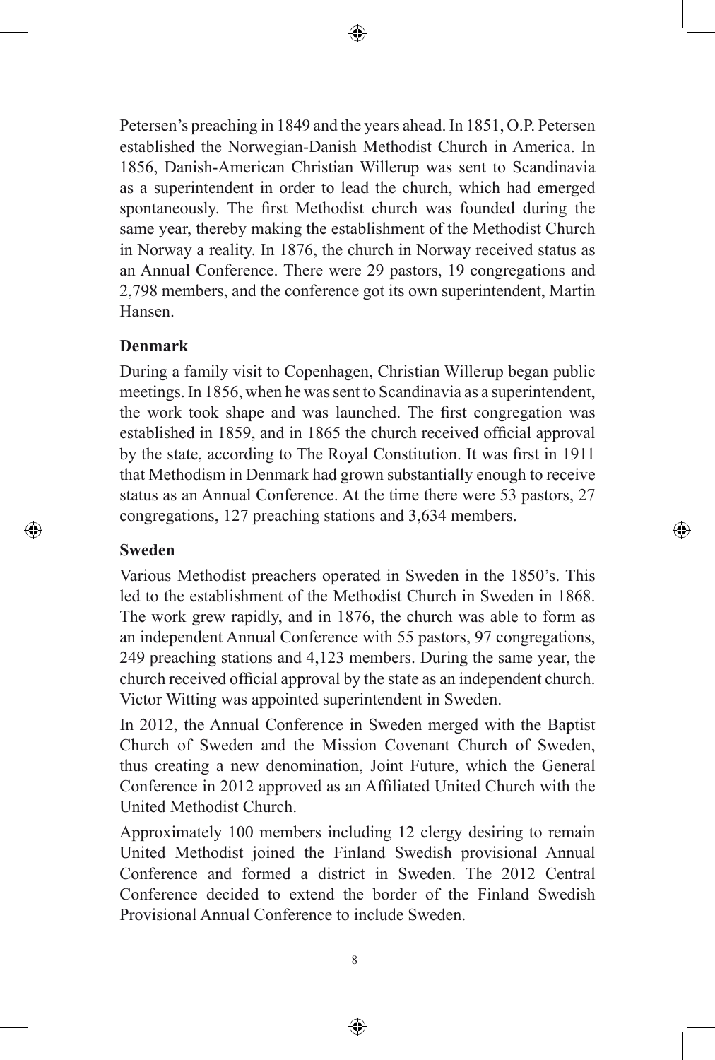Petersen's preaching in 1849 and the years ahead. In 1851, O.P. Petersen established the Norwegian-Danish Methodist Church in America. In 1856, Danish-American Christian Willerup was sent to Scandinavia as a superintendent in order to lead the church, which had emerged spontaneously. The first Methodist church was founded during the same year, thereby making the establishment of the Methodist Church in Norway a reality. In 1876, the church in Norway received status as an Annual Conference. There were 29 pastors, 19 congregations and 2,798 members, and the conference got its own superintendent, Martin Hansen.

### Denmark

During a family visit to Copenhagen, Christian Willerup began public meetings. In 1856, when he was sent to Scandinavia as a superintendent, the work took shape and was launched. The first congregation was established in 1859, and in 1865 the church received official approval by the state, according to The Royal Constitution. It was first in 1911 that Methodism in Denmark had grown substantially enough to receive status as an Annual Conference. At the time there were 53 pastors, 27 congregations, 127 preaching stations and 3,634 members.

### Sweden

Various Methodist preachers operated in Sweden in the 1850's. This led to the establishment of the Methodist Church in Sweden in 1868. The work grew rapidly, and in 1876, the church was able to form as an independent Annual Conference with 55 pastors, 97 congregations, 249 preaching stations and 4,123 members. During the same year, the church received official approval by the state as an independent church. Victor Witting was appointed superintendent in Sweden.

In 2012, the Annual Conference in Sweden merged with the Baptist Church of Sweden and the Mission Covenant Church of Sweden, thus creating a new denomination, Joint Future, which the General Conference in 2012 approved as an Affiliated United Church with the United Methodist Church.

Approximately 100 members including 12 clergy desiring to remain United Methodist joined the Finland Swedish provisional Annual Conference and formed a district in Sweden. The 2012 Central Conference decided to extend the border of the Finland Swedish Provisional Annual Conference to include Sweden.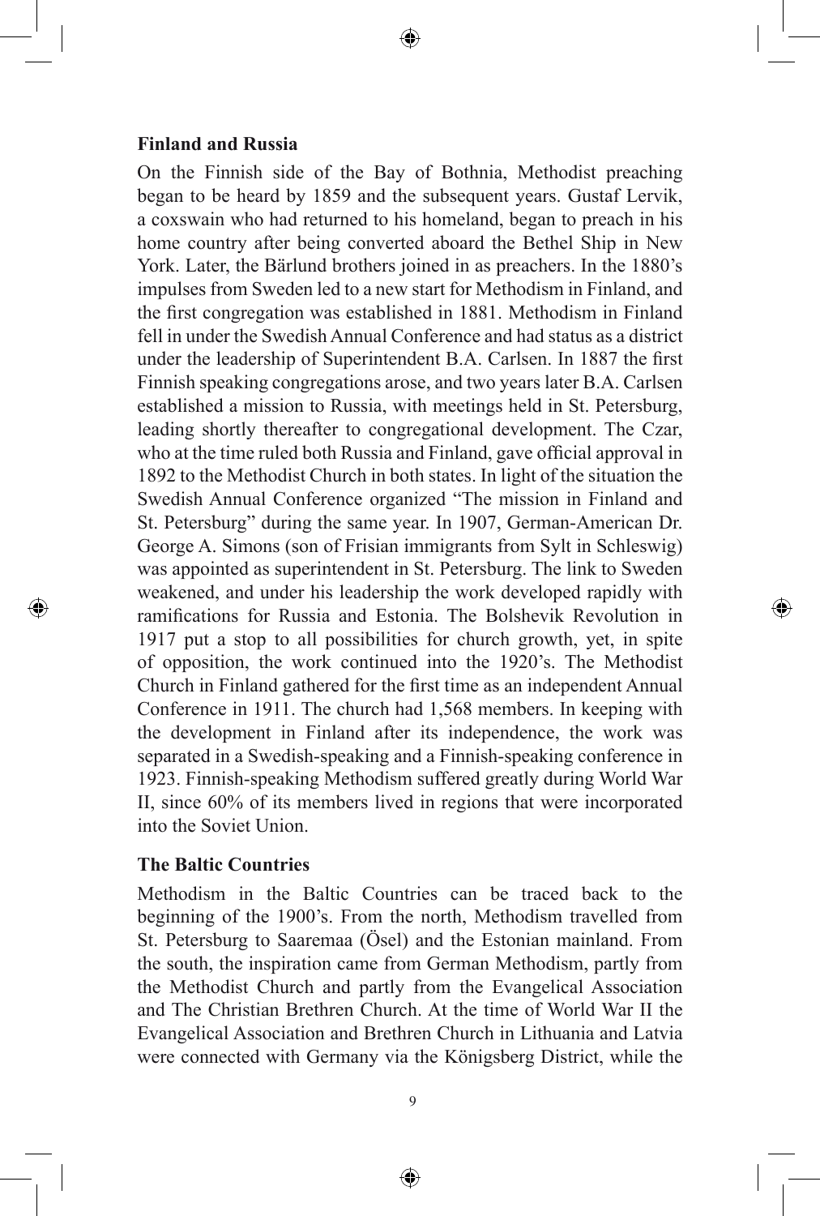## Finland and Russia

On the Finnish side of the Bay of Bothnia, Methodist preaching began to be heard by 1859 and the subsequent years. Gustaf Lervik, a coxswain who had returned to his homeland, began to preach in his home country after being converted aboard the Bethel Ship in New York. Later, the Bärlund brothers joined in as preachers. In the 1880's impulses from Sweden led to a new start for Methodism in Finland, and the first congregation was established in 1881. Methodism in Finland fell in under the Swedish Annual Conference and had status as a district under the leadership of Superintendent B.A. Carlsen. In 1887 the first Finnish speaking congregations arose, and two years later B.A. Carlsen established a mission to Russia, with meetings held in St. Petersburg, leading shortly thereafter to congregational development. The Czar, who at the time ruled both Russia and Finland, gave official approval in 1892 to the Methodist Church in both states. In light of the situation the Swedish Annual Conference organized "The mission in Finland and St. Petersburg" during the same year. In 1907, German-American Dr. George A. Simons (son of Frisian immigrants from Sylt in Schleswig) was appointed as superintendent in St. Petersburg. The link to Sweden weakened, and under his leadership the work developed rapidly with ramifications for Russia and Estonia. The Bolshevik Revolution in 1917 put a stop to all possibilities for church growth, yet, in spite of opposition, the work continued into the 1920's. The Methodist Church in Finland gathered for the first time as an independent Annual Conference in 1911. The church had 1,568 members. In keeping with the development in Finland after its independence, the work was separated in a Swedish-speaking and a Finnish-speaking conference in 1923. Finnish-speaking Methodism suffered greatly during World War II, since 60% of its members lived in regions that were incorporated into the Soviet Union.

## The Baltic Countries

Methodism in the Baltic Countries can be traced back to the beginning of the 1900's. From the north, Methodism travelled from St. Petersburg to Saaremaa (Ösel) and the Estonian mainland. From the south, the inspiration came from German Methodism, partly from the Methodist Church and partly from the Evangelical Association and The Christian Brethren Church. At the time of World War II the Evangelical Association and Brethren Church in Lithuania and Latvia were connected with Germany via the Königsberg District, while the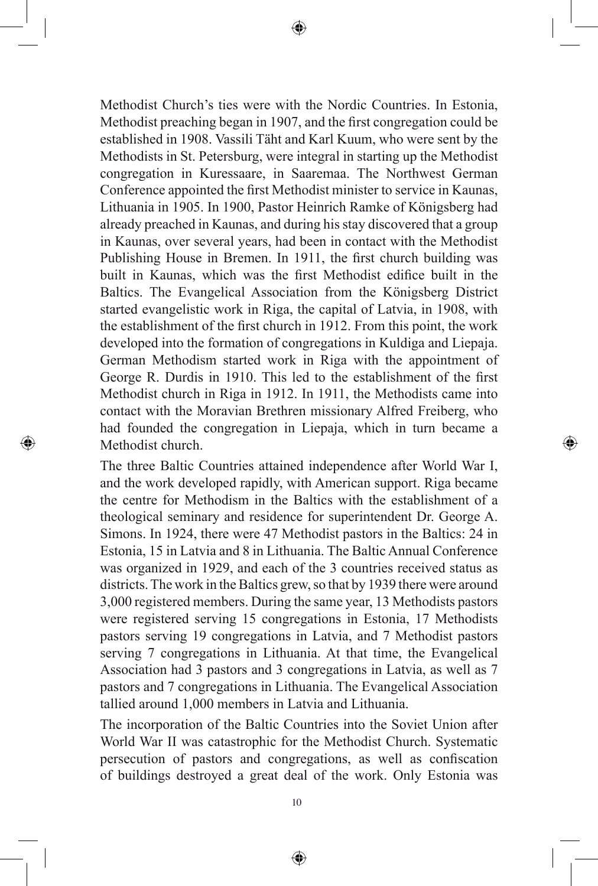Methodist Church's ties were with the Nordic Countries. In Estonia, Methodist preaching began in 1907, and the first congregation could be established in 1908. Vassili Täht and Karl Kuum, who were sent by the Methodists in St. Petersburg, were integral in starting up the Methodist congregation in Kuressaare, in Saaremaa. The Northwest German Conference appointed the first Methodist minister to service in Kaunas, Lithuania in 1905. In 1900, Pastor Heinrich Ramke of Königsberg had already preached in Kaunas, and during his stay discovered that a group in Kaunas, over several years, had been in contact with the Methodist Publishing House in Bremen. In 1911, the first church building was built in Kaunas, which was the first Methodist edifice built in the Baltics. The Evangelical Association from the Königsberg District started evangelistic work in Riga, the capital of Latvia, in 1908, with the establishment of the first church in 1912. From this point, the work developed into the formation of congregations in Kuldiga and Liepaja. German Methodism started work in Riga with the appointment of George R. Durdis in 1910. This led to the establishment of the first Methodist church in Riga in 1912. In 1911, the Methodists came into contact with the Moravian Brethren missionary Alfred Freiberg, who had founded the congregation in Liepaja, which in turn became a Methodist church.

The three Baltic Countries attained independence after World War I, and the work developed rapidly, with American support. Riga became the centre for Methodism in the Baltics with the establishment of a theological seminary and residence for superintendent Dr. George A. Simons. In 1924, there were 47 Methodist pastors in the Baltics: 24 in Estonia, 15 in Latvia and 8 in Lithuania. The Baltic Annual Conference was organized in 1929, and each of the 3 countries received status as districts. The work in the Baltics grew, so that by 1939 there were around 3,000 registered members. During the same year, 13 Methodists pastors were registered serving 15 congregations in Estonia, 17 Methodists pastors serving 19 congregations in Latvia, and 7 Methodist pastors serving 7 congregations in Lithuania. At that time, the Evangelical Association had 3 pastors and 3 congregations in Latvia, as well as 7 pastors and 7 congregations in Lithuania. The Evangelical Association tallied around 1,000 members in Latvia and Lithuania.

The incorporation of the Baltic Countries into the Soviet Union after World War II was catastrophic for the Methodist Church. Systematic persecution of pastors and congregations, as well as confiscation of buildings destroyed a great deal of the work. Only Estonia was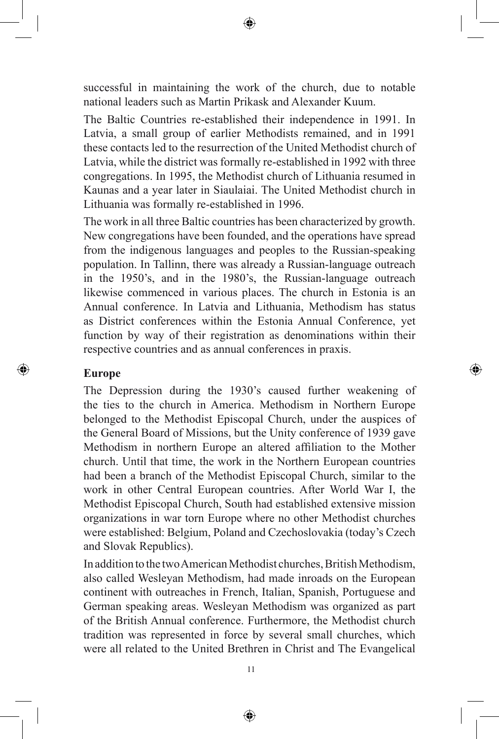successful in maintaining the work of the church, due to notable national leaders such as Martin Prikask and Alexander Kuum.

The Baltic Countries re-established their independence in 1991. In Latvia, a small group of earlier Methodists remained, and in 1991 these contacts led to the resurrection of the United Methodist church of Latvia, while the district was formally re-established in 1992 with three congregations. In 1995, the Methodist church of Lithuania resumed in Kaunas and a year later in Siaulaiai. The United Methodist church in Lithuania was formally re-established in 1996.

The work in all three Baltic countries has been characterized by growth. New congregations have been founded, and the operations have spread from the indigenous languages and peoples to the Russian-speaking population. In Tallinn, there was already a Russian-language outreach in the 1950's, and in the 1980's, the Russian-language outreach likewise commenced in various places. The church in Estonia is an Annual conference. In Latvia and Lithuania, Methodism has status as District conferences within the Estonia Annual Conference, yet function by way of their registration as denominations within their respective countries and as annual conferences in praxis.

## Europe

The Depression during the 1930's caused further weakening of the ties to the church in America. Methodism in Northern Europe belonged to the Methodist Episcopal Church, under the auspices of the General Board of Missions, but the Unity conference of 1939 gave Methodism in northern Europe an altered affiliation to the Mother church. Until that time, the work in the Northern European countries had been a branch of the Methodist Episcopal Church, similar to the work in other Central European countries. After World War I, the Methodist Episcopal Church, South had established extensive mission organizations in war torn Europe where no other Methodist churches were established: Belgium, Poland and Czechoslovakia (today's Czech and Slovak Republics).

In addition to the two American Methodist churches, British Methodism, also called Wesleyan Methodism, had made inroads on the European continent with outreaches in French, Italian, Spanish, Portuguese and German speaking areas. Wesleyan Methodism was organized as part of the British Annual conference. Furthermore, the Methodist church tradition was represented in force by several small churches, which were all related to the United Brethren in Christ and The Evangelical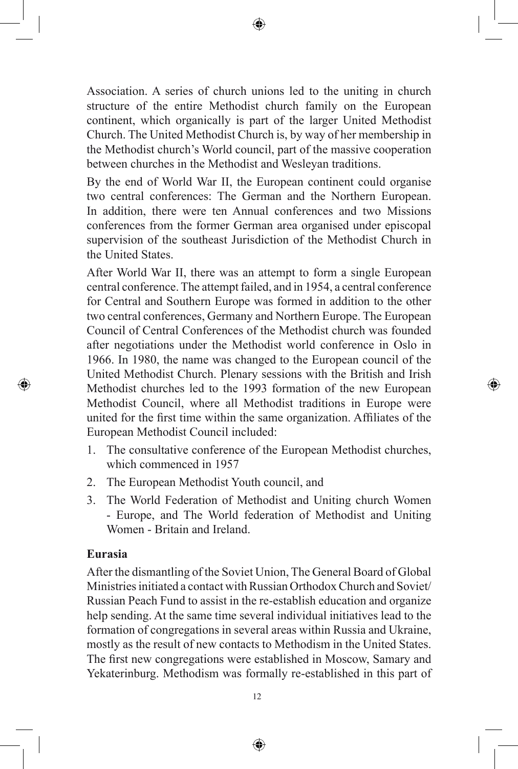Association. A series of church unions led to the uniting in church structure of the entire Methodist church family on the European continent, which organically is part of the larger United Methodist Church. The United Methodist Church is, by way of her membership in the Methodist church's World council, part of the massive cooperation between churches in the Methodist and Wesleyan traditions.

By the end of World War II, the European continent could organise two central conferences: The German and the Northern European. In addition, there were ten Annual conferences and two Missions conferences from the former German area organised under episcopal supervision of the southeast Jurisdiction of the Methodist Church in the United States.

After World War II, there was an attempt to form a single European central conference. The attempt failed, and in 1954, a central conference for Central and Southern Europe was formed in addition to the other two central conferences, Germany and Northern Europe. The European Council of Central Conferences of the Methodist church was founded after negotiations under the Methodist world conference in Oslo in 1966. In 1980, the name was changed to the European council of the United Methodist Church. Plenary sessions with the British and Irish Methodist churches led to the 1993 formation of the new European Methodist Council, where all Methodist traditions in Europe were united for the first time within the same organization. Affiliates of the European Methodist Council included:

1. The consultative conference of the European Methodist churches, which commenced in 1957
2. The European Methodist Youth council, and
3. The World Federation of Methodist and Uniting church Women - Europe, and The World federation of Methodist and Uniting Women - Britain and Ireland.

### Eurasia

After the dismantling of the Soviet Union, The General Board of Global Ministries initiated a contact with Russian Orthodox Church and Soviet/Russian Peach Fund to assist in the re-establish education and organize help sending. At the same time several individual initiatives lead to the formation of congregations in several areas within Russia and Ukraine, mostly as the result of new contacts to Methodism in the United States. The first new congregations were established in Moscow, Samary and Yekaterinburg. Methodism was formally re-established in this part of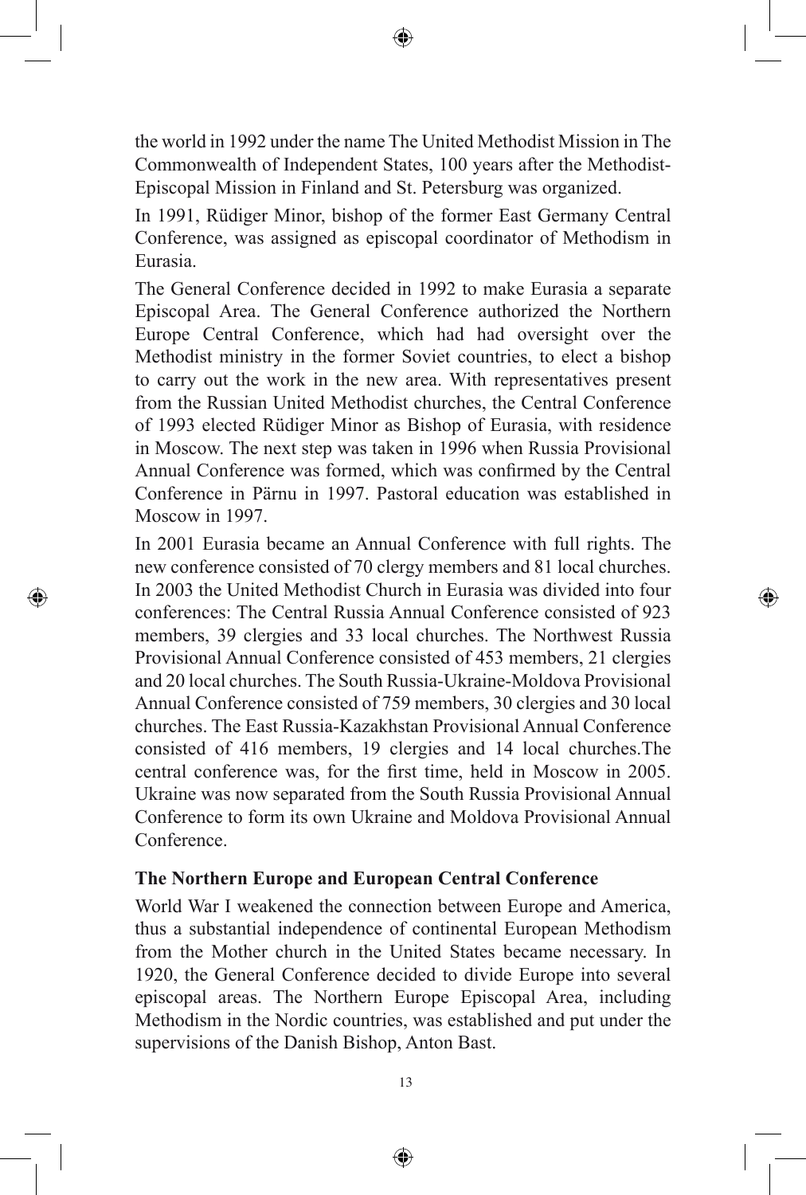the world in 1992 under the name The United Methodist Mission in The Commonwealth of Independent States, 100 years after the Methodist-Episcopal Mission in Finland and St. Petersburg was organized.

In 1991, Rüdiger Minor, bishop of the former East Germany Central Conference, was assigned as episcopal coordinator of Methodism in Eurasia.

The General Conference decided in 1992 to make Eurasia a separate Episcopal Area. The General Conference authorized the Northern Europe Central Conference, which had had oversight over the Methodist ministry in the former Soviet countries, to elect a bishop to carry out the work in the new area. With representatives present from the Russian United Methodist churches, the Central Conference of 1993 elected Rüdiger Minor as Bishop of Eurasia, with residence in Moscow. The next step was taken in 1996 when Russia Provisional Annual Conference was formed, which was confirmed by the Central Conference in Pärnu in 1997. Pastoral education was established in Moscow in 1997.

In 2001 Eurasia became an Annual Conference with full rights. The new conference consisted of 70 clergy members and 81 local churches. In 2003 the United Methodist Church in Eurasia was divided into four conferences: The Central Russia Annual Conference consisted of 923 members, 39 clergies and 33 local churches. The Northwest Russia Provisional Annual Conference consisted of 453 members, 21 clergies and 20 local churches. The South Russia-Ukraine-Moldova Provisional Annual Conference consisted of 759 members, 30 clergies and 30 local churches. The East Russia-Kazakhstan Provisional Annual Conference consisted of 416 members, 19 clergies and 14 local churches.The central conference was, for the first time, held in Moscow in 2005. Ukraine was now separated from the South Russia Provisional Annual Conference to form its own Ukraine and Moldova Provisional Annual Conference.

### The Northern Europe and European Central Conference

World War I weakened the connection between Europe and America, thus a substantial independence of continental European Methodism from the Mother church in the United States became necessary. In 1920, the General Conference decided to divide Europe into several episcopal areas. The Northern Europe Episcopal Area, including Methodism in the Nordic countries, was established and put under the supervisions of the Danish Bishop, Anton Bast.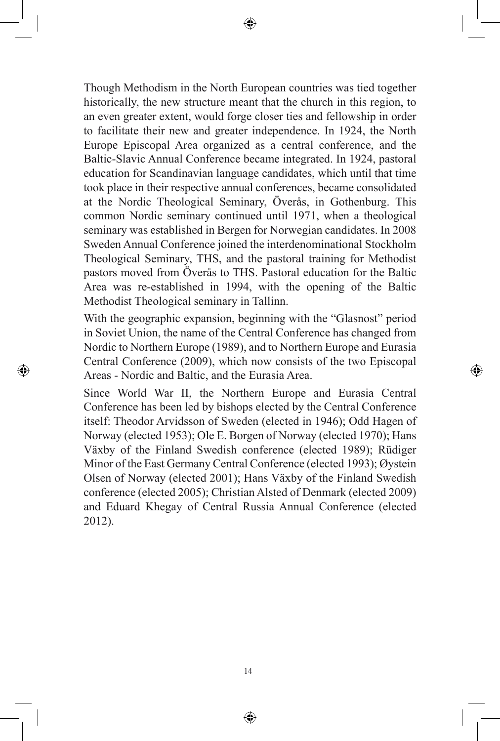Though Methodism in the North European countries was tied together historically, the new structure meant that the church in this region, to an even greater extent, would forge closer ties and fellowship in order to facilitate their new and greater independence. In 1924, the North Europe Episcopal Area organized as a central conference, and the Baltic-Slavic Annual Conference became integrated. In 1924, pastoral education for Scandinavian language candidates, which until that time took place in their respective annual conferences, became consolidated at the Nordic Theological Seminary, Överås, in Gothenburg. This common Nordic seminary continued until 1971, when a theological seminary was established in Bergen for Norwegian candidates. In 2008 Sweden Annual Conference joined the interdenominational Stockholm Theological Seminary, THS, and the pastoral training for Methodist pastors moved from Överås to THS. Pastoral education for the Baltic Area was re-established in 1994, with the opening of the Baltic Methodist Theological seminary in Tallinn.

With the geographic expansion, beginning with the "Glasnost" period in Soviet Union, the name of the Central Conference has changed from Nordic to Northern Europe (1989), and to Northern Europe and Eurasia Central Conference (2009), which now consists of the two Episcopal Areas - Nordic and Baltic, and the Eurasia Area.

Since World War II, the Northern Europe and Eurasia Central Conference has been led by bishops elected by the Central Conference itself: Theodor Arvidsson of Sweden (elected in 1946); Odd Hagen of Norway (elected 1953); Ole E. Borgen of Norway (elected 1970); Hans Växby of the Finland Swedish conference (elected 1989); Rüdiger Minor of the East Germany Central Conference (elected 1993); Øystein Olsen of Norway (elected 2001); Hans Växby of the Finland Swedish conference (elected 2005); Christian Alsted of Denmark (elected 2009) and Eduard Khegay of Central Russia Annual Conference (elected 2012).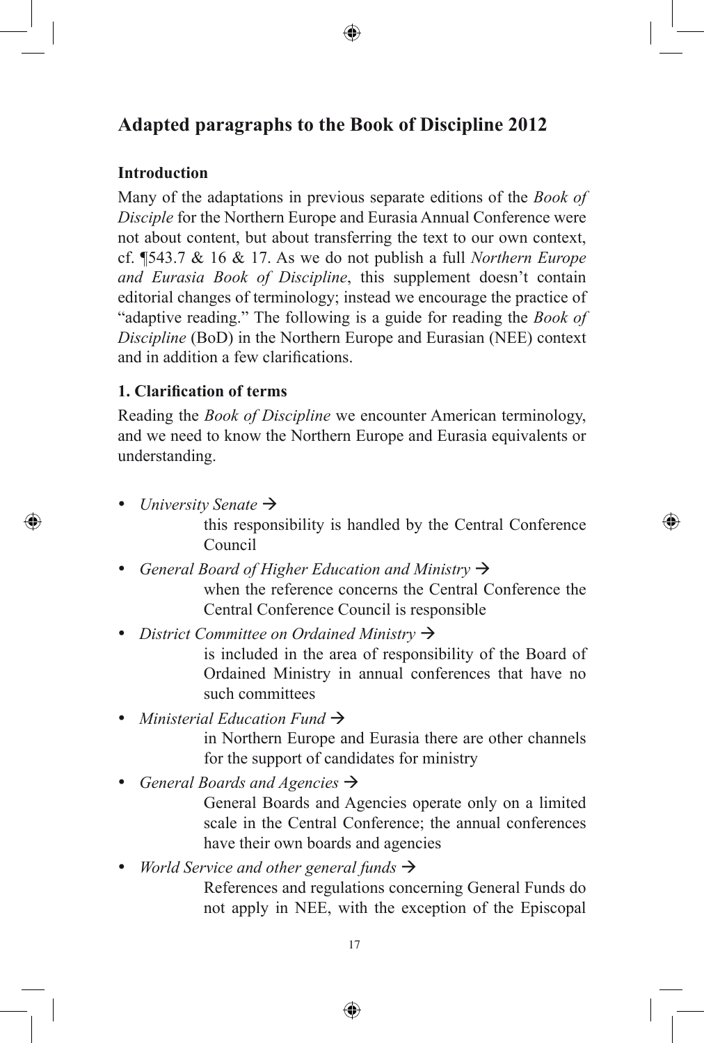## Adapted paragraphs to the Book of Discipline 2012

### Introduction

Many of the adaptations in previous separate editions of the *Book of Disciple* for the Northern Europe and Eurasia Annual Conference were not about content, but about transferring the text to our own context, cf. ¶543.7 & 16 & 17. As we do not publish a full *Northern Europe and Eurasia Book of Discipline*, this supplement doesn't contain editorial changes of terminology; instead we encourage the practice of "adaptive reading." The following is a guide for reading the *Book of Discipline* (BoD) in the Northern Europe and Eurasian (NEE) context and in addition a few clarifications.

### 1. Clarification of terms

Reading the *Book of Discipline* we encounter American terminology, and we need to know the Northern Europe and Eurasia equivalents or understanding.

- *University Senate* →
  this responsibility is handled by the Central Conference Council
- *General Board of Higher Education and Ministry* →
  when the reference concerns the Central Conference the Central Conference Council is responsible
- *District Committee on Ordained Ministry* →
  is included in the area of responsibility of the Board of Ordained Ministry in annual conferences that have no such committees
- *Ministerial Education Fund* →
  in Northern Europe and Eurasia there are other channels for the support of candidates for ministry
- *General Boards and Agencies* →
  General Boards and Agencies operate only on a limited scale in the Central Conference; the annual conferences have their own boards and agencies
- *World Service and other general funds* →
  References and regulations concerning General Funds do not apply in NEE, with the exception of the Episcopal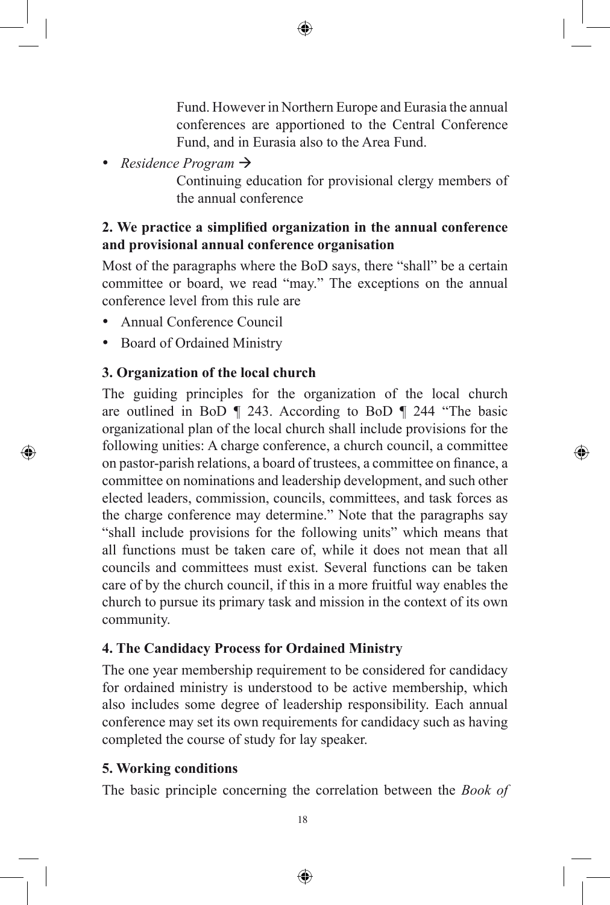Fund. However in Northern Europe and Eurasia the annual conferences are apportioned to the Central Conference Fund, and in Eurasia also to the Area Fund.

- *Residence Program* →

  Continuing education for provisional clergy members of the annual conference

**2. We practice a simplified organization in the annual conference and provisional annual conference organisation**

Most of the paragraphs where the BoD says, there "shall" be a certain committee or board, we read "may." The exceptions on the annual conference level from this rule are

- Annual Conference Council
- Board of Ordained Ministry

**3. Organization of the local church**

The guiding principles for the organization of the local church are outlined in BoD ¶ 243. According to BoD ¶ 244 "The basic organizational plan of the local church shall include provisions for the following unities: A charge conference, a church council, a committee on pastor-parish relations, a board of trustees, a committee on finance, a committee on nominations and leadership development, and such other elected leaders, commission, councils, committees, and task forces as the charge conference may determine." Note that the paragraphs say "shall include provisions for the following units" which means that all functions must be taken care of, while it does not mean that all councils and committees must exist. Several functions can be taken care of by the church council, if this in a more fruitful way enables the church to pursue its primary task and mission in the context of its own community.

**4. The Candidacy Process for Ordained Ministry**

The one year membership requirement to be considered for candidacy for ordained ministry is understood to be active membership, which also includes some degree of leadership responsibility. Each annual conference may set its own requirements for candidacy such as having completed the course of study for lay speaker.

**5. Working conditions**

The basic principle concerning the correlation between the *Book of*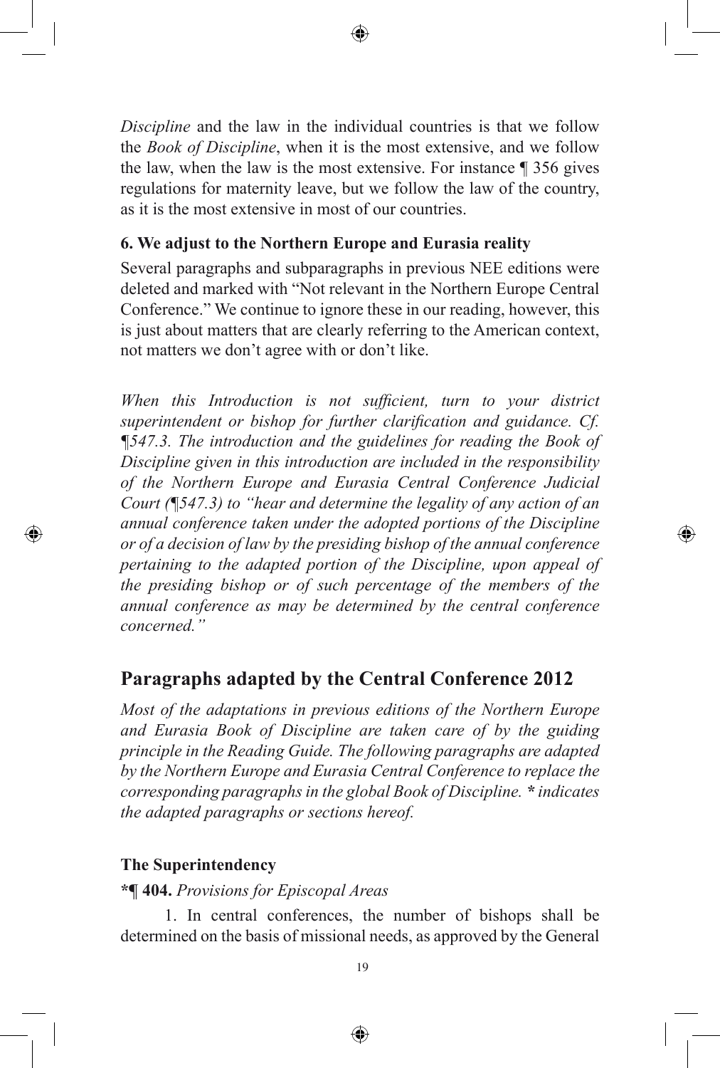*Discipline* and the law in the individual countries is that we follow the *Book of Discipline*, when it is the most extensive, and we follow the law, when the law is the most extensive. For instance ¶ 356 gives regulations for maternity leave, but we follow the law of the country, as it is the most extensive in most of our countries.

**6. We adjust to the Northern Europe and Eurasia reality**

Several paragraphs and subparagraphs in previous NEE editions were deleted and marked with "Not relevant in the Northern Europe Central Conference." We continue to ignore these in our reading, however, this is just about matters that are clearly referring to the American context, not matters we don't agree with or don't like.

*When this Introduction is not sufficient, turn to your district superintendent or bishop for further clarification and guidance. Cf. ¶547.3. The introduction and the guidelines for reading the Book of Discipline given in this introduction are included in the responsibility of the Northern Europe and Eurasia Central Conference Judicial Court (¶547.3) to "hear and determine the legality of any action of an annual conference taken under the adopted portions of the Discipline or of a decision of law by the presiding bishop of the annual conference pertaining to the adapted portion of the Discipline, upon appeal of the presiding bishop or of such percentage of the members of the annual conference as may be determined by the central conference concerned."*

## Paragraphs adapted by the Central Conference 2012

*Most of the adaptations in previous editions of the Northern Europe and Eurasia Book of Discipline are taken care of by the guiding principle in the Reading Guide. The following paragraphs are adapted by the Northern Europe and Eurasia Central Conference to replace the corresponding paragraphs in the global Book of Discipline. * indicates the adapted paragraphs or sections hereof.*

**The Superintendency**

***¶ 404.** *Provisions for Episcopal Areas*

1. In central conferences, the number of bishops shall be determined on the basis of missional needs, as approved by the General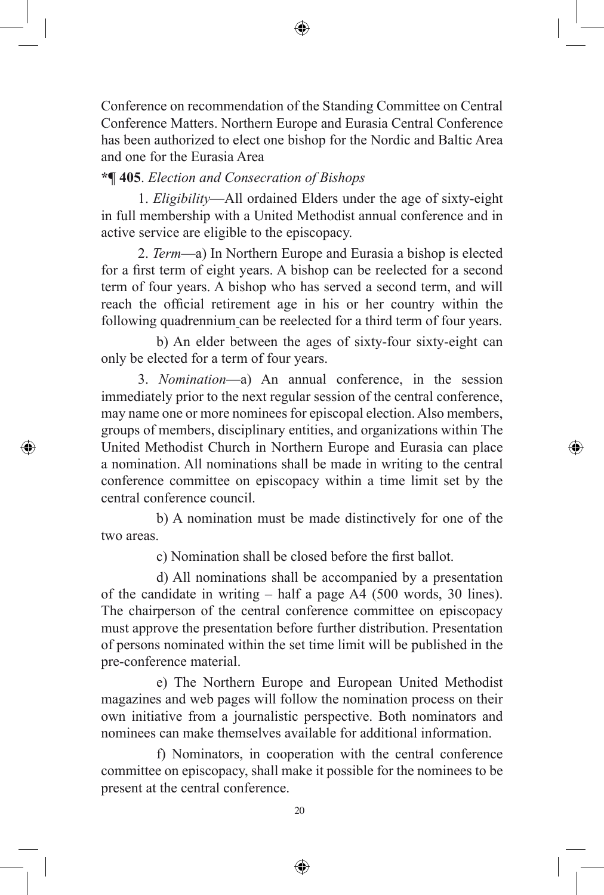Conference on recommendation of the Standing Committee on Central Conference Matters. Northern Europe and Eurasia Central Conference has been authorized to elect one bishop for the Nordic and Baltic Area and one for the Eurasia Area

**\*¶ 405**. *Election and Consecration of Bishops*

1. *Eligibility*—All ordained Elders under the age of sixty-eight in full membership with a United Methodist annual conference and in active service are eligible to the episcopacy.

2. *Term*—a) In Northern Europe and Eurasia a bishop is elected for a first term of eight years. A bishop can be reelected for a second term of four years. A bishop who has served a second term, and will reach the official retirement age in his or her country within the following quadrennium can be reelected for a third term of four years.

b) An elder between the ages of sixty-four sixty-eight can only be elected for a term of four years.

3. *Nomination*—a) An annual conference, in the session immediately prior to the next regular session of the central conference, may name one or more nominees for episcopal election. Also members, groups of members, disciplinary entities, and organizations within The United Methodist Church in Northern Europe and Eurasia can place a nomination. All nominations shall be made in writing to the central conference committee on episcopacy within a time limit set by the central conference council.

b) A nomination must be made distinctively for one of the two areas.

c) Nomination shall be closed before the first ballot.

d) All nominations shall be accompanied by a presentation of the candidate in writing – half a page A4 (500 words, 30 lines). The chairperson of the central conference committee on episcopacy must approve the presentation before further distribution. Presentation of persons nominated within the set time limit will be published in the pre-conference material.

e) The Northern Europe and European United Methodist magazines and web pages will follow the nomination process on their own initiative from a journalistic perspective. Both nominators and nominees can make themselves available for additional information.

f) Nominators, in cooperation with the central conference committee on episcopacy, shall make it possible for the nominees to be present at the central conference.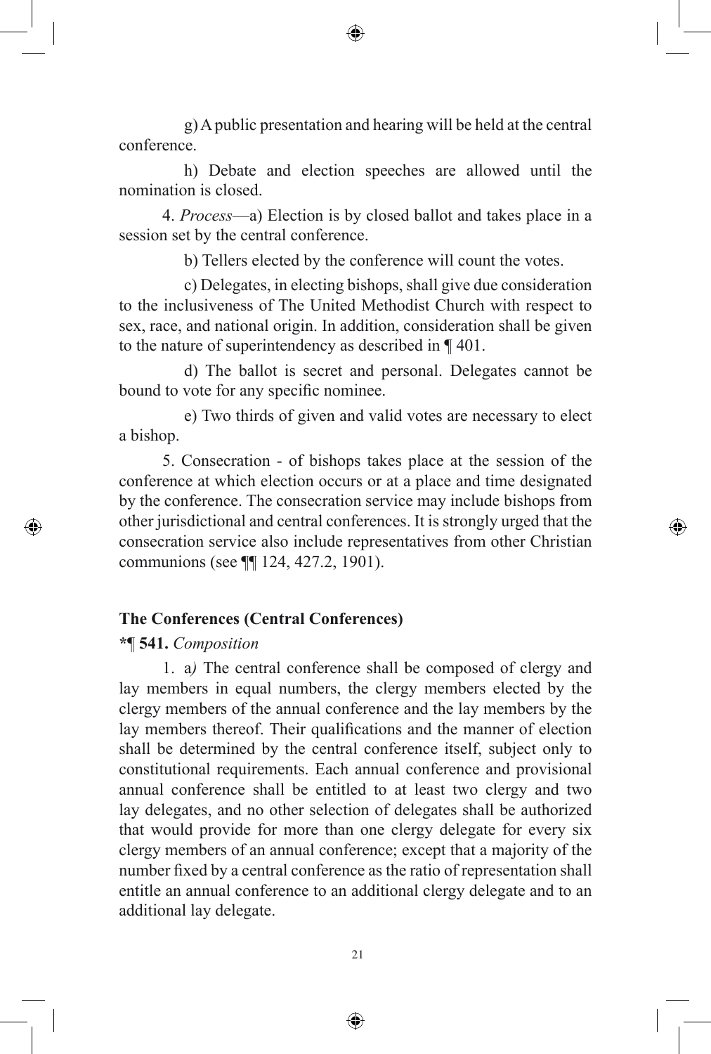g) A public presentation and hearing will be held at the central conference.

h) Debate and election speeches are allowed until the nomination is closed.

4. *Process*—a) Election is by closed ballot and takes place in a session set by the central conference.

b) Tellers elected by the conference will count the votes.

c) Delegates, in electing bishops, shall give due consideration to the inclusiveness of The United Methodist Church with respect to sex, race, and national origin. In addition, consideration shall be given to the nature of superintendency as described in ¶ 401.

d) The ballot is secret and personal. Delegates cannot be bound to vote for any specific nominee.

e) Two thirds of given and valid votes are necessary to elect a bishop.

5. Consecration - of bishops takes place at the session of the conference at which election occurs or at a place and time designated by the conference. The consecration service may include bishops from other jurisdictional and central conferences. It is strongly urged that the consecration service also include representatives from other Christian communions (see ¶¶ 124, 427.2, 1901).

**The Conferences (Central Conferences)**

**\*¶ 541.** *Composition*

1. a*)* The central conference shall be composed of clergy and lay members in equal numbers, the clergy members elected by the clergy members of the annual conference and the lay members by the lay members thereof. Their qualifications and the manner of election shall be determined by the central conference itself, subject only to constitutional requirements. Each annual conference and provisional annual conference shall be entitled to at least two clergy and two lay delegates, and no other selection of delegates shall be authorized that would provide for more than one clergy delegate for every six clergy members of an annual conference; except that a majority of the number fixed by a central conference as the ratio of representation shall entitle an annual conference to an additional clergy delegate and to an additional lay delegate.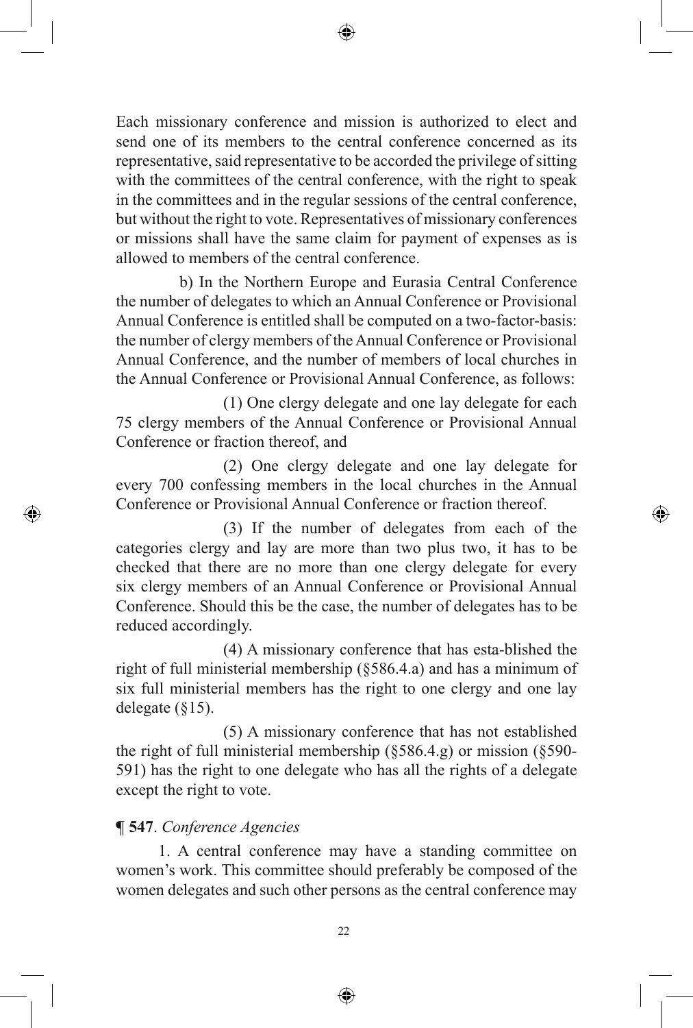Each missionary conference and mission is authorized to elect and send one of its members to the central conference concerned as its representative, said representative to be accorded the privilege of sitting with the committees of the central conference, with the right to speak in the committees and in the regular sessions of the central conference, but without the right to vote. Representatives of missionary conferences or missions shall have the same claim for payment of expenses as is allowed to members of the central conference.

b) In the Northern Europe and Eurasia Central Conference the number of delegates to which an Annual Conference or Provisional Annual Conference is entitled shall be computed on a two-factor-basis: the number of clergy members of the Annual Conference or Provisional Annual Conference, and the number of members of local churches in the Annual Conference or Provisional Annual Conference, as follows:

(1) One clergy delegate and one lay delegate for each 75 clergy members of the Annual Conference or Provisional Annual Conference or fraction thereof, and

(2) One clergy delegate and one lay delegate for every 700 confessing members in the local churches in the Annual Conference or Provisional Annual Conference or fraction thereof.

(3) If the number of delegates from each of the categories clergy and lay are more than two plus two, it has to be checked that there are no more than one clergy delegate for every six clergy members of an Annual Conference or Provisional Annual Conference. Should this be the case, the number of delegates has to be reduced accordingly.

(4) A missionary conference that has esta-blished the right of full ministerial membership (§586.4.a) and has a minimum of six full ministerial members has the right to one clergy and one lay delegate (§15).

(5) A missionary conference that has not established the right of full ministerial membership (§586.4.g) or mission (§590-591) has the right to one delegate who has all the rights of a delegate except the right to vote.

**¶ 547**. *Conference Agencies*

1. A central conference may have a standing committee on women's work. This committee should preferably be composed of the women delegates and such other persons as the central conference may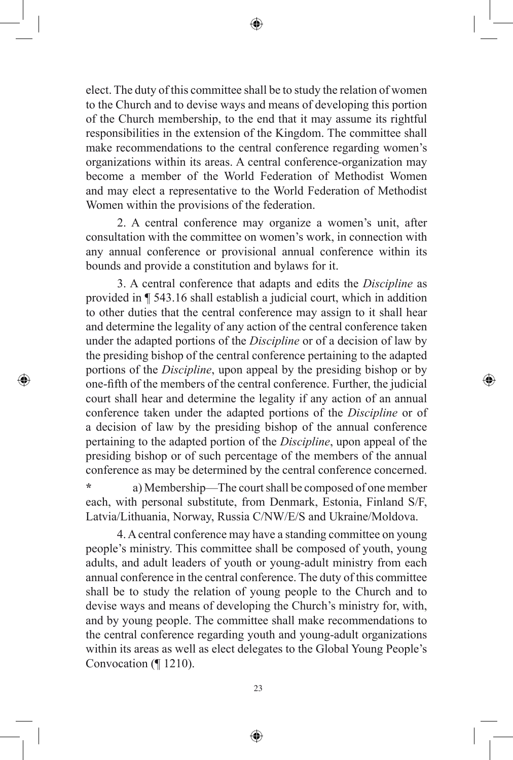elect. The duty of this committee shall be to study the relation of women to the Church and to devise ways and means of developing this portion of the Church membership, to the end that it may assume its rightful responsibilities in the extension of the Kingdom. The committee shall make recommendations to the central conference regarding women's organizations within its areas. A central conference-organization may become a member of the World Federation of Methodist Women and may elect a representative to the World Federation of Methodist Women within the provisions of the federation.

2. A central conference may organize a women's unit, after consultation with the committee on women's work, in connection with any annual conference or provisional annual conference within its bounds and provide a constitution and bylaws for it.

3. A central conference that adapts and edits the *Discipline* as provided in ¶ 543.16 shall establish a judicial court, which in addition to other duties that the central conference may assign to it shall hear and determine the legality of any action of the central conference taken under the adapted portions of the *Discipline* or of a decision of law by the presiding bishop of the central conference pertaining to the adapted portions of the *Discipline*, upon appeal by the presiding bishop or by one-fifth of the members of the central conference. Further, the judicial court shall hear and determine the legality if any action of an annual conference taken under the adapted portions of the *Discipline* or of a decision of law by the presiding bishop of the annual conference pertaining to the adapted portion of the *Discipline*, upon appeal of the presiding bishop or of such percentage of the members of the annual conference as may be determined by the central conference concerned.

* a) Membership—The court shall be composed of one member each, with personal substitute, from Denmark, Estonia, Finland S/F, Latvia/Lithuania, Norway, Russia C/NW/E/S and Ukraine/Moldova.

4. A central conference may have a standing committee on young people's ministry. This committee shall be composed of youth, young adults, and adult leaders of youth or young-adult ministry from each annual conference in the central conference. The duty of this committee shall be to study the relation of young people to the Church and to devise ways and means of developing the Church's ministry for, with, and by young people. The committee shall make recommendations to the central conference regarding youth and young-adult organizations within its areas as well as elect delegates to the Global Young People's Convocation (¶ 1210).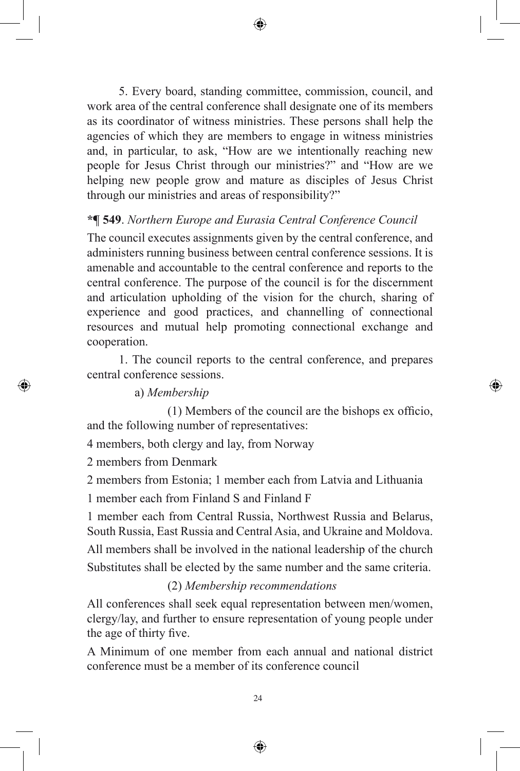5. Every board, standing committee, commission, council, and work area of the central conference shall designate one of its members as its coordinator of witness ministries. These persons shall help the agencies of which they are members to engage in witness ministries and, in particular, to ask, "How are we intentionally reaching new people for Jesus Christ through our ministries?" and "How are we helping new people grow and mature as disciples of Jesus Christ through our ministries and areas of responsibility?"

**\*¶ 549**. *Northern Europe and Eurasia Central Conference Council*

The council executes assignments given by the central conference, and administers running business between central conference sessions. It is amenable and accountable to the central conference and reports to the central conference. The purpose of the council is for the discernment and articulation upholding of the vision for the church, sharing of experience and good practices, and channelling of connectional resources and mutual help promoting connectional exchange and cooperation.

1. The council reports to the central conference, and prepares central conference sessions.

a) *Membership*

(1) Members of the council are the bishops ex officio, and the following number of representatives:

4 members, both clergy and lay, from Norway

2 members from Denmark

2 members from Estonia; 1 member each from Latvia and Lithuania

1 member each from Finland S and Finland F

1 member each from Central Russia, Northwest Russia and Belarus, South Russia, East Russia and Central Asia, and Ukraine and Moldova.

All members shall be involved in the national leadership of the church

Substitutes shall be elected by the same number and the same criteria.

(2) *Membership recommendations*

All conferences shall seek equal representation between men/women, clergy/lay, and further to ensure representation of young people under the age of thirty five.

A Minimum of one member from each annual and national district conference must be a member of its conference council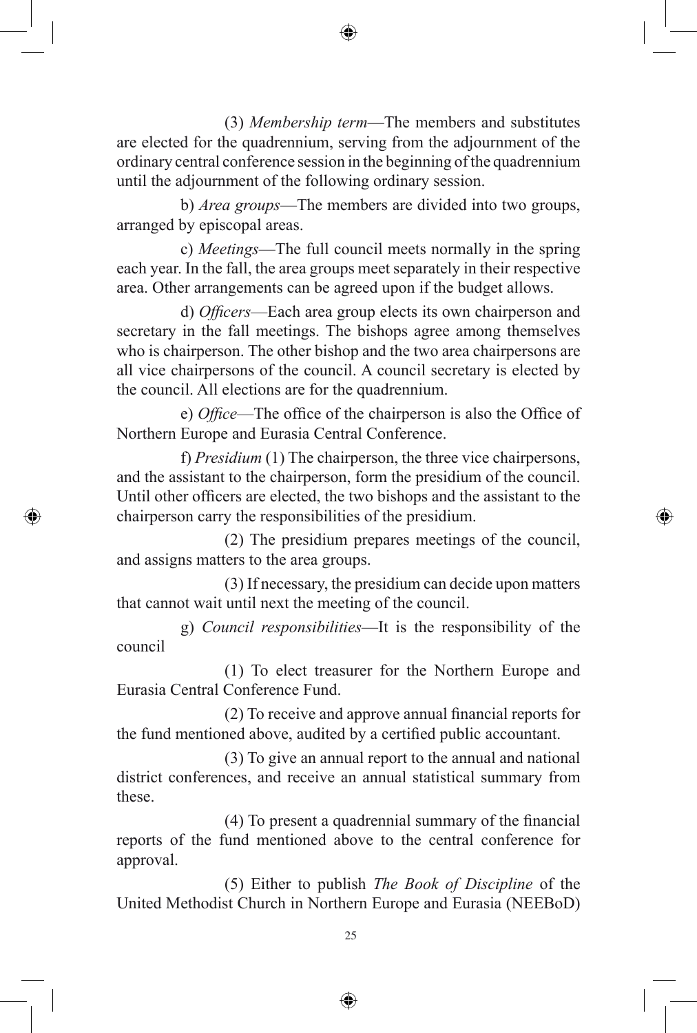(3) *Membership term*—The members and substitutes are elected for the quadrennium, serving from the adjournment of the ordinary central conference session in the beginning of the quadrennium until the adjournment of the following ordinary session.

b) *Area groups*—The members are divided into two groups, arranged by episcopal areas.

c) *Meetings*—The full council meets normally in the spring each year. In the fall, the area groups meet separately in their respective area. Other arrangements can be agreed upon if the budget allows.

d) *Officers*—Each area group elects its own chairperson and secretary in the fall meetings. The bishops agree among themselves who is chairperson. The other bishop and the two area chairpersons are all vice chairpersons of the council. A council secretary is elected by the council. All elections are for the quadrennium.

e) *Office*—The office of the chairperson is also the Office of Northern Europe and Eurasia Central Conference.

f) *Presidium* (1) The chairperson, the three vice chairpersons, and the assistant to the chairperson, form the presidium of the council. Until other officers are elected, the two bishops and the assistant to the chairperson carry the responsibilities of the presidium.

(2) The presidium prepares meetings of the council, and assigns matters to the area groups.

(3) If necessary, the presidium can decide upon matters that cannot wait until next the meeting of the council.

g) *Council responsibilities*—It is the responsibility of the council

(1) To elect treasurer for the Northern Europe and Eurasia Central Conference Fund.

(2) To receive and approve annual financial reports for the fund mentioned above, audited by a certified public accountant.

(3) To give an annual report to the annual and national district conferences, and receive an annual statistical summary from these.

(4) To present a quadrennial summary of the financial reports of the fund mentioned above to the central conference for approval.

(5) Either to publish *The Book of Discipline* of the United Methodist Church in Northern Europe and Eurasia (NEEBoD)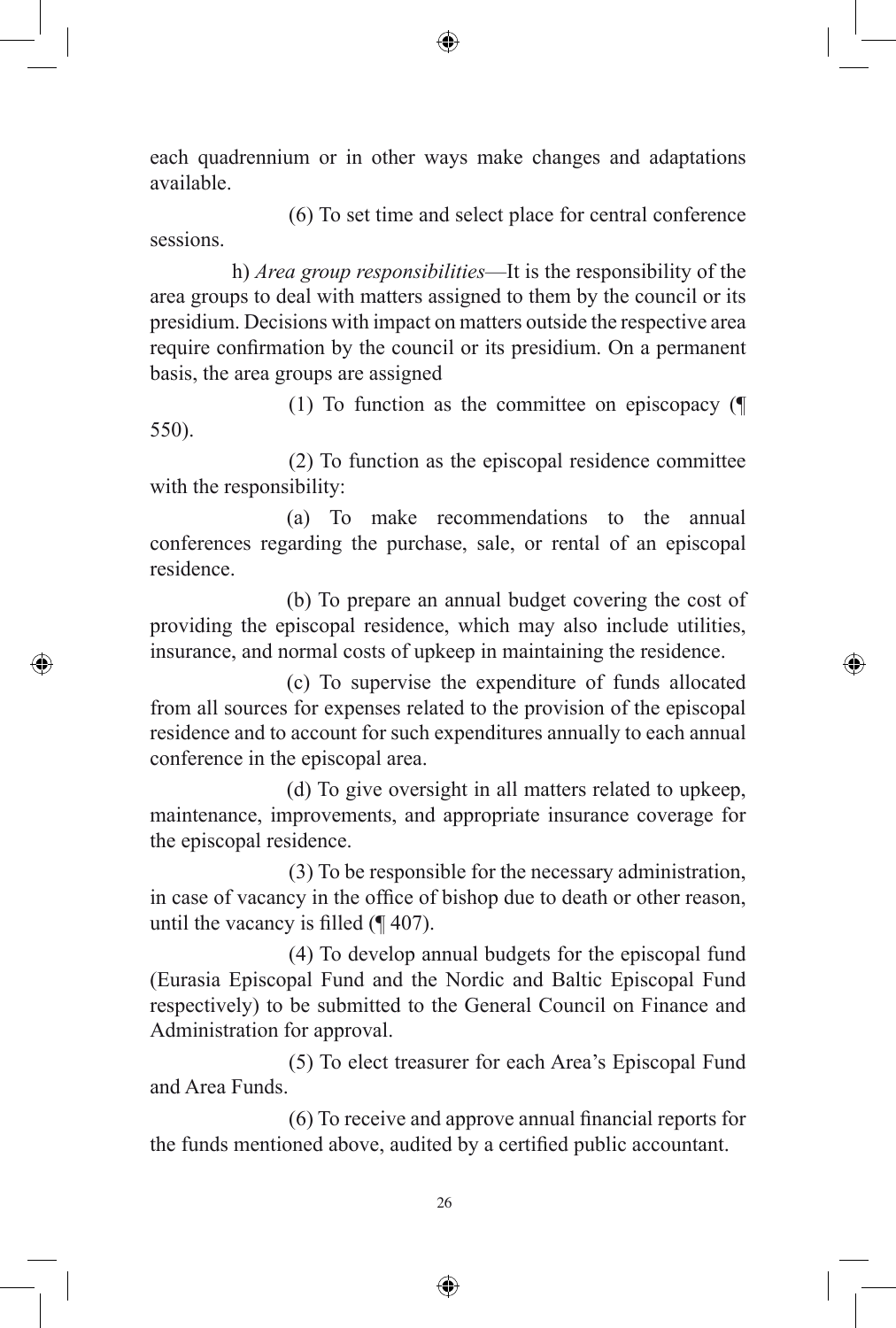each quadrennium or in other ways make changes and adaptations available.

(6) To set time and select place for central conference sessions.

h) *Area group responsibilities*—It is the responsibility of the area groups to deal with matters assigned to them by the council or its presidium. Decisions with impact on matters outside the respective area require confirmation by the council or its presidium. On a permanent basis, the area groups are assigned

(1) To function as the committee on episcopacy (¶ 550).

(2) To function as the episcopal residence committee with the responsibility:

(a) To make recommendations to the annual conferences regarding the purchase, sale, or rental of an episcopal residence.

(b) To prepare an annual budget covering the cost of providing the episcopal residence, which may also include utilities, insurance, and normal costs of upkeep in maintaining the residence.

(c) To supervise the expenditure of funds allocated from all sources for expenses related to the provision of the episcopal residence and to account for such expenditures annually to each annual conference in the episcopal area.

(d) To give oversight in all matters related to upkeep, maintenance, improvements, and appropriate insurance coverage for the episcopal residence.

(3) To be responsible for the necessary administration, in case of vacancy in the office of bishop due to death or other reason, until the vacancy is filled (¶ 407).

(4) To develop annual budgets for the episcopal fund (Eurasia Episcopal Fund and the Nordic and Baltic Episcopal Fund respectively) to be submitted to the General Council on Finance and Administration for approval.

(5) To elect treasurer for each Area's Episcopal Fund and Area Funds.

(6) To receive and approve annual financial reports for the funds mentioned above, audited by a certified public accountant.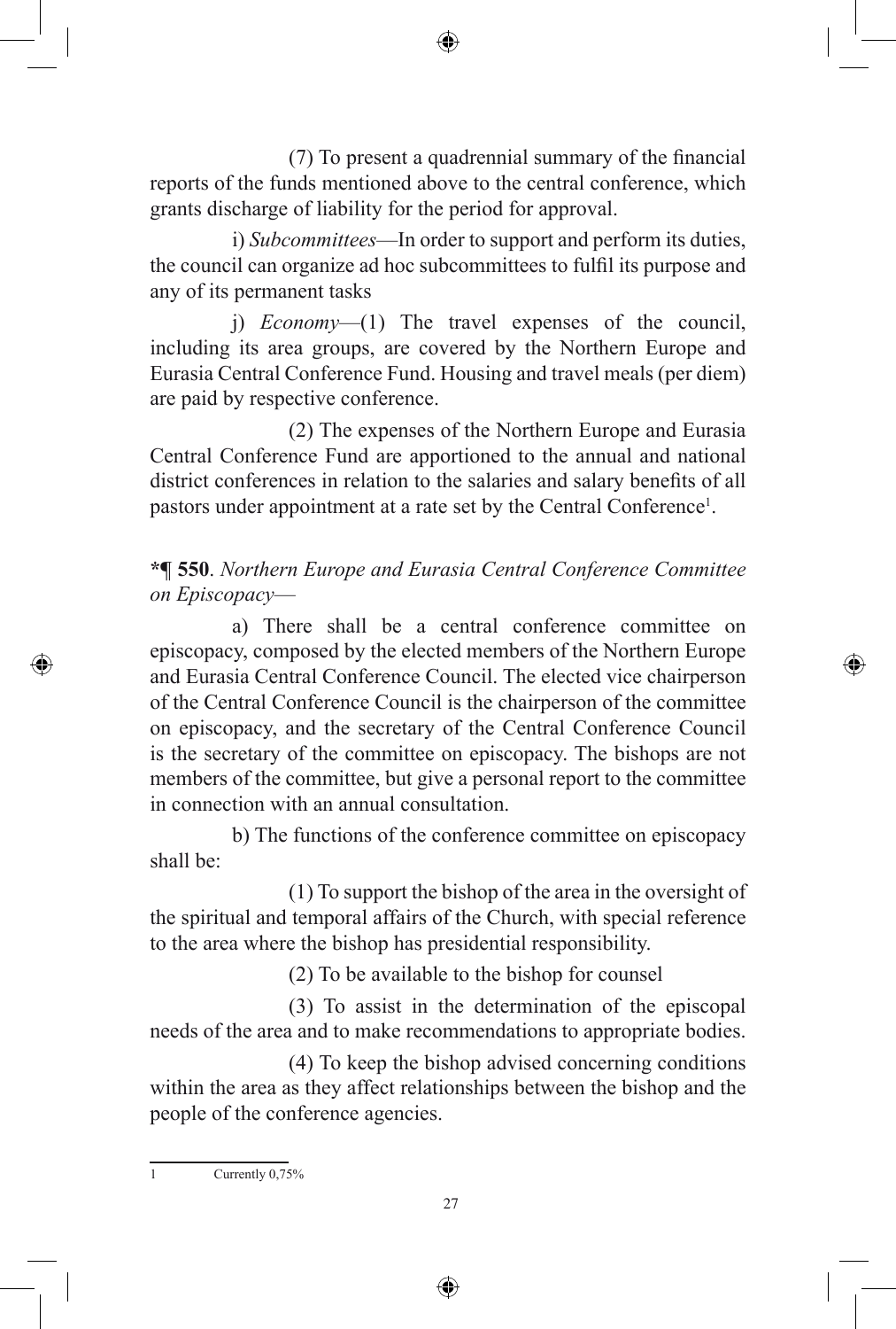(7) To present a quadrennial summary of the financial reports of the funds mentioned above to the central conference, which grants discharge of liability for the period for approval.

i) *Subcommittees*—In order to support and perform its duties, the council can organize ad hoc subcommittees to fulfil its purpose and any of its permanent tasks

j) *Economy*—(1) The travel expenses of the council, including its area groups, are covered by the Northern Europe and Eurasia Central Conference Fund. Housing and travel meals (per diem) are paid by respective conference.

(2) The expenses of the Northern Europe and Eurasia Central Conference Fund are apportioned to the annual and national district conferences in relation to the salaries and salary benefits of all pastors under appointment at a rate set by the Central Conference[1].

**\*¶ 550**. *Northern Europe and Eurasia Central Conference Committee on Episcopacy*—

a) There shall be a central conference committee on episcopacy, composed by the elected members of the Northern Europe and Eurasia Central Conference Council. The elected vice chairperson of the Central Conference Council is the chairperson of the committee on episcopacy, and the secretary of the Central Conference Council is the secretary of the committee on episcopacy. The bishops are not members of the committee, but give a personal report to the committee in connection with an annual consultation.

b) The functions of the conference committee on episcopacy shall be:

(1) To support the bishop of the area in the oversight of the spiritual and temporal affairs of the Church, with special reference to the area where the bishop has presidential responsibility.

(2) To be available to the bishop for counsel

(3) To assist in the determination of the episcopal needs of the area and to make recommendations to appropriate bodies.

(4) To keep the bishop advised concerning conditions within the area as they affect relationships between the bishop and the people of the conference agencies.

---

[1] Currently 0,75%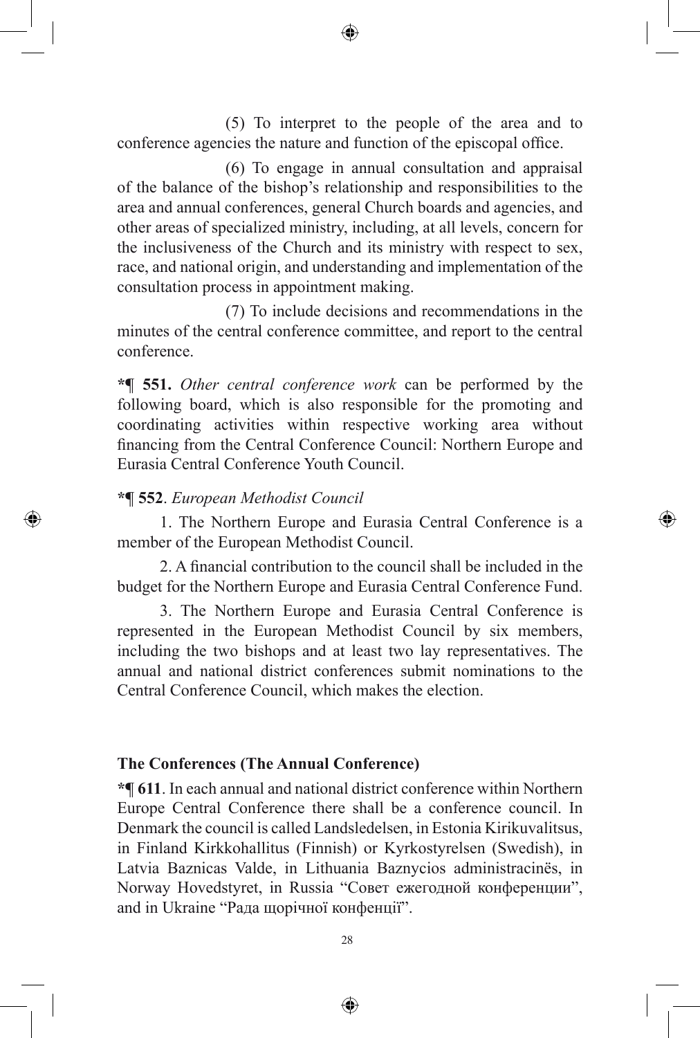(5) To interpret to the people of the area and to conference agencies the nature and function of the episcopal office.

(6) To engage in annual consultation and appraisal of the balance of the bishop's relationship and responsibilities to the area and annual conferences, general Church boards and agencies, and other areas of specialized ministry, including, at all levels, concern for the inclusiveness of the Church and its ministry with respect to sex, race, and national origin, and understanding and implementation of the consultation process in appointment making.

(7) To include decisions and recommendations in the minutes of the central conference committee, and report to the central conference.

**\*¶ 551.** *Other central conference work* can be performed by the following board, which is also responsible for the promoting and coordinating activities within respective working area without financing from the Central Conference Council: Northern Europe and Eurasia Central Conference Youth Council.

**\*¶ 552**. *European Methodist Council*

1. The Northern Europe and Eurasia Central Conference is a member of the European Methodist Council.

2. A financial contribution to the council shall be included in the budget for the Northern Europe and Eurasia Central Conference Fund.

3. The Northern Europe and Eurasia Central Conference is represented in the European Methodist Council by six members, including the two bishops and at least two lay representatives. The annual and national district conferences submit nominations to the Central Conference Council, which makes the election.

### The Conferences (The Annual Conference)

**\*¶ 611**. In each annual and national district conference within Northern Europe Central Conference there shall be a conference council. In Denmark the council is called Landsledelsen, in Estonia Kirikuvalitsus, in Finland Kirkkohallitus (Finnish) or Kyrkostyrelsen (Swedish), in Latvia Baznicas Valde, in Lithuania Baznycios administracinës, in Norway Hovedstyret, in Russia "Совет ежегодной конференции", and in Ukraine "Рада щорічної конфенції".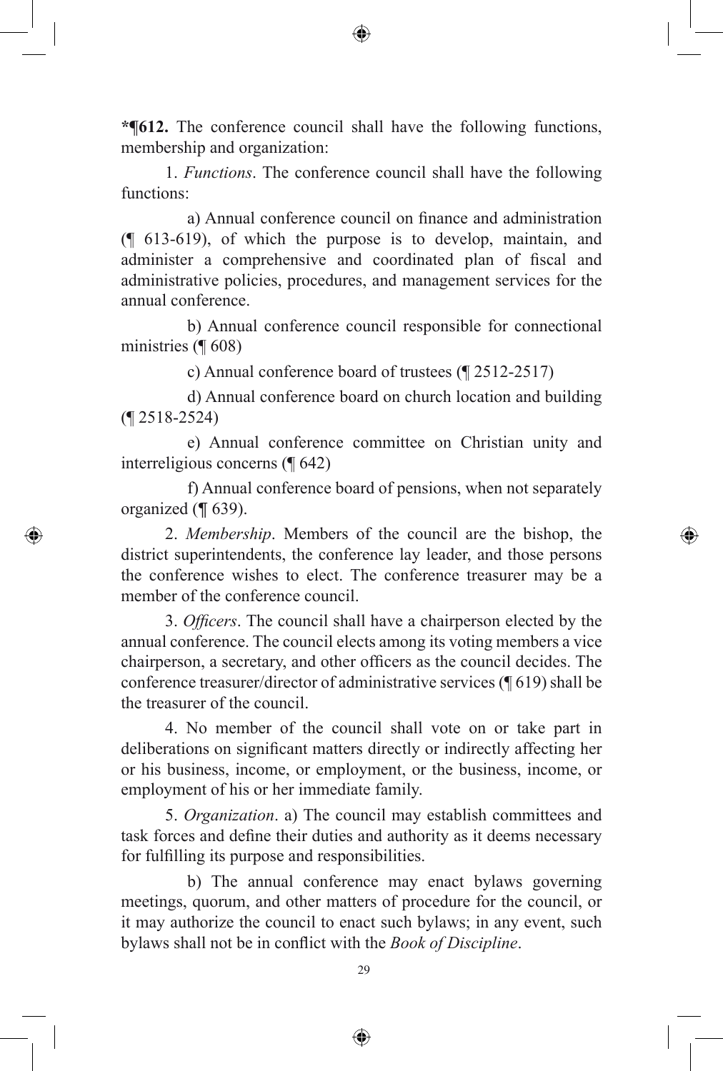**\*¶612.** The conference council shall have the following functions, membership and organization:

1. *Functions*. The conference council shall have the following functions:

a) Annual conference council on finance and administration (¶ 613-619), of which the purpose is to develop, maintain, and administer a comprehensive and coordinated plan of fiscal and administrative policies, procedures, and management services for the annual conference.

b) Annual conference council responsible for connectional ministries (¶ 608)

c) Annual conference board of trustees (¶ 2512-2517)

d) Annual conference board on church location and building (¶ 2518-2524)

e) Annual conference committee on Christian unity and interreligious concerns (¶ 642)

f) Annual conference board of pensions, when not separately organized (¶ 639).

2. *Membership*. Members of the council are the bishop, the district superintendents, the conference lay leader, and those persons the conference wishes to elect. The conference treasurer may be a member of the conference council.

3. *Officers*. The council shall have a chairperson elected by the annual conference. The council elects among its voting members a vice chairperson, a secretary, and other officers as the council decides. The conference treasurer/director of administrative services (¶ 619) shall be the treasurer of the council.

4. No member of the council shall vote on or take part in deliberations on significant matters directly or indirectly affecting her or his business, income, or employment, or the business, income, or employment of his or her immediate family.

5. *Organization*. a) The council may establish committees and task forces and define their duties and authority as it deems necessary for fulfilling its purpose and responsibilities.

b) The annual conference may enact bylaws governing meetings, quorum, and other matters of procedure for the council, or it may authorize the council to enact such bylaws; in any event, such bylaws shall not be in conflict with the *Book of Discipline*.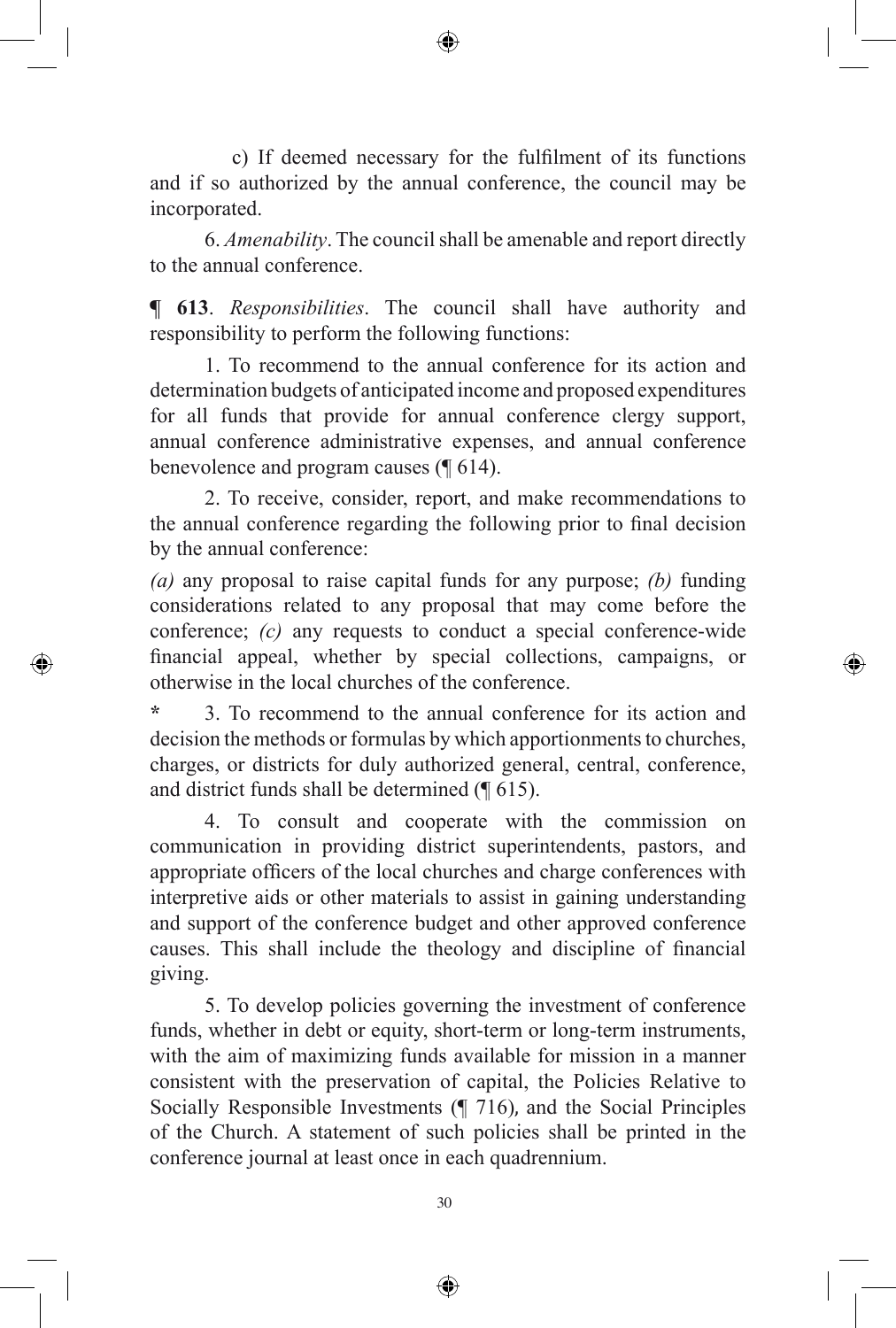c) If deemed necessary for the fulfilment of its functions and if so authorized by the annual conference, the council may be incorporated.

6. *Amenability*. The council shall be amenable and report directly to the annual conference.

**¶ 613**. *Responsibilities*. The council shall have authority and responsibility to perform the following functions:

1. To recommend to the annual conference for its action and determination budgets of anticipated income and proposed expenditures for all funds that provide for annual conference clergy support, annual conference administrative expenses, and annual conference benevolence and program causes (¶ 614).

2. To receive, consider, report, and make recommendations to the annual conference regarding the following prior to final decision by the annual conference:

*(a)* any proposal to raise capital funds for any purpose; *(b)* funding considerations related to any proposal that may come before the conference; *(c)* any requests to conduct a special conference-wide financial appeal, whether by special collections, campaigns, or otherwise in the local churches of the conference.

**\*** 3. To recommend to the annual conference for its action and decision the methods or formulas by which apportionments to churches, charges, or districts for duly authorized general, central, conference, and district funds shall be determined (¶ 615).

4. To consult and cooperate with the commission on communication in providing district superintendents, pastors, and appropriate officers of the local churches and charge conferences with interpretive aids or other materials to assist in gaining understanding and support of the conference budget and other approved conference causes. This shall include the theology and discipline of financial giving.

5. To develop policies governing the investment of conference funds, whether in debt or equity, short-term or long-term instruments, with the aim of maximizing funds available for mission in a manner consistent with the preservation of capital, the Policies Relative to Socially Responsible Investments (¶ 716), and the Social Principles of the Church. A statement of such policies shall be printed in the conference journal at least once in each quadrennium.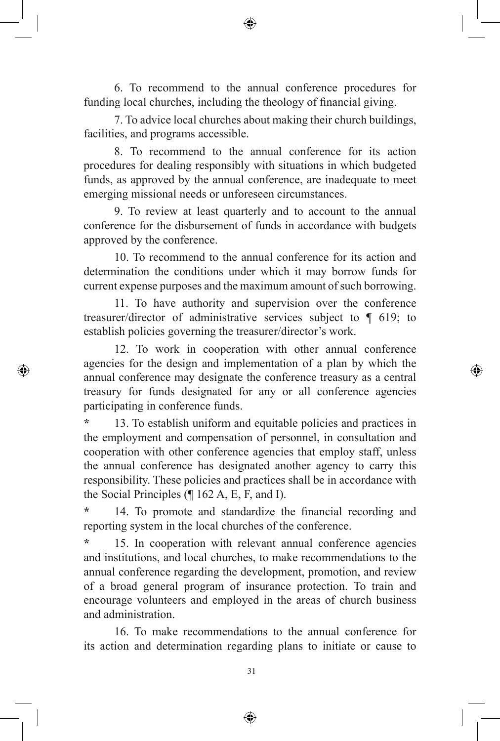6. To recommend to the annual conference procedures for funding local churches, including the theology of financial giving.

7. To advice local churches about making their church buildings, facilities, and programs accessible.

8. To recommend to the annual conference for its action procedures for dealing responsibly with situations in which budgeted funds, as approved by the annual conference, are inadequate to meet emerging missional needs or unforeseen circumstances.

9. To review at least quarterly and to account to the annual conference for the disbursement of funds in accordance with budgets approved by the conference.

10. To recommend to the annual conference for its action and determination the conditions under which it may borrow funds for current expense purposes and the maximum amount of such borrowing.

11. To have authority and supervision over the conference treasurer/director of administrative services subject to ¶ 619; to establish policies governing the treasurer/director's work.

12. To work in cooperation with other annual conference agencies for the design and implementation of a plan by which the annual conference may designate the conference treasury as a central treasury for funds designated for any or all conference agencies participating in conference funds.

\* 13. To establish uniform and equitable policies and practices in the employment and compensation of personnel, in consultation and cooperation with other conference agencies that employ staff, unless the annual conference has designated another agency to carry this responsibility. These policies and practices shall be in accordance with the Social Principles (¶ 162 A, E, F, and I).

\* 14. To promote and standardize the financial recording and reporting system in the local churches of the conference.

\* 15. In cooperation with relevant annual conference agencies and institutions, and local churches, to make recommendations to the annual conference regarding the development, promotion, and review of a broad general program of insurance protection. To train and encourage volunteers and employed in the areas of church business and administration.

16. To make recommendations to the annual conference for its action and determination regarding plans to initiate or cause to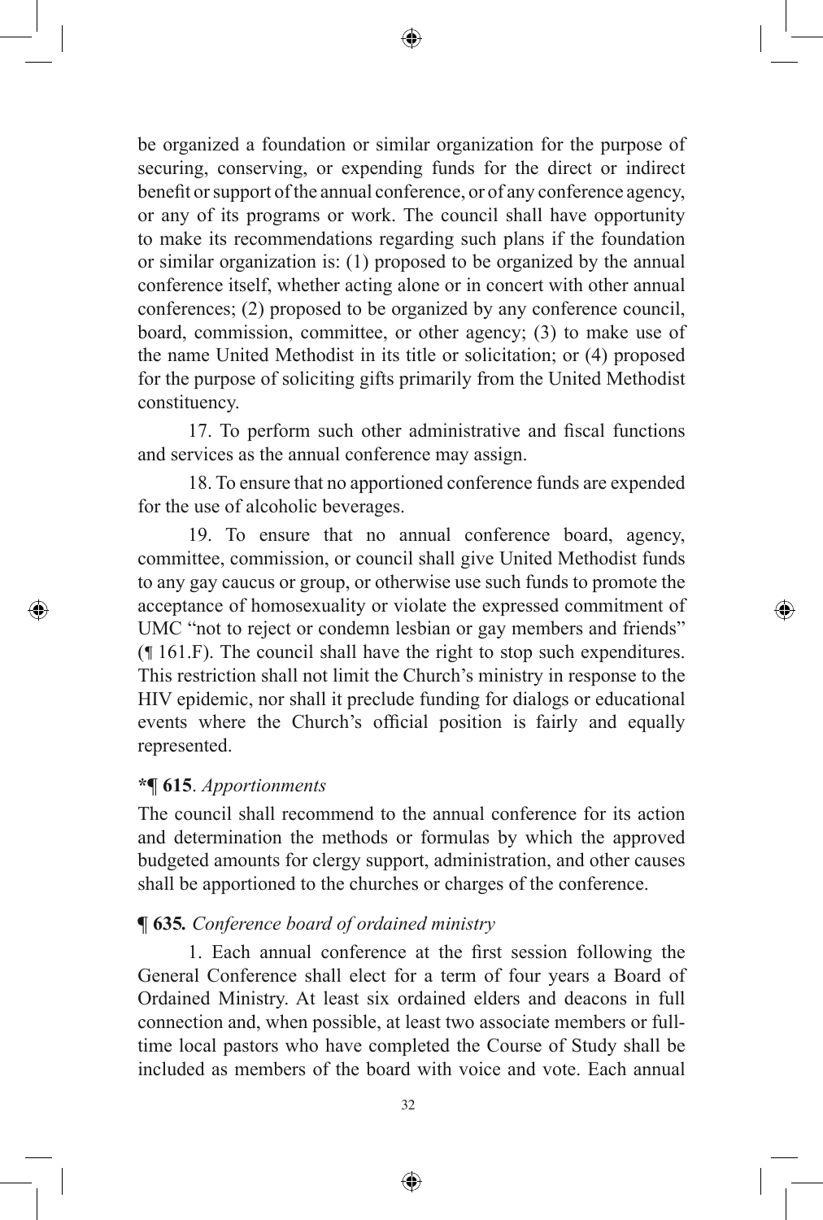be organized a foundation or similar organization for the purpose of securing, conserving, or expending funds for the direct or indirect benefit or support of the annual conference, or of any conference agency, or any of its programs or work. The council shall have opportunity to make its recommendations regarding such plans if the foundation or similar organization is: (1) proposed to be organized by the annual conference itself, whether acting alone or in concert with other annual conferences; (2) proposed to be organized by any conference council, board, commission, committee, or other agency; (3) to make use of the name United Methodist in its title or solicitation; or (4) proposed for the purpose of soliciting gifts primarily from the United Methodist constituency.

17. To perform such other administrative and fiscal functions and services as the annual conference may assign.

18. To ensure that no apportioned conference funds are expended for the use of alcoholic beverages.

19. To ensure that no annual conference board, agency, committee, commission, or council shall give United Methodist funds to any gay caucus or group, or otherwise use such funds to promote the acceptance of homosexuality or violate the expressed commitment of UMC "not to reject or condemn lesbian or gay members and friends" (¶ 161.F). The council shall have the right to stop such expenditures. This restriction shall not limit the Church's ministry in response to the HIV epidemic, nor shall it preclude funding for dialogs or educational events where the Church's official position is fairly and equally represented.

**\*¶ 615**. *Apportionments*

The council shall recommend to the annual conference for its action and determination the methods or formulas by which the approved budgeted amounts for clergy support, administration, and other causes shall be apportioned to the churches or charges of the conference.

**¶ 635.** *Conference board of ordained ministry*

1. Each annual conference at the first session following the General Conference shall elect for a term of four years a Board of Ordained Ministry. At least six ordained elders and deacons in full connection and, when possible, at least two associate members or full-time local pastors who have completed the Course of Study shall be included as members of the board with voice and vote. Each annual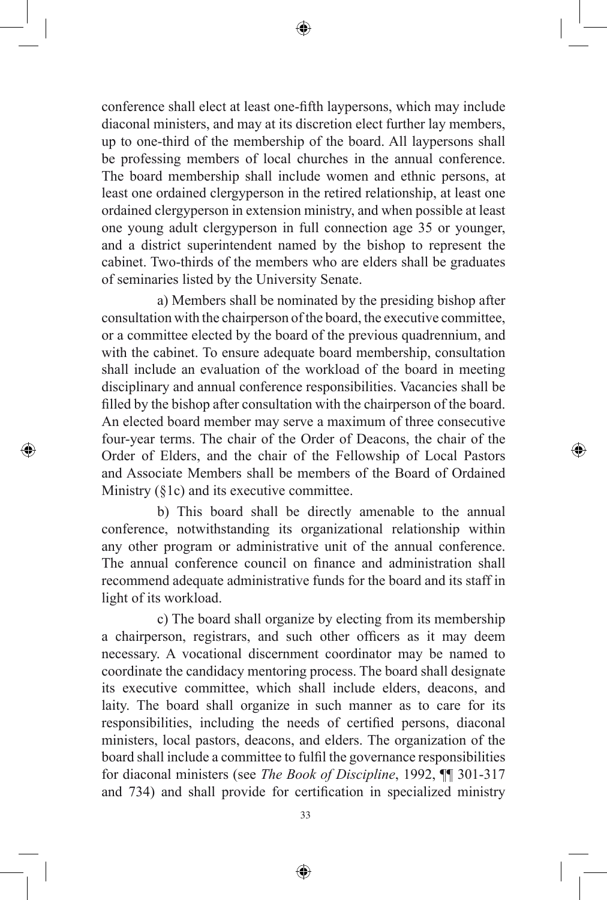conference shall elect at least one-fifth laypersons, which may include diaconal ministers, and may at its discretion elect further lay members, up to one-third of the membership of the board. All laypersons shall be professing members of local churches in the annual conference. The board membership shall include women and ethnic persons, at least one ordained clergyperson in the retired relationship, at least one ordained clergyperson in extension ministry, and when possible at least one young adult clergyperson in full connection age 35 or younger, and a district superintendent named by the bishop to represent the cabinet. Two-thirds of the members who are elders shall be graduates of seminaries listed by the University Senate.

a) Members shall be nominated by the presiding bishop after consultation with the chairperson of the board, the executive committee, or a committee elected by the board of the previous quadrennium, and with the cabinet. To ensure adequate board membership, consultation shall include an evaluation of the workload of the board in meeting disciplinary and annual conference responsibilities. Vacancies shall be filled by the bishop after consultation with the chairperson of the board. An elected board member may serve a maximum of three consecutive four-year terms. The chair of the Order of Deacons, the chair of the Order of Elders, and the chair of the Fellowship of Local Pastors and Associate Members shall be members of the Board of Ordained Ministry (§1c) and its executive committee.

b) This board shall be directly amenable to the annual conference, notwithstanding its organizational relationship within any other program or administrative unit of the annual conference. The annual conference council on finance and administration shall recommend adequate administrative funds for the board and its staff in light of its workload.

c) The board shall organize by electing from its membership a chairperson, registrars, and such other officers as it may deem necessary. A vocational discernment coordinator may be named to coordinate the candidacy mentoring process. The board shall designate its executive committee, which shall include elders, deacons, and laity. The board shall organize in such manner as to care for its responsibilities, including the needs of certified persons, diaconal ministers, local pastors, deacons, and elders. The organization of the board shall include a committee to fulfil the governance responsibilities for diaconal ministers (see *The Book of Discipline*, 1992, ¶¶ 301-317 and 734) and shall provide for certification in specialized ministry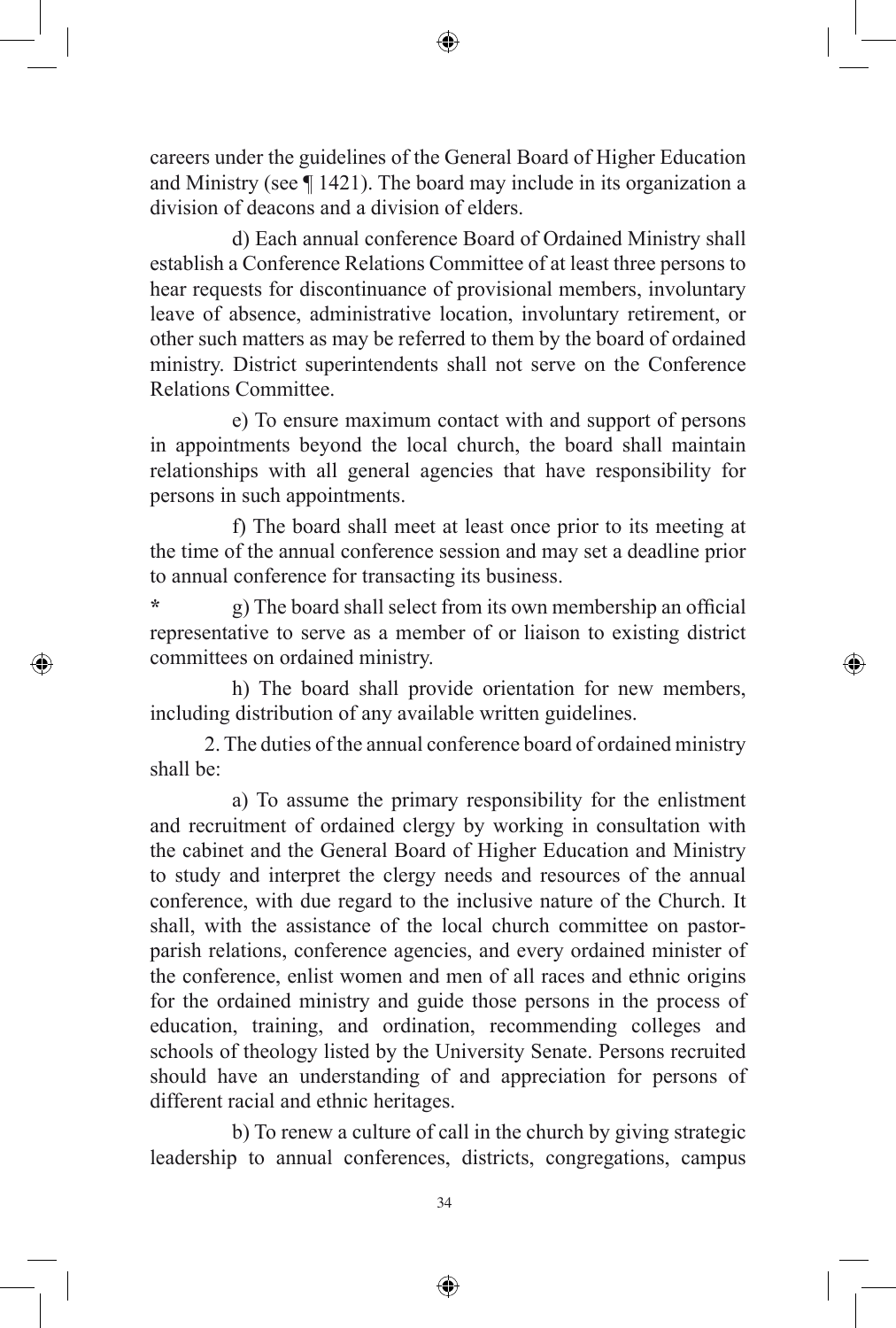careers under the guidelines of the General Board of Higher Education and Ministry (see ¶ 1421). The board may include in its organization a division of deacons and a division of elders.

d) Each annual conference Board of Ordained Ministry shall establish a Conference Relations Committee of at least three persons to hear requests for discontinuance of provisional members, involuntary leave of absence, administrative location, involuntary retirement, or other such matters as may be referred to them by the board of ordained ministry. District superintendents shall not serve on the Conference Relations Committee.

e) To ensure maximum contact with and support of persons in appointments beyond the local church, the board shall maintain relationships with all general agencies that have responsibility for persons in such appointments.

f) The board shall meet at least once prior to its meeting at the time of the annual conference session and may set a deadline prior to annual conference for transacting its business.

* g) The board shall select from its own membership an official representative to serve as a member of or liaison to existing district committees on ordained ministry.

h) The board shall provide orientation for new members, including distribution of any available written guidelines.

2. The duties of the annual conference board of ordained ministry shall be:

a) To assume the primary responsibility for the enlistment and recruitment of ordained clergy by working in consultation with the cabinet and the General Board of Higher Education and Ministry to study and interpret the clergy needs and resources of the annual conference, with due regard to the inclusive nature of the Church. It shall, with the assistance of the local church committee on pastor-parish relations, conference agencies, and every ordained minister of the conference, enlist women and men of all races and ethnic origins for the ordained ministry and guide those persons in the process of education, training, and ordination, recommending colleges and schools of theology listed by the University Senate. Persons recruited should have an understanding of and appreciation for persons of different racial and ethnic heritages.

b) To renew a culture of call in the church by giving strategic leadership to annual conferences, districts, congregations, campus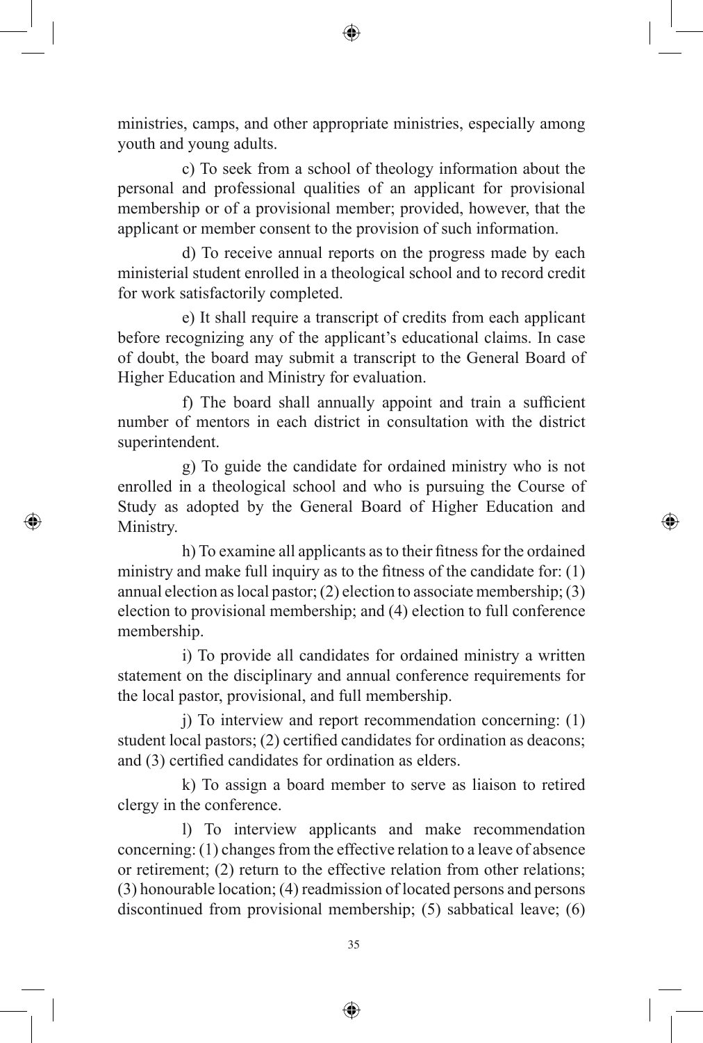ministries, camps, and other appropriate ministries, especially among youth and young adults.

c) To seek from a school of theology information about the personal and professional qualities of an applicant for provisional membership or of a provisional member; provided, however, that the applicant or member consent to the provision of such information.

d) To receive annual reports on the progress made by each ministerial student enrolled in a theological school and to record credit for work satisfactorily completed.

e) It shall require a transcript of credits from each applicant before recognizing any of the applicant's educational claims. In case of doubt, the board may submit a transcript to the General Board of Higher Education and Ministry for evaluation.

f) The board shall annually appoint and train a sufficient number of mentors in each district in consultation with the district superintendent.

g) To guide the candidate for ordained ministry who is not enrolled in a theological school and who is pursuing the Course of Study as adopted by the General Board of Higher Education and Ministry.

h) To examine all applicants as to their fitness for the ordained ministry and make full inquiry as to the fitness of the candidate for: (1) annual election as local pastor; (2) election to associate membership; (3) election to provisional membership; and (4) election to full conference membership.

i) To provide all candidates for ordained ministry a written statement on the disciplinary and annual conference requirements for the local pastor, provisional, and full membership.

j) To interview and report recommendation concerning: (1) student local pastors; (2) certified candidates for ordination as deacons; and (3) certified candidates for ordination as elders.

k) To assign a board member to serve as liaison to retired clergy in the conference.

l) To interview applicants and make recommendation concerning: (1) changes from the effective relation to a leave of absence or retirement; (2) return to the effective relation from other relations; (3) honourable location; (4) readmission of located persons and persons discontinued from provisional membership; (5) sabbatical leave; (6)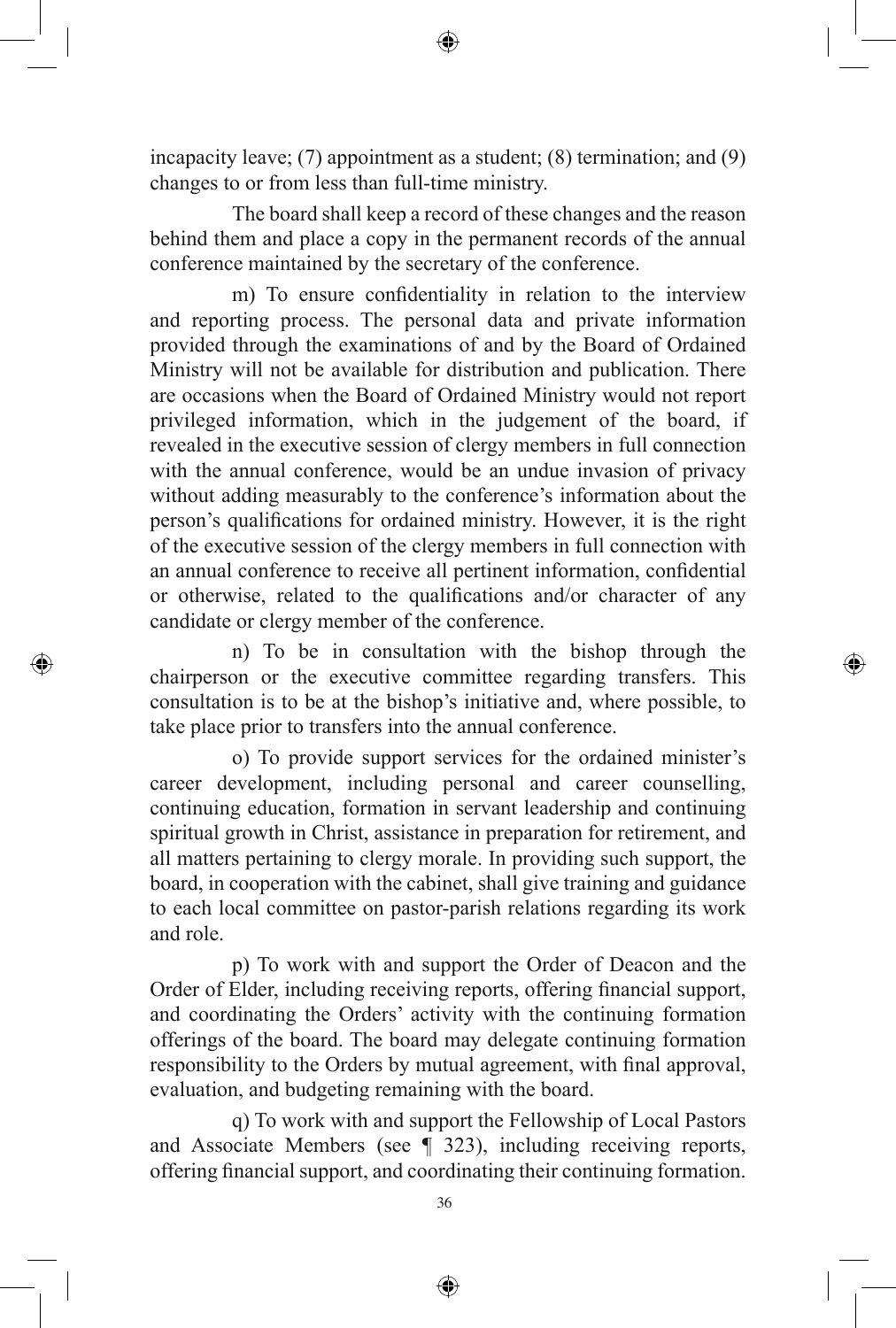incapacity leave; (7) appointment as a student; (8) termination; and (9) changes to or from less than full-time ministry.

The board shall keep a record of these changes and the reason behind them and place a copy in the permanent records of the annual conference maintained by the secretary of the conference.

m) To ensure confidentiality in relation to the interview and reporting process. The personal data and private information provided through the examinations of and by the Board of Ordained Ministry will not be available for distribution and publication. There are occasions when the Board of Ordained Ministry would not report privileged information, which in the judgement of the board, if revealed in the executive session of clergy members in full connection with the annual conference, would be an undue invasion of privacy without adding measurably to the conference's information about the person's qualifications for ordained ministry. However, it is the right of the executive session of the clergy members in full connection with an annual conference to receive all pertinent information, confidential or otherwise, related to the qualifications and/or character of any candidate or clergy member of the conference.

n) To be in consultation with the bishop through the chairperson or the executive committee regarding transfers. This consultation is to be at the bishop's initiative and, where possible, to take place prior to transfers into the annual conference.

o) To provide support services for the ordained minister's career development, including personal and career counselling, continuing education, formation in servant leadership and continuing spiritual growth in Christ, assistance in preparation for retirement, and all matters pertaining to clergy morale. In providing such support, the board, in cooperation with the cabinet, shall give training and guidance to each local committee on pastor-parish relations regarding its work and role.

p) To work with and support the Order of Deacon and the Order of Elder, including receiving reports, offering financial support, and coordinating the Orders' activity with the continuing formation offerings of the board. The board may delegate continuing formation responsibility to the Orders by mutual agreement, with final approval, evaluation, and budgeting remaining with the board.

q) To work with and support the Fellowship of Local Pastors and Associate Members (see ¶ 323), including receiving reports, offering financial support, and coordinating their continuing formation.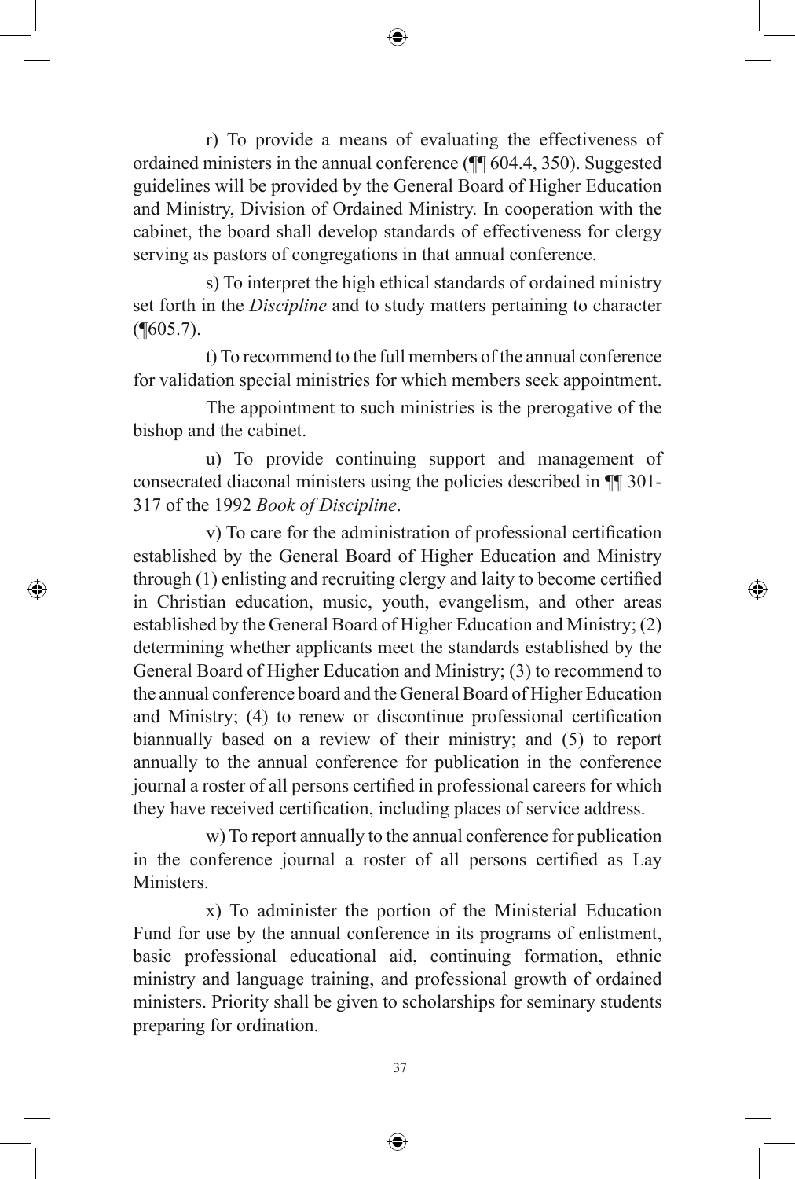r) To provide a means of evaluating the effectiveness of ordained ministers in the annual conference (¶¶ 604.4, 350). Suggested guidelines will be provided by the General Board of Higher Education and Ministry, Division of Ordained Ministry. In cooperation with the cabinet, the board shall develop standards of effectiveness for clergy serving as pastors of congregations in that annual conference.

s) To interpret the high ethical standards of ordained ministry set forth in the *Discipline* and to study matters pertaining to character (¶605.7).

t) To recommend to the full members of the annual conference for validation special ministries for which members seek appointment.

The appointment to such ministries is the prerogative of the bishop and the cabinet.

u) To provide continuing support and management of consecrated diaconal ministers using the policies described in ¶¶ 301-317 of the 1992 *Book of Discipline*.

v) To care for the administration of professional certification established by the General Board of Higher Education and Ministry through (1) enlisting and recruiting clergy and laity to become certified in Christian education, music, youth, evangelism, and other areas established by the General Board of Higher Education and Ministry; (2) determining whether applicants meet the standards established by the General Board of Higher Education and Ministry; (3) to recommend to the annual conference board and the General Board of Higher Education and Ministry; (4) to renew or discontinue professional certification biannually based on a review of their ministry; and (5) to report annually to the annual conference for publication in the conference journal a roster of all persons certified in professional careers for which they have received certification, including places of service address.

w) To report annually to the annual conference for publication in the conference journal a roster of all persons certified as Lay Ministers.

x) To administer the portion of the Ministerial Education Fund for use by the annual conference in its programs of enlistment, basic professional educational aid, continuing formation, ethnic ministry and language training, and professional growth of ordained ministers. Priority shall be given to scholarships for seminary students preparing for ordination.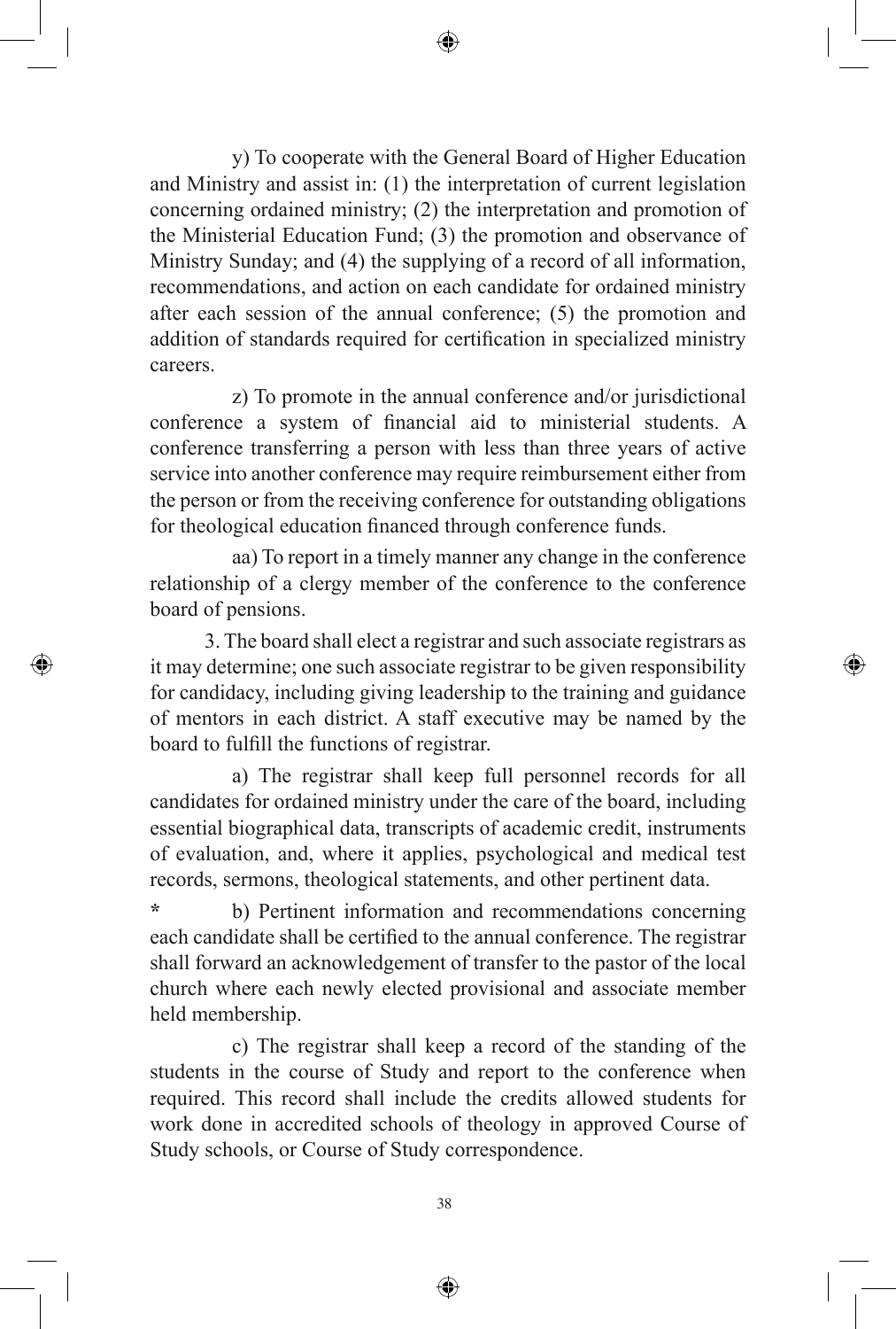y) To cooperate with the General Board of Higher Education and Ministry and assist in: (1) the interpretation of current legislation concerning ordained ministry; (2) the interpretation and promotion of the Ministerial Education Fund; (3) the promotion and observance of Ministry Sunday; and (4) the supplying of a record of all information, recommendations, and action on each candidate for ordained ministry after each session of the annual conference; (5) the promotion and addition of standards required for certification in specialized ministry careers.

z) To promote in the annual conference and/or jurisdictional conference a system of financial aid to ministerial students. A conference transferring a person with less than three years of active service into another conference may require reimbursement either from the person or from the receiving conference for outstanding obligations for theological education financed through conference funds.

aa) To report in a timely manner any change in the conference relationship of a clergy member of the conference to the conference board of pensions.

3. The board shall elect a registrar and such associate registrars as it may determine; one such associate registrar to be given responsibility for candidacy, including giving leadership to the training and guidance of mentors in each district. A staff executive may be named by the board to fulfill the functions of registrar.

a) The registrar shall keep full personnel records for all candidates for ordained ministry under the care of the board, including essential biographical data, transcripts of academic credit, instruments of evaluation, and, where it applies, psychological and medical test records, sermons, theological statements, and other pertinent data.

\* b) Pertinent information and recommendations concerning each candidate shall be certified to the annual conference. The registrar shall forward an acknowledgement of transfer to the pastor of the local church where each newly elected provisional and associate member held membership.

c) The registrar shall keep a record of the standing of the students in the course of Study and report to the conference when required. This record shall include the credits allowed students for work done in accredited schools of theology in approved Course of Study schools, or Course of Study correspondence.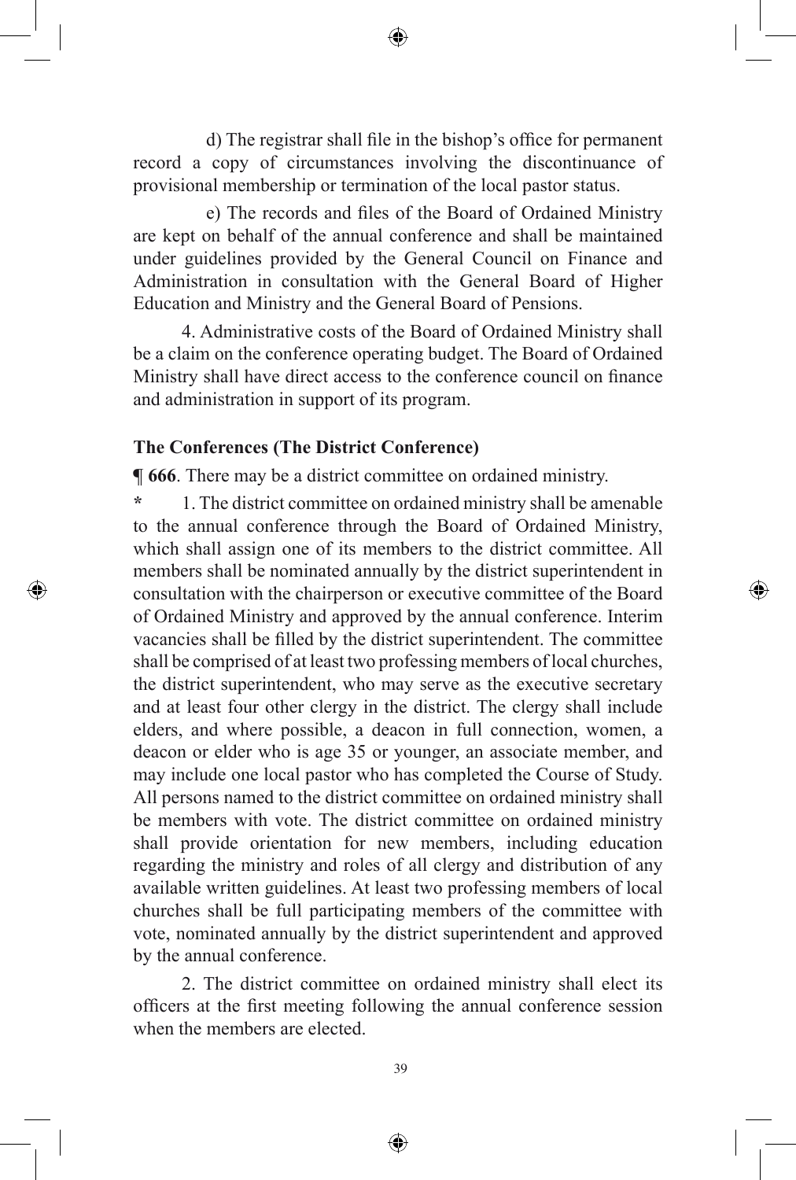d) The registrar shall file in the bishop's office for permanent record a copy of circumstances involving the discontinuance of provisional membership or termination of the local pastor status.

e) The records and files of the Board of Ordained Ministry are kept on behalf of the annual conference and shall be maintained under guidelines provided by the General Council on Finance and Administration in consultation with the General Board of Higher Education and Ministry and the General Board of Pensions.

4. Administrative costs of the Board of Ordained Ministry shall be a claim on the conference operating budget. The Board of Ordained Ministry shall have direct access to the conference council on finance and administration in support of its program.

**The Conferences (The District Conference)**

**¶ 666**. There may be a district committee on ordained ministry.

**\*** 1. The district committee on ordained ministry shall be amenable to the annual conference through the Board of Ordained Ministry, which shall assign one of its members to the district committee. All members shall be nominated annually by the district superintendent in consultation with the chairperson or executive committee of the Board of Ordained Ministry and approved by the annual conference. Interim vacancies shall be filled by the district superintendent. The committee shall be comprised of at least two professing members of local churches, the district superintendent, who may serve as the executive secretary and at least four other clergy in the district. The clergy shall include elders, and where possible, a deacon in full connection, women, a deacon or elder who is age 35 or younger, an associate member, and may include one local pastor who has completed the Course of Study. All persons named to the district committee on ordained ministry shall be members with vote. The district committee on ordained ministry shall provide orientation for new members, including education regarding the ministry and roles of all clergy and distribution of any available written guidelines. At least two professing members of local churches shall be full participating members of the committee with vote, nominated annually by the district superintendent and approved by the annual conference.

2. The district committee on ordained ministry shall elect its officers at the first meeting following the annual conference session when the members are elected.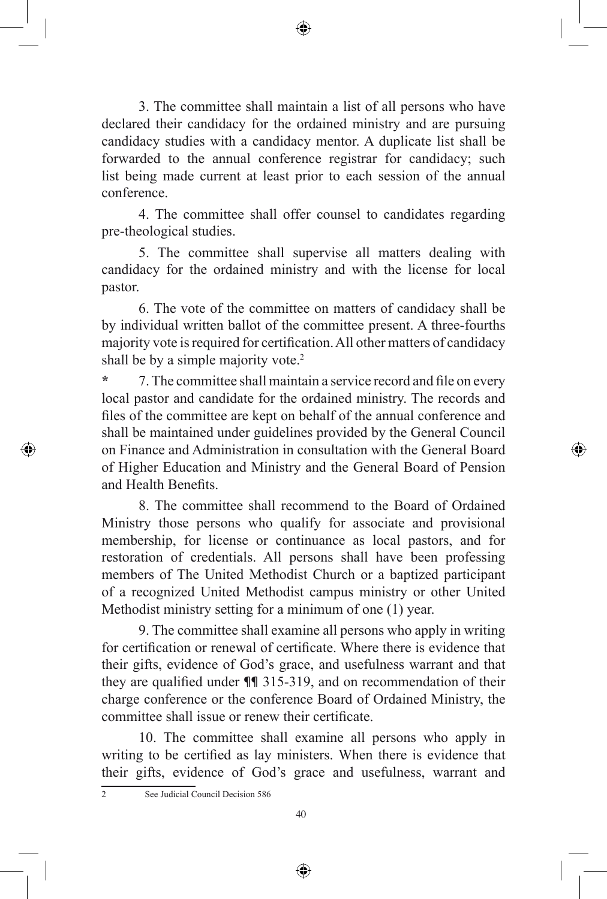3. The committee shall maintain a list of all persons who have declared their candidacy for the ordained ministry and are pursuing candidacy studies with a candidacy mentor. A duplicate list shall be forwarded to the annual conference registrar for candidacy; such list being made current at least prior to each session of the annual conference.

4. The committee shall offer counsel to candidates regarding pre-theological studies.

5. The committee shall supervise all matters dealing with candidacy for the ordained ministry and with the license for local pastor.

6. The vote of the committee on matters of candidacy shall be by individual written ballot of the committee present. A three-fourths majority vote is required for certification. All other matters of candidacy shall be by a simple majority vote.[2]

\* 7. The committee shall maintain a service record and file on every local pastor and candidate for the ordained ministry. The records and files of the committee are kept on behalf of the annual conference and shall be maintained under guidelines provided by the General Council on Finance and Administration in consultation with the General Board of Higher Education and Ministry and the General Board of Pension and Health Benefits.

8. The committee shall recommend to the Board of Ordained Ministry those persons who qualify for associate and provisional membership, for license or continuance as local pastors, and for restoration of credentials. All persons shall have been professing members of The United Methodist Church or a baptized participant of a recognized United Methodist campus ministry or other United Methodist ministry setting for a minimum of one (1) year.

9. The committee shall examine all persons who apply in writing for certification or renewal of certificate. Where there is evidence that their gifts, evidence of God's grace, and usefulness warrant and that they are qualified under ¶¶ 315-319, and on recommendation of their charge conference or the conference Board of Ordained Ministry, the committee shall issue or renew their certificate.

10. The committee shall examine all persons who apply in writing to be certified as lay ministers. When there is evidence that their gifts, evidence of God's grace and usefulness, warrant and

---

[2] See Judicial Council Decision 586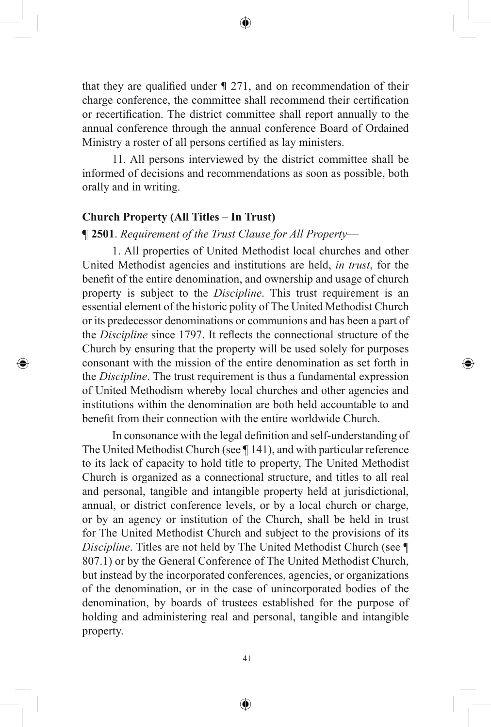that they are qualified under ¶ 271, and on recommendation of their charge conference, the committee shall recommend their certification or recertification. The district committee shall report annually to the annual conference through the annual conference Board of Ordained Ministry a roster of all persons certified as lay ministers.

11. All persons interviewed by the district committee shall be informed of decisions and recommendations as soon as possible, both orally and in writing.

**Church Property (All Titles – In Trust)**

**¶ 2501**. *Requirement of the Trust Clause for All Property*—

1. All properties of United Methodist local churches and other United Methodist agencies and institutions are held, *in trust*, for the benefit of the entire denomination, and ownership and usage of church property is subject to the *Discipline*. This trust requirement is an essential element of the historic polity of The United Methodist Church or its predecessor denominations or communions and has been a part of the *Discipline* since 1797. It reflects the connectional structure of the Church by ensuring that the property will be used solely for purposes consonant with the mission of the entire denomination as set forth in the *Discipline*. The trust requirement is thus a fundamental expression of United Methodism whereby local churches and other agencies and institutions within the denomination are both held accountable to and benefit from their connection with the entire worldwide Church.

In consonance with the legal definition and self-understanding of The United Methodist Church (see ¶ 141), and with particular reference to its lack of capacity to hold title to property, The United Methodist Church is organized as a connectional structure, and titles to all real and personal, tangible and intangible property held at jurisdictional, annual, or district conference levels, or by a local church or charge, or by an agency or institution of the Church, shall be held in trust for The United Methodist Church and subject to the provisions of its *Discipline*. Titles are not held by The United Methodist Church (see ¶ 807.1) or by the General Conference of The United Methodist Church, but instead by the incorporated conferences, agencies, or organizations of the denomination, or in the case of unincorporated bodies of the denomination, by boards of trustees established for the purpose of holding and administering real and personal, tangible and intangible property.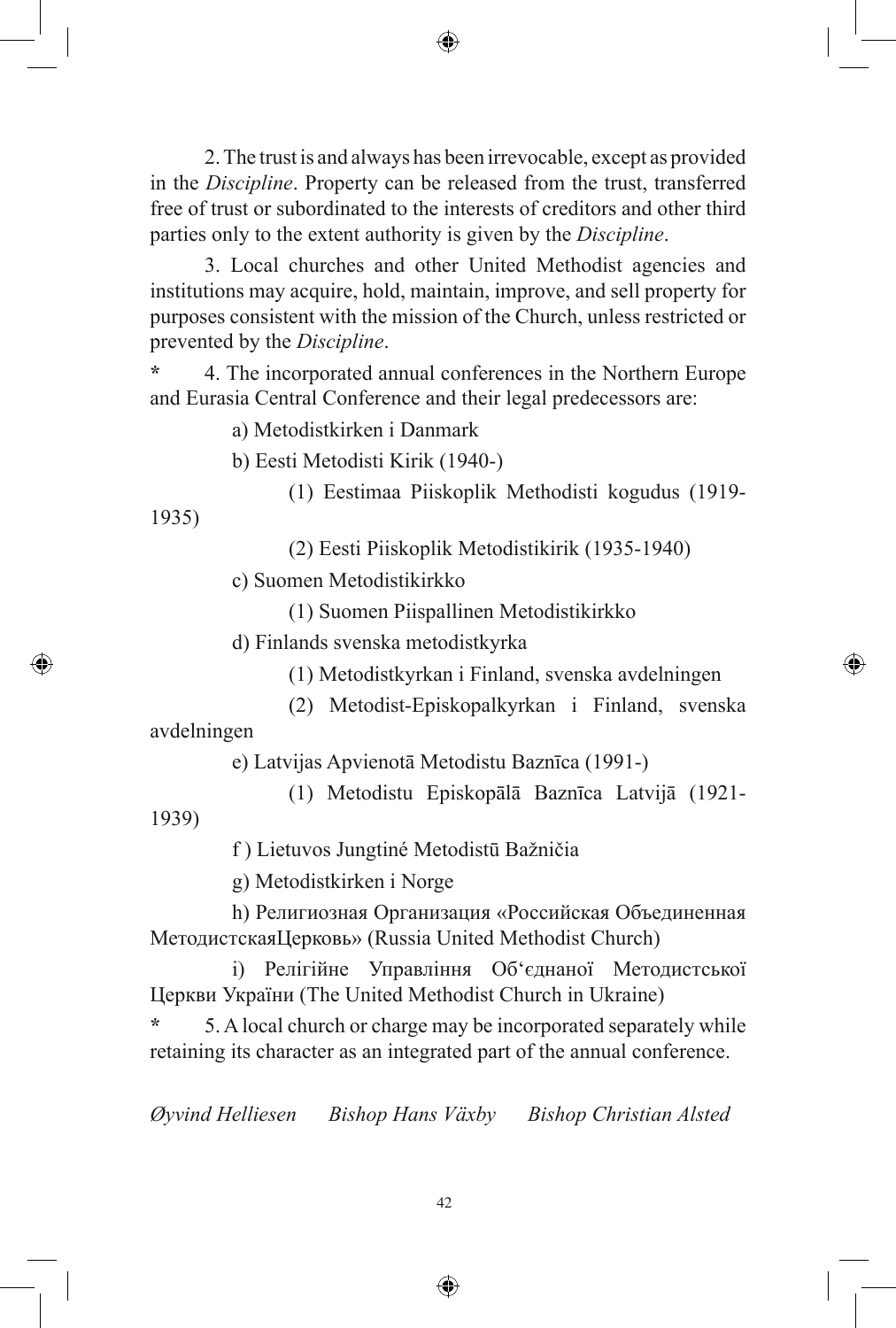2. The trust is and always has been irrevocable, except as provided in the *Discipline*. Property can be released from the trust, transferred free of trust or subordinated to the interests of creditors and other third parties only to the extent authority is given by the *Discipline*.

3. Local churches and other United Methodist agencies and institutions may acquire, hold, maintain, improve, and sell property for purposes consistent with the mission of the Church, unless restricted or prevented by the *Discipline*.

**\*** 4. The incorporated annual conferences in the Northern Europe and Eurasia Central Conference and their legal predecessors are:

a) Metodistkirken i Danmark

b) Eesti Metodisti Kirik (1940-)

(1) Eestimaa Piiskoplik Methodisti kogudus (1919-1935)

(2) Eesti Piiskoplik Metodistikirik (1935-1940)

c) Suomen Metodistikirkko

(1) Suomen Piispallinen Metodistikirkko

d) Finlands svenska metodistkyrka

(1) Metodistkyrkan i Finland, svenska avdelningen

(2) Metodist-Episkopalkyrkan i Finland, svenska avdelningen

e) Latvijas Apvienotā Metodistu Baznīca (1991-)

(1) Metodistu Episkopālā Baznīca Latvijā (1921-1939)

f ) Lietuvos Jungtiné Metodistū Bažničia

g) Metodistkirken i Norge

h) Религиозная Организация «Российская Объединенная МетодистскаяЦерковь» (Russia United Methodist Church)

i) Релігійне Управління Об'єднаної Методистської Церкви України (The United Methodist Church in Ukraine)

**\*** 5. A local church or charge may be incorporated separately while retaining its character as an integrated part of the annual conference.

*Øyvind Helliesen Bishop Hans Växby Bishop Christian Alsted*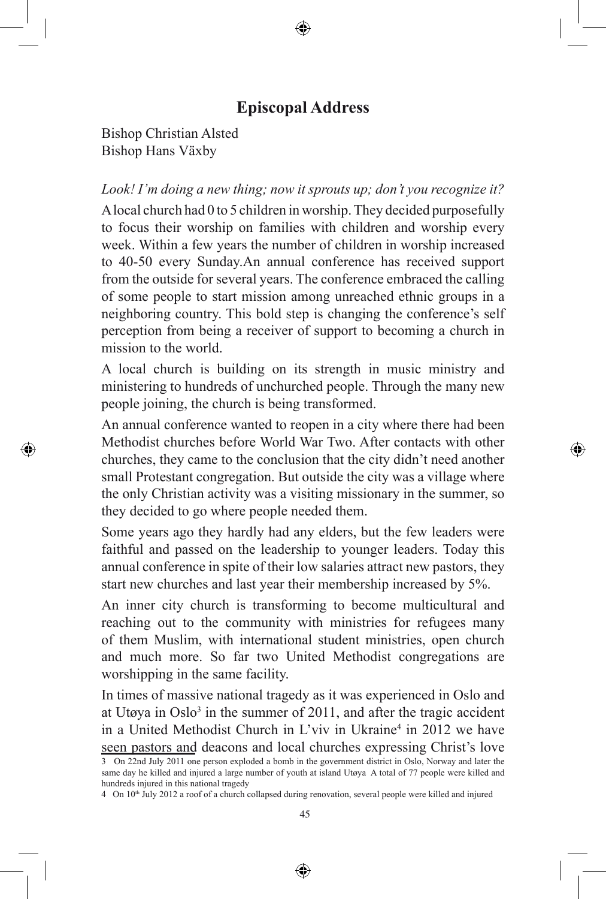# Episcopal Address

Bishop Christian Alsted
Bishop Hans Växby

*Look! I'm doing a new thing; now it sprouts up; don't you recognize it?*

A local church had 0 to 5 children in worship. They decided purposefully to focus their worship on families with children and worship every week. Within a few years the number of children in worship increased to 40-50 every Sunday.An annual conference has received support from the outside for several years. The conference embraced the calling of some people to start mission among unreached ethnic groups in a neighboring country. This bold step is changing the conference's self perception from being a receiver of support to becoming a church in mission to the world.

A local church is building on its strength in music ministry and ministering to hundreds of unchurched people. Through the many new people joining, the church is being transformed.

An annual conference wanted to reopen in a city where there had been Methodist churches before World War Two. After contacts with other churches, they came to the conclusion that the city didn't need another small Protestant congregation. But outside the city was a village where the only Christian activity was a visiting missionary in the summer, so they decided to go where people needed them.

Some years ago they hardly had any elders, but the few leaders were faithful and passed on the leadership to younger leaders. Today this annual conference in spite of their low salaries attract new pastors, they start new churches and last year their membership increased by 5%.

An inner city church is transforming to become multicultural and reaching out to the community with ministries for refugees many of them Muslim, with international student ministries, open church and much more. So far two United Methodist congregations are worshipping in the same facility.

In times of massive national tragedy as it was experienced in Oslo and at Utøya in Oslo[3] in the summer of 2011, and after the tragic accident in a United Methodist Church in L'viv in Ukraine[4] in 2012 we have seen pastors and deacons and local churches expressing Christ's love

3 On 22nd July 2011 one person exploded a bomb in the government district in Oslo, Norway and later the same day he killed and injured a large number of youth at island Utøya A total of 77 people were killed and hundreds injured in this national tragedy

4 On 10th July 2012 a roof of a church collapsed during renovation, several people were killed and injured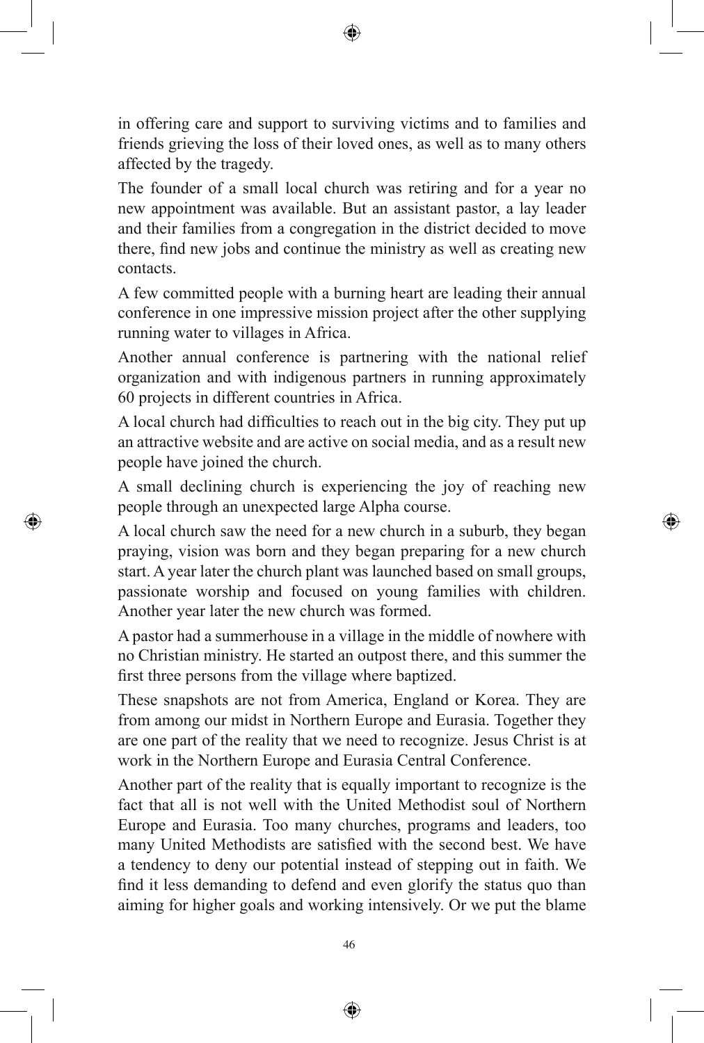in offering care and support to surviving victims and to families and friends grieving the loss of their loved ones, as well as to many others affected by the tragedy.

The founder of a small local church was retiring and for a year no new appointment was available. But an assistant pastor, a lay leader and their families from a congregation in the district decided to move there, find new jobs and continue the ministry as well as creating new contacts.

A few committed people with a burning heart are leading their annual conference in one impressive mission project after the other supplying running water to villages in Africa.

Another annual conference is partnering with the national relief organization and with indigenous partners in running approximately 60 projects in different countries in Africa.

A local church had difficulties to reach out in the big city. They put up an attractive website and are active on social media, and as a result new people have joined the church.

A small declining church is experiencing the joy of reaching new people through an unexpected large Alpha course.

A local church saw the need for a new church in a suburb, they began praying, vision was born and they began preparing for a new church start. A year later the church plant was launched based on small groups, passionate worship and focused on young families with children. Another year later the new church was formed.

A pastor had a summerhouse in a village in the middle of nowhere with no Christian ministry. He started an outpost there, and this summer the first three persons from the village where baptized.

These snapshots are not from America, England or Korea. They are from among our midst in Northern Europe and Eurasia. Together they are one part of the reality that we need to recognize. Jesus Christ is at work in the Northern Europe and Eurasia Central Conference.

Another part of the reality that is equally important to recognize is the fact that all is not well with the United Methodist soul of Northern Europe and Eurasia. Too many churches, programs and leaders, too many United Methodists are satisfied with the second best. We have a tendency to deny our potential instead of stepping out in faith. We find it less demanding to defend and even glorify the status quo than aiming for higher goals and working intensively. Or we put the blame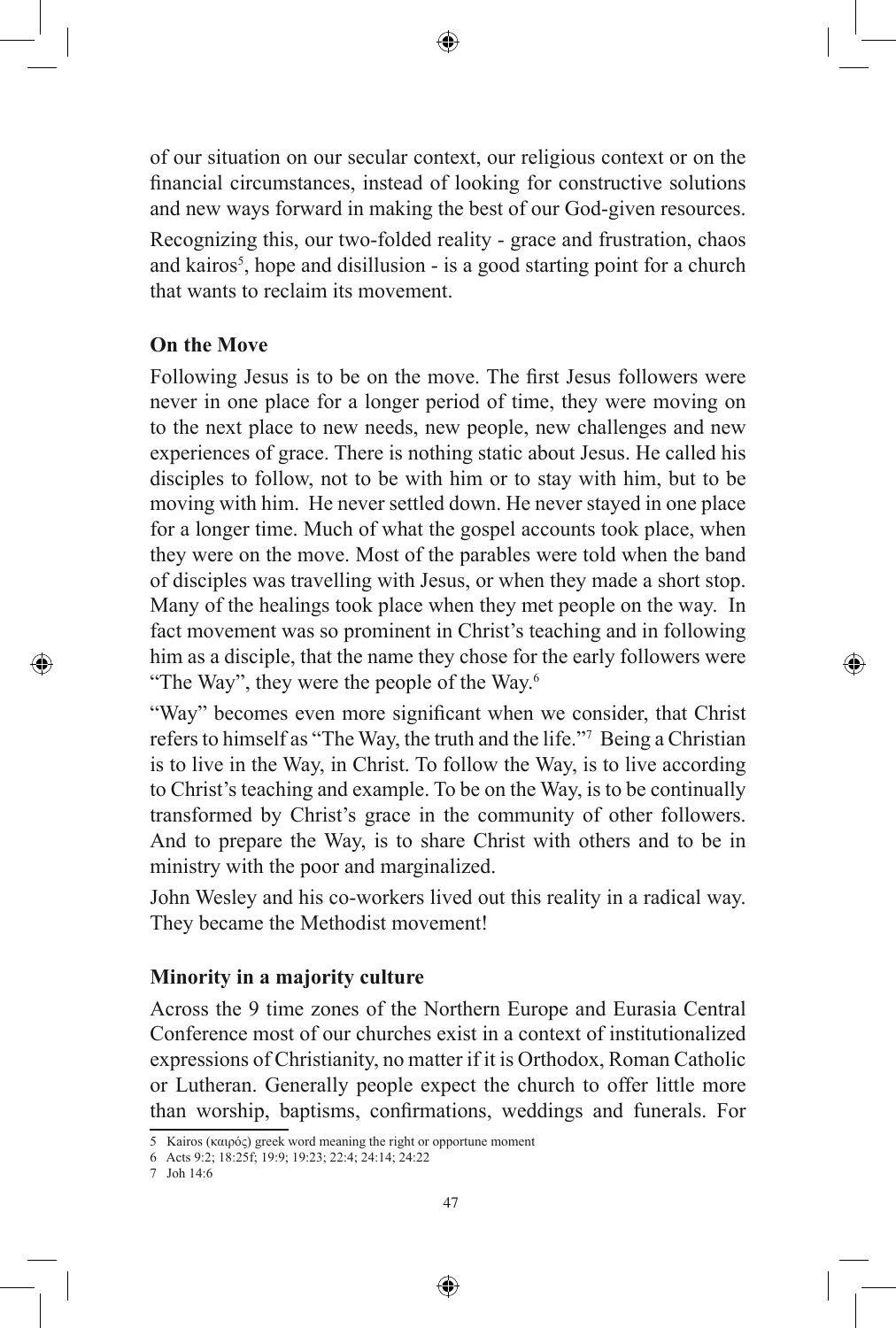of our situation on our secular context, our religious context or on the financial circumstances, instead of looking for constructive solutions and new ways forward in making the best of our God-given resources.

Recognizing this, our two-folded reality - grace and frustration, chaos and kairos[5], hope and disillusion - is a good starting point for a church that wants to reclaim its movement.

### On the Move

Following Jesus is to be on the move. The first Jesus followers were never in one place for a longer period of time, they were moving on to the next place to new needs, new people, new challenges and new experiences of grace. There is nothing static about Jesus. He called his disciples to follow, not to be with him or to stay with him, but to be moving with him. He never settled down. He never stayed in one place for a longer time. Much of what the gospel accounts took place, when they were on the move. Most of the parables were told when the band of disciples was travelling with Jesus, or when they made a short stop. Many of the healings took place when they met people on the way. In fact movement was so prominent in Christ's teaching and in following him as a disciple, that the name they chose for the early followers were "The Way", they were the people of the Way.[6]

"Way" becomes even more significant when we consider, that Christ refers to himself as "The Way, the truth and the life."[7] Being a Christian is to live in the Way, in Christ. To follow the Way, is to live according to Christ's teaching and example. To be on the Way, is to be continually transformed by Christ's grace in the community of other followers. And to prepare the Way, is to share Christ with others and to be in ministry with the poor and marginalized.

John Wesley and his co-workers lived out this reality in a radical way. They became the Methodist movement!

### Minority in a majority culture

Across the 9 time zones of the Northern Europe and Eurasia Central Conference most of our churches exist in a context of institutionalized expressions of Christianity, no matter if it is Orthodox, Roman Catholic or Lutheran. Generally people expect the church to offer little more than worship, baptisms, confirmations, weddings and funerals. For

---

5 Kairos (καιρός) greek word meaning the right or opportune moment

6 Acts 9:2; 18:25f; 19:9; 19:23; 22:4; 24:14; 24:22

7 Joh 14:6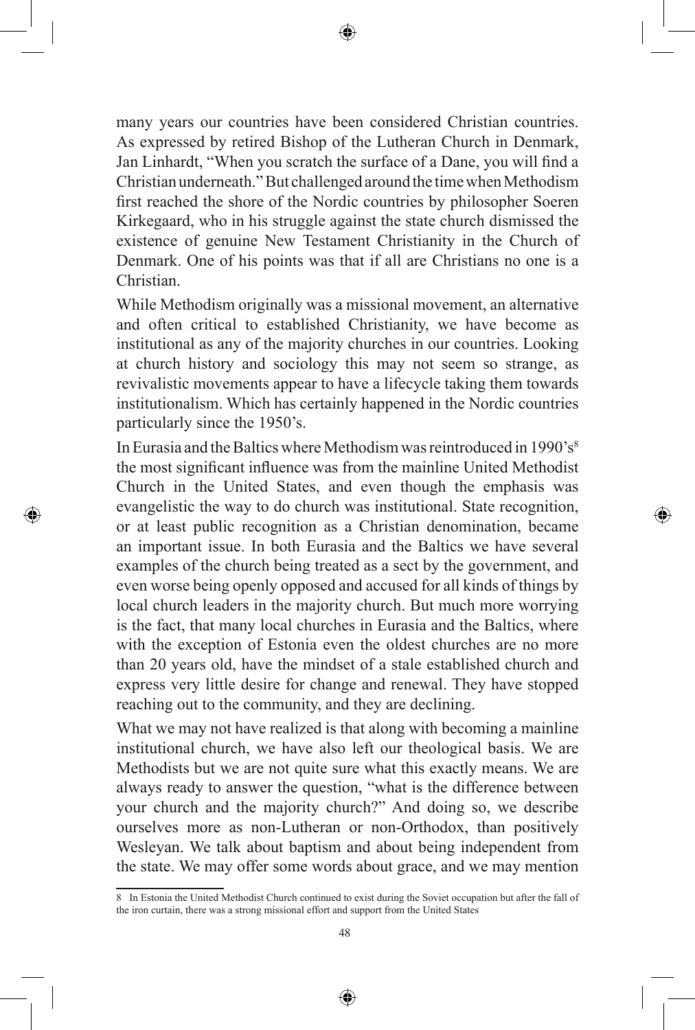many years our countries have been considered Christian countries. As expressed by retired Bishop of the Lutheran Church in Denmark, Jan Linhardt, "When you scratch the surface of a Dane, you will find a Christian underneath." But challenged around the time when Methodism first reached the shore of the Nordic countries by philosopher Soeren Kirkegaard, who in his struggle against the state church dismissed the existence of genuine New Testament Christianity in the Church of Denmark. One of his points was that if all are Christians no one is a Christian.

While Methodism originally was a missional movement, an alternative and often critical to established Christianity, we have become as institutional as any of the majority churches in our countries. Looking at church history and sociology this may not seem so strange, as revivalistic movements appear to have a lifecycle taking them towards institutionalism. Which has certainly happened in the Nordic countries particularly since the 1950's.

In Eurasia and the Baltics where Methodism was reintroduced in 1990's[8] the most significant influence was from the mainline United Methodist Church in the United States, and even though the emphasis was evangelistic the way to do church was institutional. State recognition, or at least public recognition as a Christian denomination, became an important issue. In both Eurasia and the Baltics we have several examples of the church being treated as a sect by the government, and even worse being openly opposed and accused for all kinds of things by local church leaders in the majority church. But much more worrying is the fact, that many local churches in Eurasia and the Baltics, where with the exception of Estonia even the oldest churches are no more than 20 years old, have the mindset of a stale established church and express very little desire for change and renewal. They have stopped reaching out to the community, and they are declining.

What we may not have realized is that along with becoming a mainline institutional church, we have also left our theological basis. We are Methodists but we are not quite sure what this exactly means. We are always ready to answer the question, "what is the difference between your church and the majority church?" And doing so, we describe ourselves more as non-Lutheran or non-Orthodox, than positively Wesleyan. We talk about baptism and about being independent from the state. We may offer some words about grace, and we may mention

---

8 In Estonia the United Methodist Church continued to exist during the Soviet occupation but after the fall of the iron curtain, there was a strong missional effort and support from the United States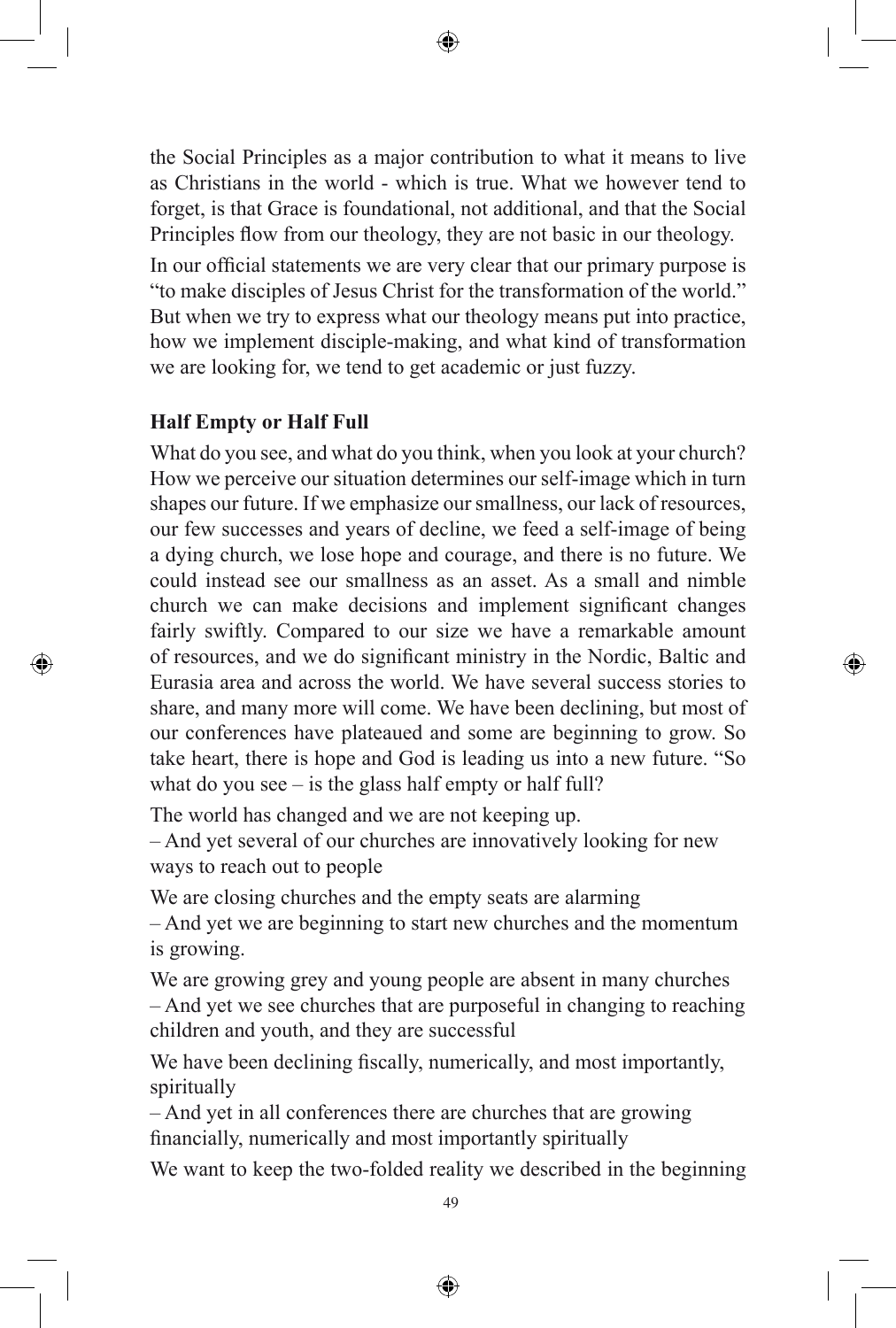the Social Principles as a major contribution to what it means to live as Christians in the world - which is true. What we however tend to forget, is that Grace is foundational, not additional, and that the Social Principles flow from our theology, they are not basic in our theology.

In our official statements we are very clear that our primary purpose is "to make disciples of Jesus Christ for the transformation of the world." But when we try to express what our theology means put into practice, how we implement disciple-making, and what kind of transformation we are looking for, we tend to get academic or just fuzzy.

## Half Empty or Half Full

What do you see, and what do you think, when you look at your church? How we perceive our situation determines our self-image which in turn shapes our future. If we emphasize our smallness, our lack of resources, our few successes and years of decline, we feed a self-image of being a dying church, we lose hope and courage, and there is no future. We could instead see our smallness as an asset. As a small and nimble church we can make decisions and implement significant changes fairly swiftly. Compared to our size we have a remarkable amount of resources, and we do significant ministry in the Nordic, Baltic and Eurasia area and across the world. We have several success stories to share, and many more will come. We have been declining, but most of our conferences have plateaued and some are beginning to grow. So take heart, there is hope and God is leading us into a new future. "So what do you see – is the glass half empty or half full?

The world has changed and we are not keeping up.
– And yet several of our churches are innovatively looking for new ways to reach out to people

We are closing churches and the empty seats are alarming
– And yet we are beginning to start new churches and the momentum is growing.

We are growing grey and young people are absent in many churches
– And yet we see churches that are purposeful in changing to reaching children and youth, and they are successful

We have been declining fiscally, numerically, and most importantly, spiritually
– And yet in all conferences there are churches that are growing financially, numerically and most importantly spiritually

We want to keep the two-folded reality we described in the beginning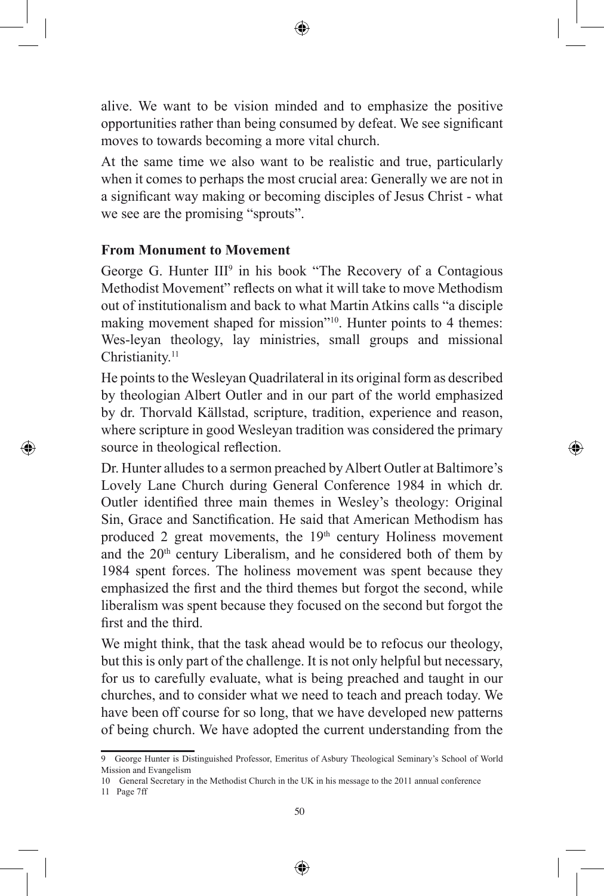alive. We want to be vision minded and to emphasize the positive opportunities rather than being consumed by defeat. We see significant moves to towards becoming a more vital church.

At the same time we also want to be realistic and true, particularly when it comes to perhaps the most crucial area: Generally we are not in a significant way making or becoming disciples of Jesus Christ - what we see are the promising "sprouts".

**From Monument to Movement**

George G. Hunter III[9] in his book "The Recovery of a Contagious Methodist Movement" reflects on what it will take to move Methodism out of institutionalism and back to what Martin Atkins calls "a disciple making movement shaped for mission"[10]. Hunter points to 4 themes: Wes-leyan theology, lay ministries, small groups and missional Christianity.[11]

He points to the Wesleyan Quadrilateral in its original form as described by theologian Albert Outler and in our part of the world emphasized by dr. Thorvald Källstad, scripture, tradition, experience and reason, where scripture in good Wesleyan tradition was considered the primary source in theological reflection.

Dr. Hunter alludes to a sermon preached by Albert Outler at Baltimore's Lovely Lane Church during General Conference 1984 in which dr. Outler identified three main themes in Wesley's theology: Original Sin, Grace and Sanctification. He said that American Methodism has produced 2 great movements, the 19th century Holiness movement and the 20th century Liberalism, and he considered both of them by 1984 spent forces. The holiness movement was spent because they emphasized the first and the third themes but forgot the second, while liberalism was spent because they focused on the second but forgot the first and the third.

We might think, that the task ahead would be to refocus our theology, but this is only part of the challenge. It is not only helpful but necessary, for us to carefully evaluate, what is being preached and taught in our churches, and to consider what we need to teach and preach today. We have been off course for so long, that we have developed new patterns of being church. We have adopted the current understanding from the

---

9 George Hunter is Distinguished Professor, Emeritus of Asbury Theological Seminary's School of World Mission and Evangelism

10 General Secretary in the Methodist Church in the UK in his message to the 2011 annual conference

11 Page 7ff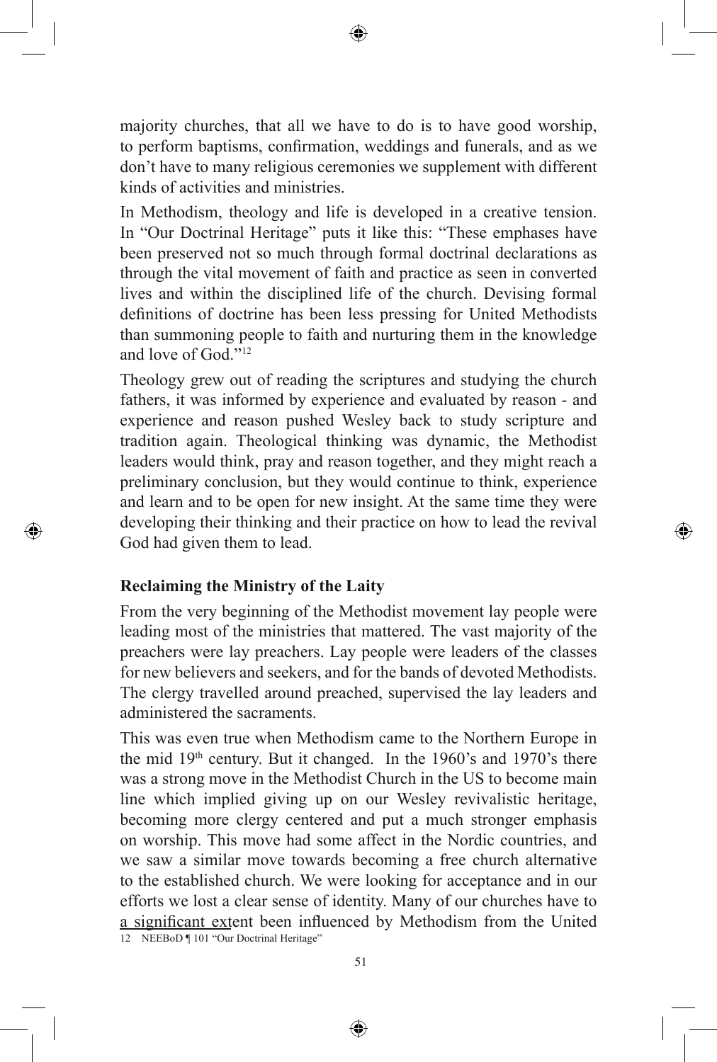majority churches, that all we have to do is to have good worship, to perform baptisms, confirmation, weddings and funerals, and as we don't have to many religious ceremonies we supplement with different kinds of activities and ministries.

In Methodism, theology and life is developed in a creative tension. In "Our Doctrinal Heritage" puts it like this: "These emphases have been preserved not so much through formal doctrinal declarations as through the vital movement of faith and practice as seen in converted lives and within the disciplined life of the church. Devising formal definitions of doctrine has been less pressing for United Methodists than summoning people to faith and nurturing them in the knowledge and love of God."[12]

Theology grew out of reading the scriptures and studying the church fathers, it was informed by experience and evaluated by reason - and experience and reason pushed Wesley back to study scripture and tradition again. Theological thinking was dynamic, the Methodist leaders would think, pray and reason together, and they might reach a preliminary conclusion, but they would continue to think, experience and learn and to be open for new insight. At the same time they were developing their thinking and their practice on how to lead the revival God had given them to lead.

**Reclaiming the Ministry of the Laity**

From the very beginning of the Methodist movement lay people were leading most of the ministries that mattered. The vast majority of the preachers were lay preachers. Lay people were leaders of the classes for new believers and seekers, and for the bands of devoted Methodists. The clergy travelled around preached, supervised the lay leaders and administered the sacraments.

This was even true when Methodism came to the Northern Europe in the mid 19th century. But it changed. In the 1960's and 1970's there was a strong move in the Methodist Church in the US to become main line which implied giving up on our Wesley revivalistic heritage, becoming more clergy centered and put a much stronger emphasis on worship. This move had some affect in the Nordic countries, and we saw a similar move towards becoming a free church alternative to the established church. We were looking for acceptance and in our efforts we lost a clear sense of identity. Many of our churches have to a significant extent been influenced by Methodism from the United

12 NEEBoD ¶ 101 "Our Doctrinal Heritage"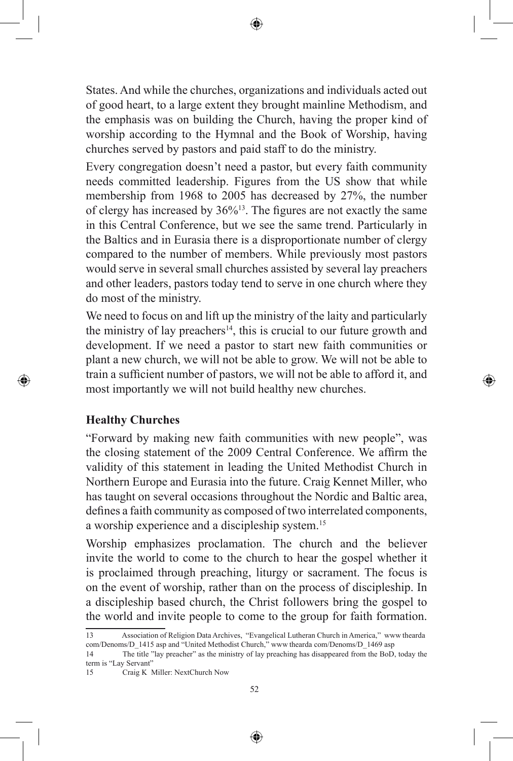States. And while the churches, organizations and individuals acted out of good heart, to a large extent they brought mainline Methodism, and the emphasis was on building the Church, having the proper kind of worship according to the Hymnal and the Book of Worship, having churches served by pastors and paid staff to do the ministry.

Every congregation doesn't need a pastor, but every faith community needs committed leadership. Figures from the US show that while membership from 1968 to 2005 has decreased by 27%, the number of clergy has increased by 36%[13]. The figures are not exactly the same in this Central Conference, but we see the same trend. Particularly in the Baltics and in Eurasia there is a disproportionate number of clergy compared to the number of members. While previously most pastors would serve in several small churches assisted by several lay preachers and other leaders, pastors today tend to serve in one church where they do most of the ministry.

We need to focus on and lift up the ministry of the laity and particularly the ministry of lay preachers[14], this is crucial to our future growth and development. If we need a pastor to start new faith communities or plant a new church, we will not be able to grow. We will not be able to train a sufficient number of pastors, we will not be able to afford it, and most importantly we will not build healthy new churches.

## Healthy Churches

"Forward by making new faith communities with new people", was the closing statement of the 2009 Central Conference. We affirm the validity of this statement in leading the United Methodist Church in Northern Europe and Eurasia into the future. Craig Kennet Miller, who has taught on several occasions throughout the Nordic and Baltic area, defines a faith community as composed of two interrelated components, a worship experience and a discipleship system.[15]

Worship emphasizes proclamation. The church and the believer invite the world to come to the church to hear the gospel whether it is proclaimed through preaching, liturgy or sacrament. The focus is on the event of worship, rather than on the process of discipleship. In a discipleship based church, the Christ followers bring the gospel to the world and invite people to come to the group for faith formation.

---

13 Association of Religion Data Archives, "Evangelical Lutheran Church in America," www thearda com/Denoms/D_1415 asp and "United Methodist Church," www thearda com/Denoms/D_1469 asp

14 The title "lay preacher" as the ministry of lay preaching has disappeared from the BoD, today the term is "Lay Servant"

15 Craig K Miller: NextChurch Now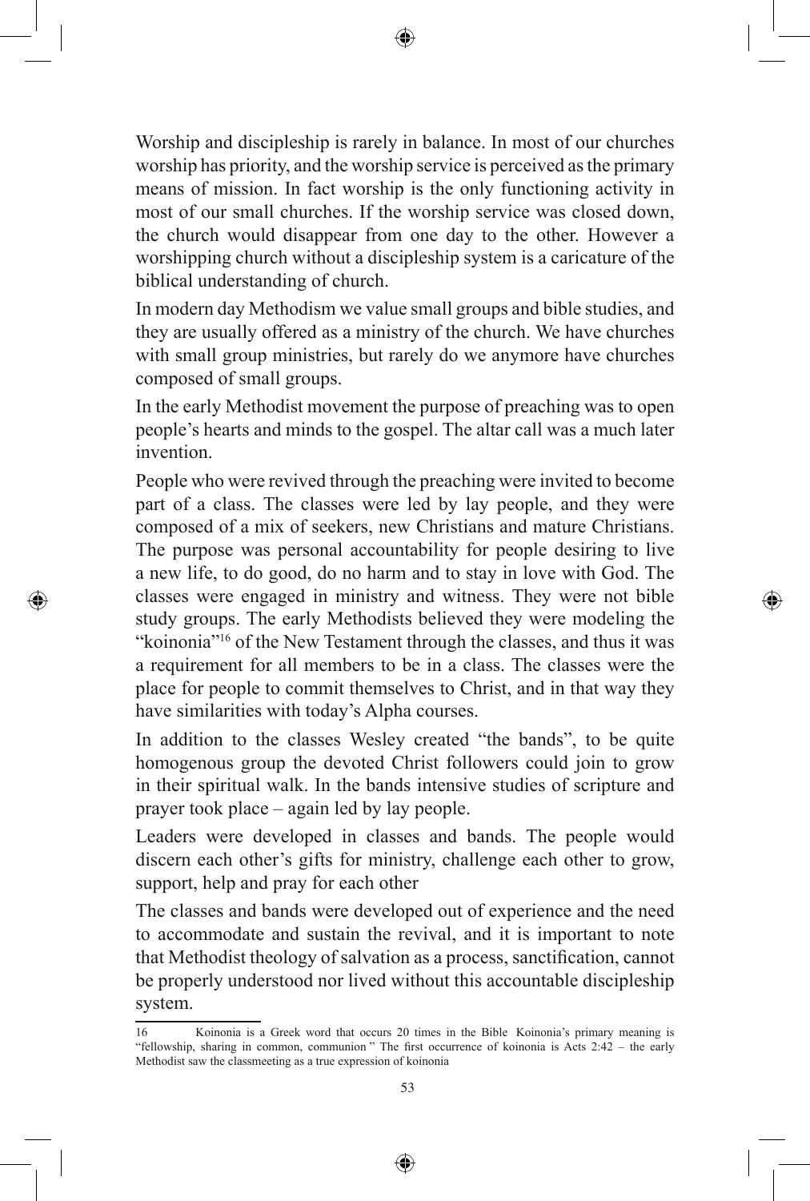Worship and discipleship is rarely in balance. In most of our churches worship has priority, and the worship service is perceived as the primary means of mission. In fact worship is the only functioning activity in most of our small churches. If the worship service was closed down, the church would disappear from one day to the other. However a worshipping church without a discipleship system is a caricature of the biblical understanding of church.

In modern day Methodism we value small groups and bible studies, and they are usually offered as a ministry of the church. We have churches with small group ministries, but rarely do we anymore have churches composed of small groups.

In the early Methodist movement the purpose of preaching was to open people's hearts and minds to the gospel. The altar call was a much later invention.

People who were revived through the preaching were invited to become part of a class. The classes were led by lay people, and they were composed of a mix of seekers, new Christians and mature Christians. The purpose was personal accountability for people desiring to live a new life, to do good, do no harm and to stay in love with God. The classes were engaged in ministry and witness. They were not bible study groups. The early Methodists believed they were modeling the "koinonia"[16] of the New Testament through the classes, and thus it was a requirement for all members to be in a class. The classes were the place for people to commit themselves to Christ, and in that way they have similarities with today's Alpha courses.

In addition to the classes Wesley created "the bands", to be quite homogenous group the devoted Christ followers could join to grow in their spiritual walk. In the bands intensive studies of scripture and prayer took place – again led by lay people.

Leaders were developed in classes and bands. The people would discern each other's gifts for ministry, challenge each other to grow, support, help and pray for each other

The classes and bands were developed out of experience and the need to accommodate and sustain the revival, and it is important to note that Methodist theology of salvation as a process, sanctification, cannot be properly understood nor lived without this accountable discipleship system.

---

16 Koinonia is a Greek word that occurs 20 times in the Bible Koinonia's primary meaning is "fellowship, sharing in common, communion " The first occurrence of koinonia is Acts 2:42 – the early Methodist saw the classmeeting as a true expression of koinonia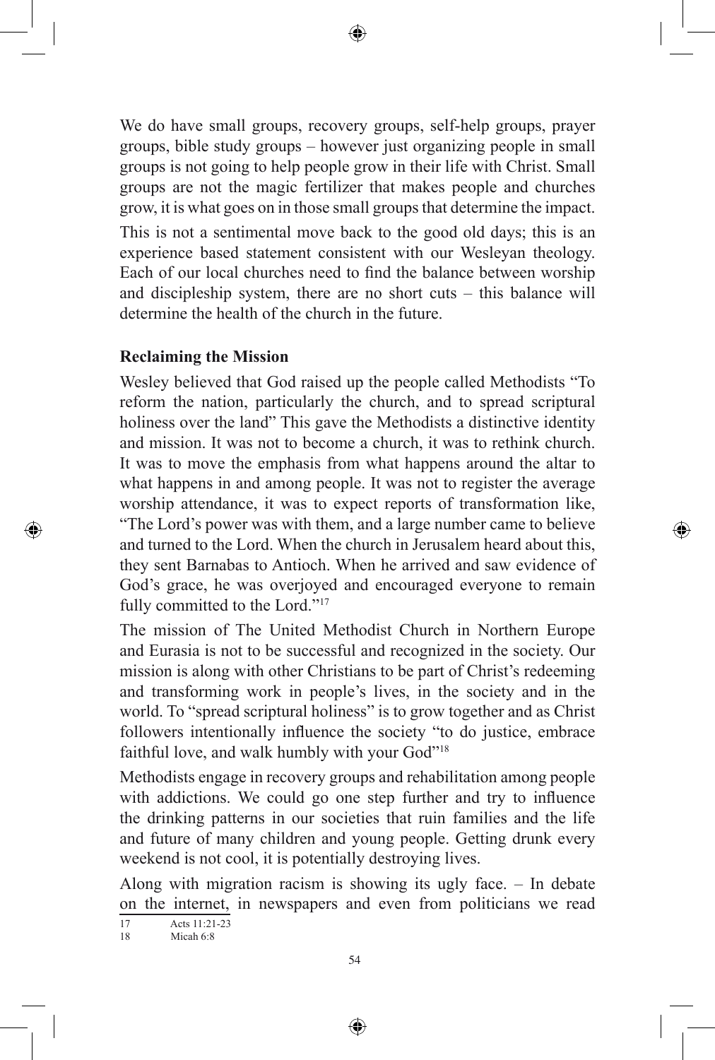We do have small groups, recovery groups, self-help groups, prayer groups, bible study groups – however just organizing people in small groups is not going to help people grow in their life with Christ. Small groups are not the magic fertilizer that makes people and churches grow, it is what goes on in those small groups that determine the impact.

This is not a sentimental move back to the good old days; this is an experience based statement consistent with our Wesleyan theology. Each of our local churches need to find the balance between worship and discipleship system, there are no short cuts – this balance will determine the health of the church in the future.

**Reclaiming the Mission**

Wesley believed that God raised up the people called Methodists "To reform the nation, particularly the church, and to spread scriptural holiness over the land" This gave the Methodists a distinctive identity and mission. It was not to become a church, it was to rethink church. It was to move the emphasis from what happens around the altar to what happens in and among people. It was not to register the average worship attendance, it was to expect reports of transformation like, "The Lord's power was with them, and a large number came to believe and turned to the Lord. When the church in Jerusalem heard about this, they sent Barnabas to Antioch. When he arrived and saw evidence of God's grace, he was overjoyed and encouraged everyone to remain fully committed to the Lord."[17]

The mission of The United Methodist Church in Northern Europe and Eurasia is not to be successful and recognized in the society. Our mission is along with other Christians to be part of Christ's redeeming and transforming work in people's lives, in the society and in the world. To "spread scriptural holiness" is to grow together and as Christ followers intentionally influence the society "to do justice, embrace faithful love, and walk humbly with your God"[18]

Methodists engage in recovery groups and rehabilitation among people with addictions. We could go one step further and try to influence the drinking patterns in our societies that ruin families and the life and future of many children and young people. Getting drunk every weekend is not cool, it is potentially destroying lives.

Along with migration racism is showing its ugly face. – In debate on the internet, in newspapers and even from politicians we read

---

17 Acts 11:21-23

18 Micah 6:8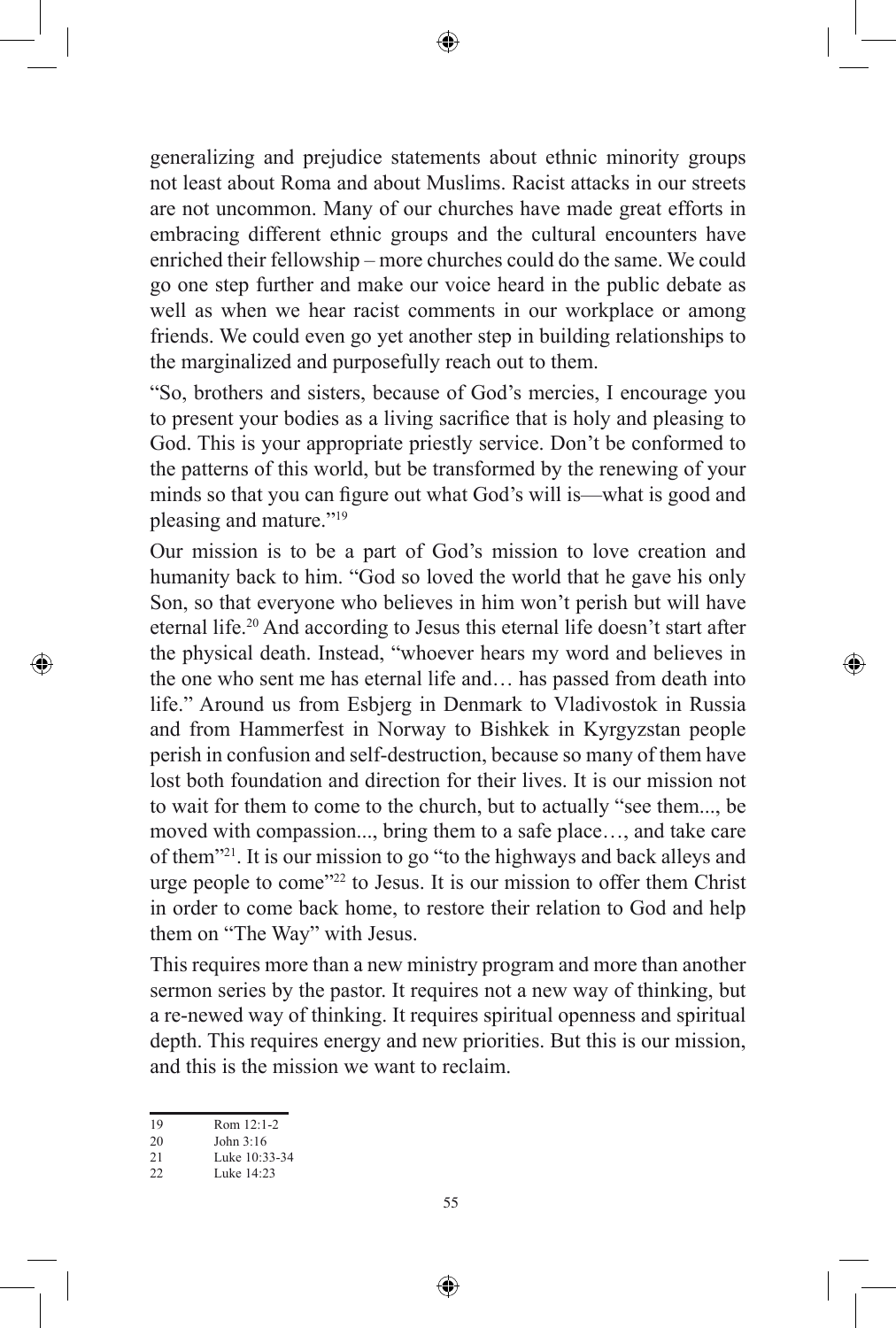generalizing and prejudice statements about ethnic minority groups not least about Roma and about Muslims. Racist attacks in our streets are not uncommon. Many of our churches have made great efforts in embracing different ethnic groups and the cultural encounters have enriched their fellowship – more churches could do the same. We could go one step further and make our voice heard in the public debate as well as when we hear racist comments in our workplace or among friends. We could even go yet another step in building relationships to the marginalized and purposefully reach out to them.

"So, brothers and sisters, because of God's mercies, I encourage you to present your bodies as a living sacrifice that is holy and pleasing to God. This is your appropriate priestly service. Don't be conformed to the patterns of this world, but be transformed by the renewing of your minds so that you can figure out what God's will is—what is good and pleasing and mature."[19]

Our mission is to be a part of God's mission to love creation and humanity back to him. "God so loved the world that he gave his only Son, so that everyone who believes in him won't perish but will have eternal life.[20] And according to Jesus this eternal life doesn't start after the physical death. Instead, "whoever hears my word and believes in the one who sent me has eternal life and… has passed from death into life." Around us from Esbjerg in Denmark to Vladivostok in Russia and from Hammerfest in Norway to Bishkek in Kyrgyzstan people perish in confusion and self-destruction, because so many of them have lost both foundation and direction for their lives. It is our mission not to wait for them to come to the church, but to actually "see them..., be moved with compassion..., bring them to a safe place…, and take care of them"[21]. It is our mission to go "to the highways and back alleys and urge people to come"[22] to Jesus. It is our mission to offer them Christ in order to come back home, to restore their relation to God and help them on "The Way" with Jesus.

This requires more than a new ministry program and more than another sermon series by the pastor. It requires not a new way of thinking, but a re-newed way of thinking. It requires spiritual openness and spiritual depth. This requires energy and new priorities. But this is our mission, and this is the mission we want to reclaim.

---

19 Rom 12:1-2
20 John 3:16
21 Luke 10:33-34
22 Luke 14:23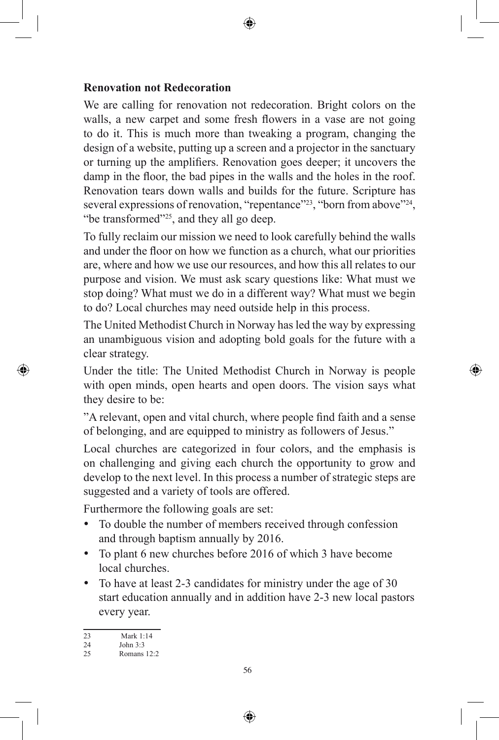### Renovation not Redecoration

We are calling for renovation not redecoration. Bright colors on the walls, a new carpet and some fresh flowers in a vase are not going to do it. This is much more than tweaking a program, changing the design of a website, putting up a screen and a projector in the sanctuary or turning up the amplifiers. Renovation goes deeper; it uncovers the damp in the floor, the bad pipes in the walls and the holes in the roof. Renovation tears down walls and builds for the future. Scripture has several expressions of renovation, "repentance"[23], "born from above"[24], "be transformed"[25], and they all go deep.

To fully reclaim our mission we need to look carefully behind the walls and under the floor on how we function as a church, what our priorities are, where and how we use our resources, and how this all relates to our purpose and vision. We must ask scary questions like: What must we stop doing? What must we do in a different way? What must we begin to do? Local churches may need outside help in this process.

The United Methodist Church in Norway has led the way by expressing an unambiguous vision and adopting bold goals for the future with a clear strategy.

Under the title: The United Methodist Church in Norway is people with open minds, open hearts and open doors. The vision says what they desire to be:

"A relevant, open and vital church, where people find faith and a sense of belonging, and are equipped to ministry as followers of Jesus."

Local churches are categorized in four colors, and the emphasis is on challenging and giving each church the opportunity to grow and develop to the next level. In this process a number of strategic steps are suggested and a variety of tools are offered.

Furthermore the following goals are set:

- To double the number of members received through confession and through baptism annually by 2016.
- To plant 6 new churches before 2016 of which 3 have become local churches.
- To have at least 2-3 candidates for ministry under the age of 30 start education annually and in addition have 2-3 new local pastors every year.

---

23 Mark 1:14

24 John 3:3

25 Romans 12:2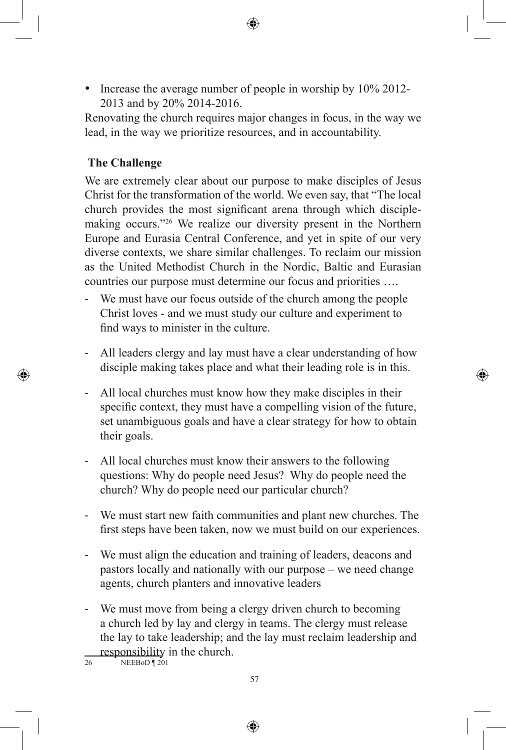- Increase the average number of people in worship by 10% 2012-2013 and by 20% 2014-2016.

Renovating the church requires major changes in focus, in the way we lead, in the way we prioritize resources, and in accountability.

**The Challenge**

We are extremely clear about our purpose to make disciples of Jesus Christ for the transformation of the world. We even say, that "The local church provides the most significant arena through which disciple-making occurs."[26] We realize our diversity present in the Northern Europe and Eurasia Central Conference, and yet in spite of our very diverse contexts, we share similar challenges. To reclaim our mission as the United Methodist Church in the Nordic, Baltic and Eurasian countries our purpose must determine our focus and priorities ….

- We must have our focus outside of the church among the people Christ loves - and we must study our culture and experiment to find ways to minister in the culture.
- All leaders clergy and lay must have a clear understanding of how disciple making takes place and what their leading role is in this.
- All local churches must know how they make disciples in their specific context, they must have a compelling vision of the future, set unambiguous goals and have a clear strategy for how to obtain their goals.
- All local churches must know their answers to the following questions: Why do people need Jesus? Why do people need the church? Why do people need our particular church?
- We must start new faith communities and plant new churches. The first steps have been taken, now we must build on our experiences.
- We must align the education and training of leaders, deacons and pastors locally and nationally with our purpose – we need change agents, church planters and innovative leaders
- We must move from being a clergy driven church to becoming a church led by lay and clergy in teams. The clergy must release the lay to take leadership; and the lay must reclaim leadership and responsibility in the church.

26 NEEBoD ¶ 201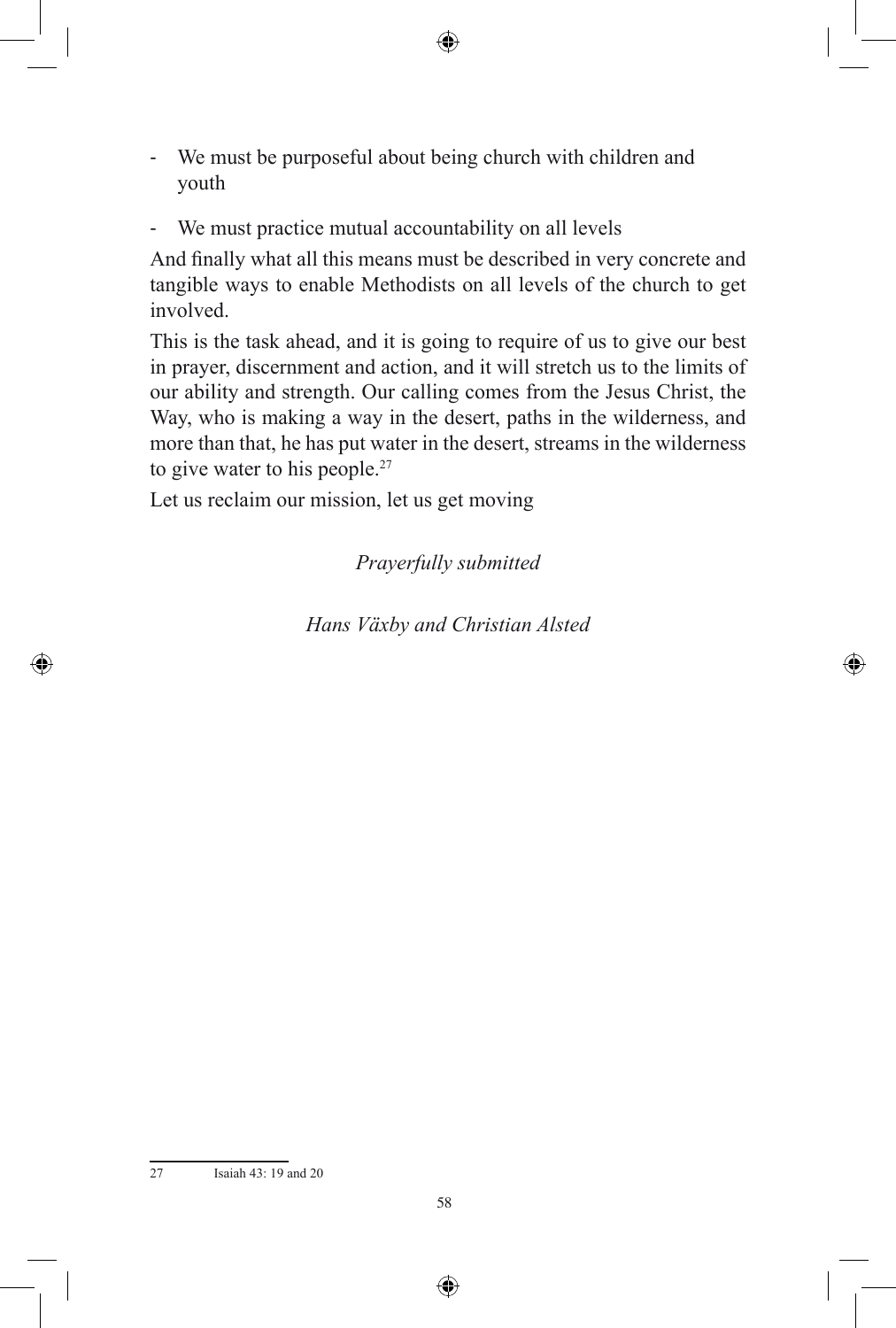- We must be purposeful about being church with children and youth
- We must practice mutual accountability on all levels

And finally what all this means must be described in very concrete and tangible ways to enable Methodists on all levels of the church to get involved.

This is the task ahead, and it is going to require of us to give our best in prayer, discernment and action, and it will stretch us to the limits of our ability and strength. Our calling comes from the Jesus Christ, the Way, who is making a way in the desert, paths in the wilderness, and more than that, he has put water in the desert, streams in the wilderness to give water to his people.[27]

Let us reclaim our mission, let us get moving

*Prayerfully submitted*

*Hans Växby and Christian Alsted*

---

27 Isaiah 43: 19 and 20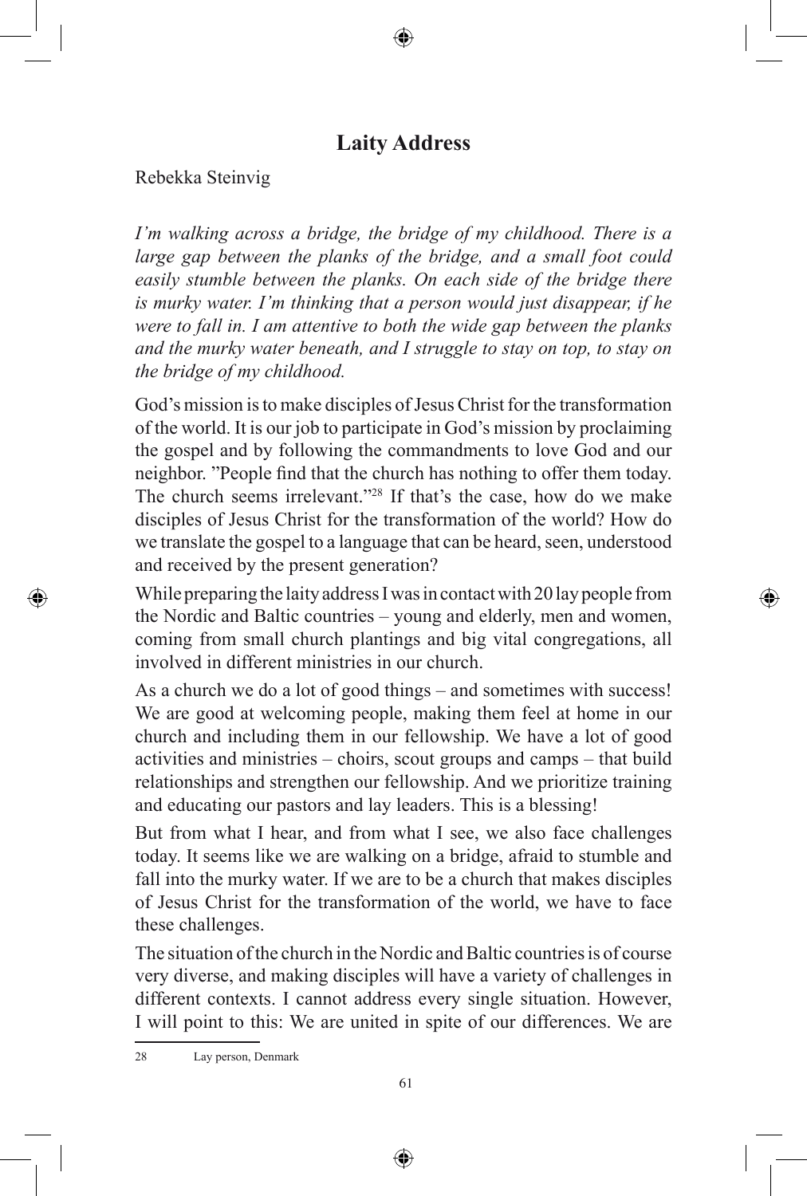## Laity Address

Rebekka Steinvig

*I'm walking across a bridge, the bridge of my childhood. There is a large gap between the planks of the bridge, and a small foot could easily stumble between the planks. On each side of the bridge there is murky water. I'm thinking that a person would just disappear, if he were to fall in. I am attentive to both the wide gap between the planks and the murky water beneath, and I struggle to stay on top, to stay on the bridge of my childhood.*

God's mission is to make disciples of Jesus Christ for the transformation of the world. It is our job to participate in God's mission by proclaiming the gospel and by following the commandments to love God and our neighbor. "People find that the church has nothing to offer them today. The church seems irrelevant."[28] If that's the case, how do we make disciples of Jesus Christ for the transformation of the world? How do we translate the gospel to a language that can be heard, seen, understood and received by the present generation?

While preparing the laity address I was in contact with 20 lay people from the Nordic and Baltic countries – young and elderly, men and women, coming from small church plantings and big vital congregations, all involved in different ministries in our church.

As a church we do a lot of good things – and sometimes with success! We are good at welcoming people, making them feel at home in our church and including them in our fellowship. We have a lot of good activities and ministries – choirs, scout groups and camps – that build relationships and strengthen our fellowship. And we prioritize training and educating our pastors and lay leaders. This is a blessing!

But from what I hear, and from what I see, we also face challenges today. It seems like we are walking on a bridge, afraid to stumble and fall into the murky water. If we are to be a church that makes disciples of Jesus Christ for the transformation of the world, we have to face these challenges.

The situation of the church in the Nordic and Baltic countries is of course very diverse, and making disciples will have a variety of challenges in different contexts. I cannot address every single situation. However, I will point to this: We are united in spite of our differences. We are

[28] Lay person, Denmark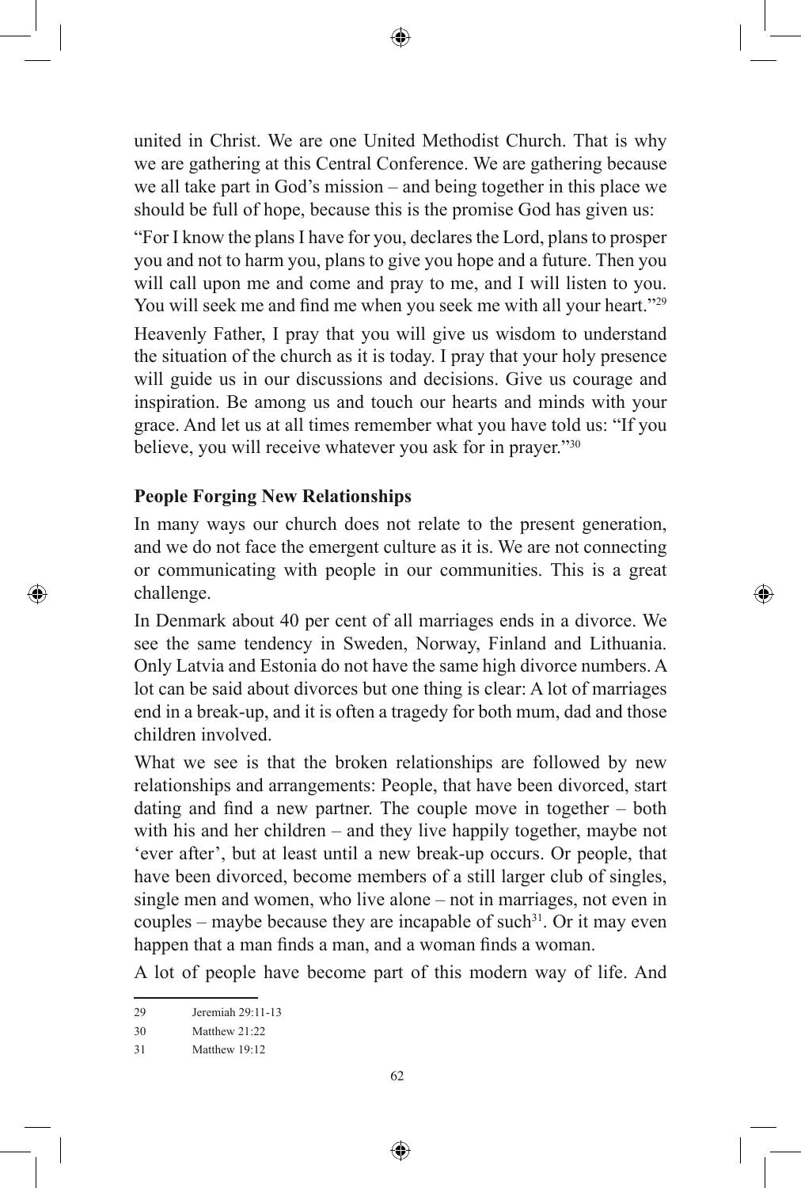united in Christ. We are one United Methodist Church. That is why we are gathering at this Central Conference. We are gathering because we all take part in God's mission – and being together in this place we should be full of hope, because this is the promise God has given us:

"For I know the plans I have for you, declares the Lord, plans to prosper you and not to harm you, plans to give you hope and a future. Then you will call upon me and come and pray to me, and I will listen to you. You will seek me and find me when you seek me with all your heart."[29]

Heavenly Father, I pray that you will give us wisdom to understand the situation of the church as it is today. I pray that your holy presence will guide us in our discussions and decisions. Give us courage and inspiration. Be among us and touch our hearts and minds with your grace. And let us at all times remember what you have told us: "If you believe, you will receive whatever you ask for in prayer."[30]

**People Forging New Relationships**

In many ways our church does not relate to the present generation, and we do not face the emergent culture as it is. We are not connecting or communicating with people in our communities. This is a great challenge.

In Denmark about 40 per cent of all marriages ends in a divorce. We see the same tendency in Sweden, Norway, Finland and Lithuania. Only Latvia and Estonia do not have the same high divorce numbers. A lot can be said about divorces but one thing is clear: A lot of marriages end in a break-up, and it is often a tragedy for both mum, dad and those children involved.

What we see is that the broken relationships are followed by new relationships and arrangements: People, that have been divorced, start dating and find a new partner. The couple move in together – both with his and her children – and they live happily together, maybe not 'ever after', but at least until a new break-up occurs. Or people, that have been divorced, become members of a still larger club of singles, single men and women, who live alone – not in marriages, not even in couples – maybe because they are incapable of such[31]. Or it may even happen that a man finds a man, and a woman finds a woman.

A lot of people have become part of this modern way of life. And

---

29 Jeremiah 29:11-13

30 Matthew 21:22

31 Matthew 19:12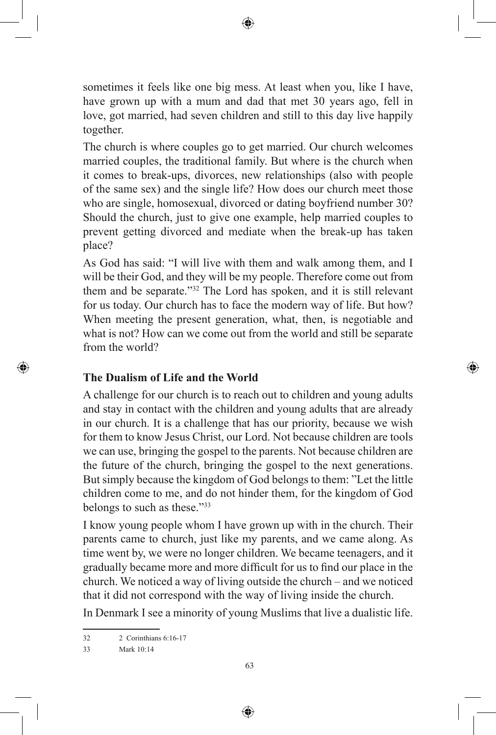sometimes it feels like one big mess. At least when you, like I have, have grown up with a mum and dad that met 30 years ago, fell in love, got married, had seven children and still to this day live happily together.

The church is where couples go to get married. Our church welcomes married couples, the traditional family. But where is the church when it comes to break-ups, divorces, new relationships (also with people of the same sex) and the single life? How does our church meet those who are single, homosexual, divorced or dating boyfriend number 30? Should the church, just to give one example, help married couples to prevent getting divorced and mediate when the break-up has taken place?

As God has said: "I will live with them and walk among them, and I will be their God, and they will be my people. Therefore come out from them and be separate."[32] The Lord has spoken, and it is still relevant for us today. Our church has to face the modern way of life. But how? When meeting the present generation, what, then, is negotiable and what is not? How can we come out from the world and still be separate from the world?

## The Dualism of Life and the World

A challenge for our church is to reach out to children and young adults and stay in contact with the children and young adults that are already in our church. It is a challenge that has our priority, because we wish for them to know Jesus Christ, our Lord. Not because children are tools we can use, bringing the gospel to the parents. Not because children are the future of the church, bringing the gospel to the next generations. But simply because the kingdom of God belongs to them: "Let the little children come to me, and do not hinder them, for the kingdom of God belongs to such as these."[33]

I know young people whom I have grown up with in the church. Their parents came to church, just like my parents, and we came along. As time went by, we were no longer children. We became teenagers, and it gradually became more and more difficult for us to find our place in the church. We noticed a way of living outside the church – and we noticed that it did not correspond with the way of living inside the church.

In Denmark I see a minority of young Muslims that live a dualistic life.

---

32 2 Corinthians 6:16-17

33 Mark 10:14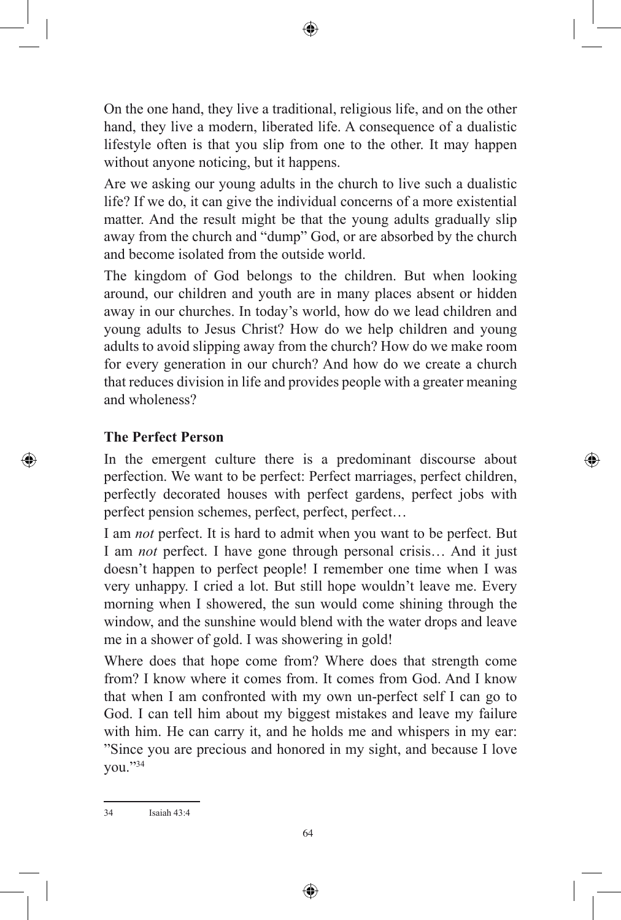On the one hand, they live a traditional, religious life, and on the other hand, they live a modern, liberated life. A consequence of a dualistic lifestyle often is that you slip from one to the other. It may happen without anyone noticing, but it happens.

Are we asking our young adults in the church to live such a dualistic life? If we do, it can give the individual concerns of a more existential matter. And the result might be that the young adults gradually slip away from the church and "dump" God, or are absorbed by the church and become isolated from the outside world.

The kingdom of God belongs to the children. But when looking around, our children and youth are in many places absent or hidden away in our churches. In today's world, how do we lead children and young adults to Jesus Christ? How do we help children and young adults to avoid slipping away from the church? How do we make room for every generation in our church? And how do we create a church that reduces division in life and provides people with a greater meaning and wholeness?

### The Perfect Person

In the emergent culture there is a predominant discourse about perfection. We want to be perfect: Perfect marriages, perfect children, perfectly decorated houses with perfect gardens, perfect jobs with perfect pension schemes, perfect, perfect, perfect…

I am *not* perfect. It is hard to admit when you want to be perfect. But I am *not* perfect. I have gone through personal crisis… And it just doesn't happen to perfect people! I remember one time when I was very unhappy. I cried a lot. But still hope wouldn't leave me. Every morning when I showered, the sun would come shining through the window, and the sunshine would blend with the water drops and leave me in a shower of gold. I was showering in gold!

Where does that hope come from? Where does that strength come from? I know where it comes from. It comes from God. And I know that when I am confronted with my own un-perfect self I can go to God. I can tell him about my biggest mistakes and leave my failure with him. He can carry it, and he holds me and whispers in my ear: "Since you are precious and honored in my sight, and because I love you."[34]

---

34 Isaiah 43:4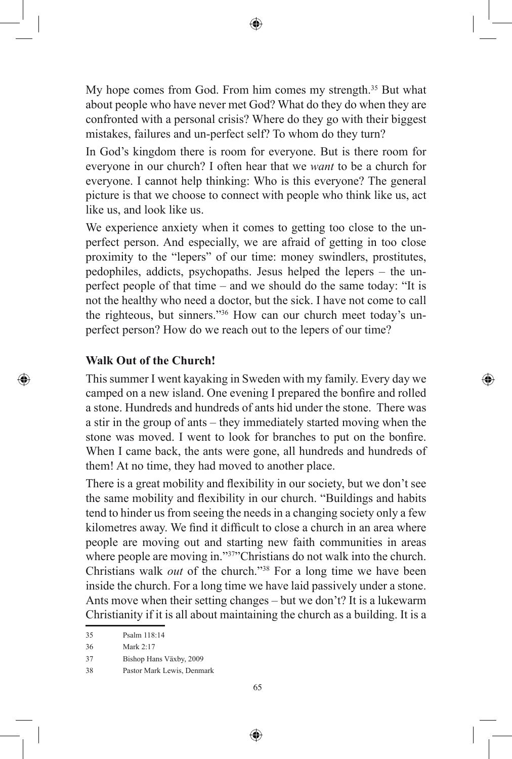My hope comes from God. From him comes my strength.[35] But what about people who have never met God? What do they do when they are confronted with a personal crisis? Where do they go with their biggest mistakes, failures and un-perfect self? To whom do they turn?

In God's kingdom there is room for everyone. But is there room for everyone in our church? I often hear that we *want* to be a church for everyone. I cannot help thinking: Who is this everyone? The general picture is that we choose to connect with people who think like us, act like us, and look like us.

We experience anxiety when it comes to getting too close to the un-perfect person. And especially, we are afraid of getting in too close proximity to the "lepers" of our time: money swindlers, prostitutes, pedophiles, addicts, psychopaths. Jesus helped the lepers – the un-perfect people of that time – and we should do the same today: "It is not the healthy who need a doctor, but the sick. I have not come to call the righteous, but sinners."[36] How can our church meet today's un-perfect person? How do we reach out to the lepers of our time?

### Walk Out of the Church!

This summer I went kayaking in Sweden with my family. Every day we camped on a new island. One evening I prepared the bonfire and rolled a stone. Hundreds and hundreds of ants hid under the stone. There was a stir in the group of ants – they immediately started moving when the stone was moved. I went to look for branches to put on the bonfire. When I came back, the ants were gone, all hundreds and hundreds of them! At no time, they had moved to another place.

There is a great mobility and flexibility in our society, but we don't see the same mobility and flexibility in our church. "Buildings and habits tend to hinder us from seeing the needs in a changing society only a few kilometres away. We find it difficult to close a church in an area where people are moving out and starting new faith communities in areas where people are moving in."[37]"Christians do not walk into the church. Christians walk *out* of the church."[38] For a long time we have been inside the church. For a long time we have laid passively under a stone. Ants move when their setting changes – but we don't? It is a lukewarm Christianity if it is all about maintaining the church as a building. It is a

---

35 Psalm 118:14

36 Mark 2:17

37 Bishop Hans Växby, 2009

38 Pastor Mark Lewis, Denmark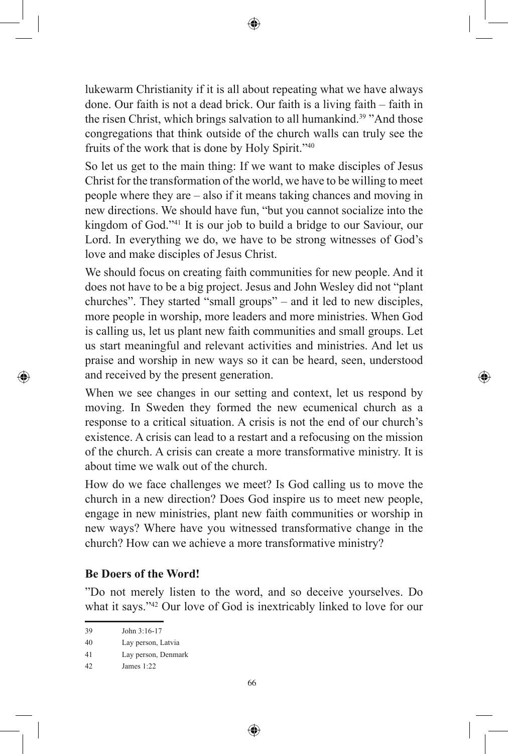lukewarm Christianity if it is all about repeating what we have always done. Our faith is not a dead brick. Our faith is a living faith – faith in the risen Christ, which brings salvation to all humankind.[39] ”And those congregations that think outside of the church walls can truly see the fruits of the work that is done by Holy Spirit.”[40]

So let us get to the main thing: If we want to make disciples of Jesus Christ for the transformation of the world, we have to be willing to meet people where they are – also if it means taking chances and moving in new directions. We should have fun, “but you cannot socialize into the kingdom of God.”[41] It is our job to build a bridge to our Saviour, our Lord. In everything we do, we have to be strong witnesses of God’s love and make disciples of Jesus Christ.

We should focus on creating faith communities for new people. And it does not have to be a big project. Jesus and John Wesley did not “plant churches”. They started “small groups” – and it led to new disciples, more people in worship, more leaders and more ministries. When God is calling us, let us plant new faith communities and small groups. Let us start meaningful and relevant activities and ministries. And let us praise and worship in new ways so it can be heard, seen, understood and received by the present generation.

When we see changes in our setting and context, let us respond by moving. In Sweden they formed the new ecumenical church as a response to a critical situation. A crisis is not the end of our church’s existence. A crisis can lead to a restart and a refocusing on the mission of the church. A crisis can create a more transformative ministry. It is about time we walk out of the church.

How do we face challenges we meet? Is God calling us to move the church in a new direction? Does God inspire us to meet new people, engage in new ministries, plant new faith communities or worship in new ways? Where have you witnessed transformative change in the church? How can we achieve a more transformative ministry?

### Be Doers of the Word!

”Do not merely listen to the word, and so deceive yourselves. Do what it says.”[42] Our love of God is inextricably linked to love for our

---

39 John 3:16-17

40 Lay person, Latvia

41 Lay person, Denmark

42 James 1:22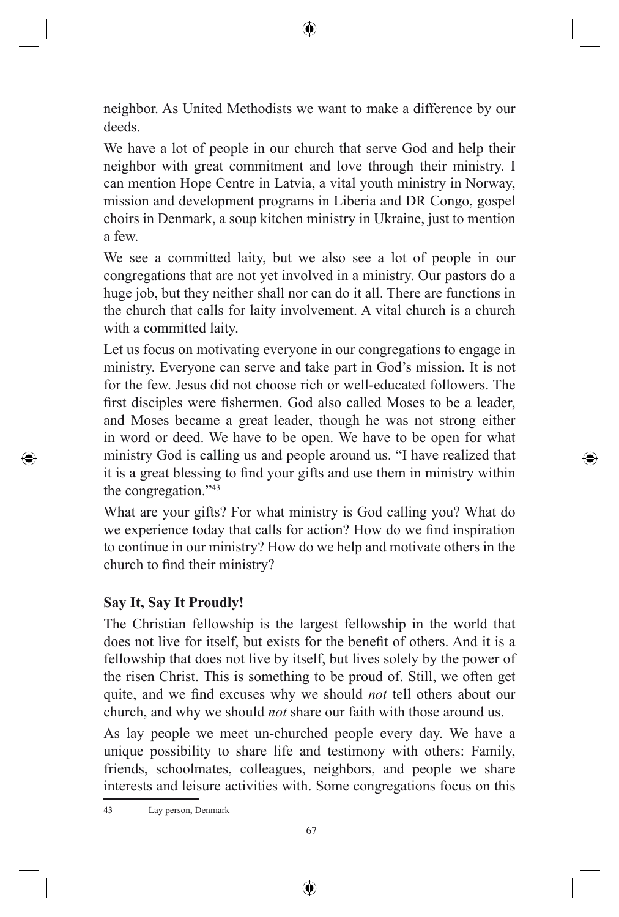neighbor. As United Methodists we want to make a difference by our deeds.

We have a lot of people in our church that serve God and help their neighbor with great commitment and love through their ministry. I can mention Hope Centre in Latvia, a vital youth ministry in Norway, mission and development programs in Liberia and DR Congo, gospel choirs in Denmark, a soup kitchen ministry in Ukraine, just to mention a few.

We see a committed laity, but we also see a lot of people in our congregations that are not yet involved in a ministry. Our pastors do a huge job, but they neither shall nor can do it all. There are functions in the church that calls for laity involvement. A vital church is a church with a committed laity.

Let us focus on motivating everyone in our congregations to engage in ministry. Everyone can serve and take part in God's mission. It is not for the few. Jesus did not choose rich or well-educated followers. The first disciples were fishermen. God also called Moses to be a leader, and Moses became a great leader, though he was not strong either in word or deed. We have to be open. We have to be open for what ministry God is calling us and people around us. "I have realized that it is a great blessing to find your gifts and use them in ministry within the congregation."[43]

What are your gifts? For what ministry is God calling you? What do we experience today that calls for action? How do we find inspiration to continue in our ministry? How do we help and motivate others in the church to find their ministry?

### Say It, Say It Proudly!

The Christian fellowship is the largest fellowship in the world that does not live for itself, but exists for the benefit of others. And it is a fellowship that does not live by itself, but lives solely by the power of the risen Christ. This is something to be proud of. Still, we often get quite, and we find excuses why we should *not* tell others about our church, and why we should *not* share our faith with those around us.

As lay people we meet un-churched people every day. We have a unique possibility to share life and testimony with others: Family, friends, schoolmates, colleagues, neighbors, and people we share interests and leisure activities with. Some congregations focus on this

---

43 Lay person, Denmark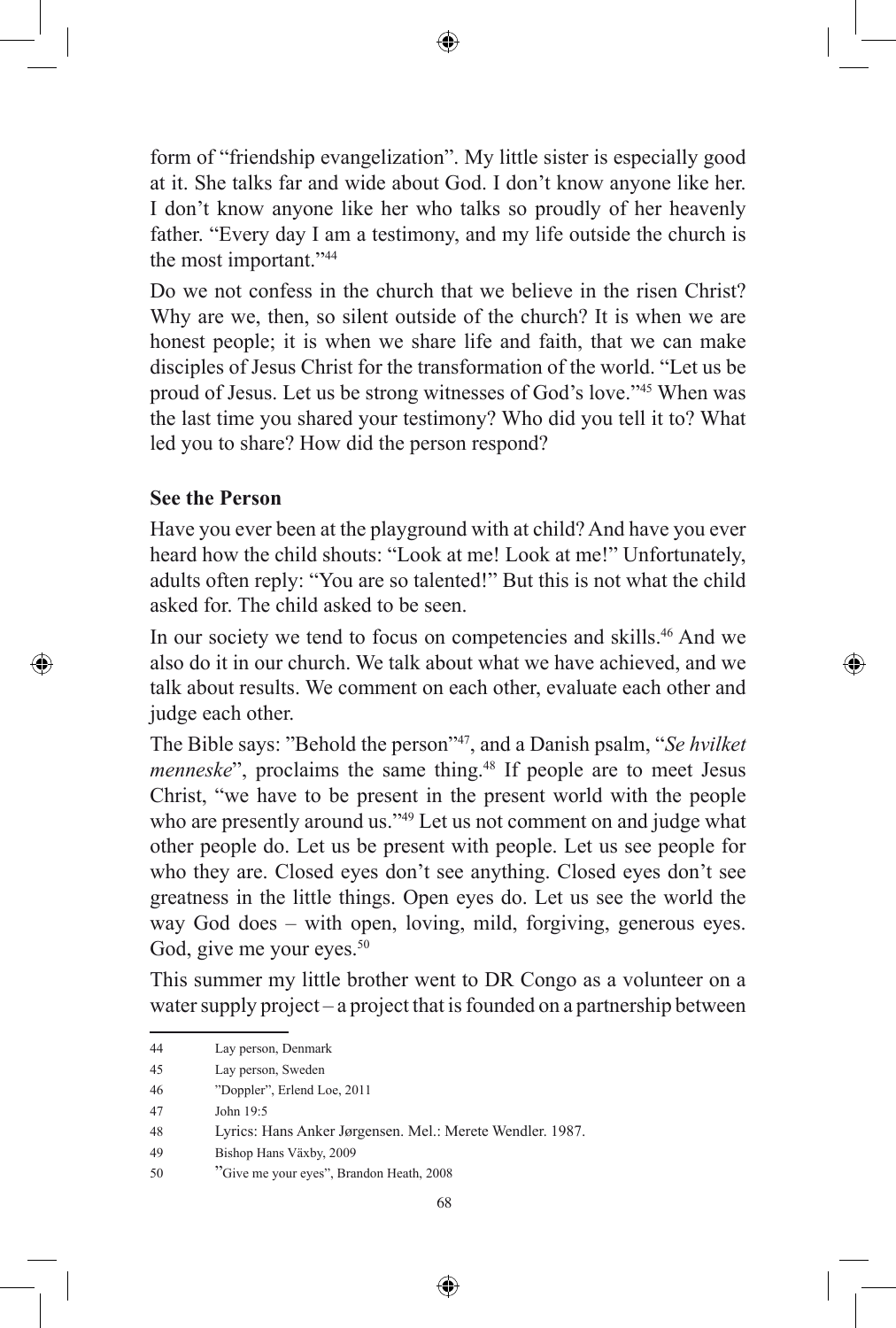form of "friendship evangelization". My little sister is especially good at it. She talks far and wide about God. I don't know anyone like her. I don't know anyone like her who talks so proudly of her heavenly father. "Every day I am a testimony, and my life outside the church is the most important."[44]

Do we not confess in the church that we believe in the risen Christ? Why are we, then, so silent outside of the church? It is when we are honest people; it is when we share life and faith, that we can make disciples of Jesus Christ for the transformation of the world. "Let us be proud of Jesus. Let us be strong witnesses of God's love."[45] When was the last time you shared your testimony? Who did you tell it to? What led you to share? How did the person respond?

**See the Person**

Have you ever been at the playground with at child? And have you ever heard how the child shouts: "Look at me! Look at me!" Unfortunately, adults often reply: "You are so talented!" But this is not what the child asked for. The child asked to be seen.

In our society we tend to focus on competencies and skills.[46] And we also do it in our church. We talk about what we have achieved, and we talk about results. We comment on each other, evaluate each other and judge each other.

The Bible says: "Behold the person"[47], and a Danish psalm, "*Se hvilket menneske*", proclaims the same thing.[48] If people are to meet Jesus Christ, "we have to be present in the present world with the people who are presently around us."[49] Let us not comment on and judge what other people do. Let us be present with people. Let us see people for who they are. Closed eyes don't see anything. Closed eyes don't see greatness in the little things. Open eyes do. Let us see the world the way God does – with open, loving, mild, forgiving, generous eyes. God, give me your eyes.[50]

This summer my little brother went to DR Congo as a volunteer on a water supply project – a project that is founded on a partnership between

---

44 Lay person, Denmark

45 Lay person, Sweden

46 "Doppler", Erlend Loe, 2011

47 John 19:5

48 Lyrics: Hans Anker Jørgensen. Mel.: Merete Wendler. 1987.

49 Bishop Hans Växby, 2009

50 "Give me your eyes", Brandon Heath, 2008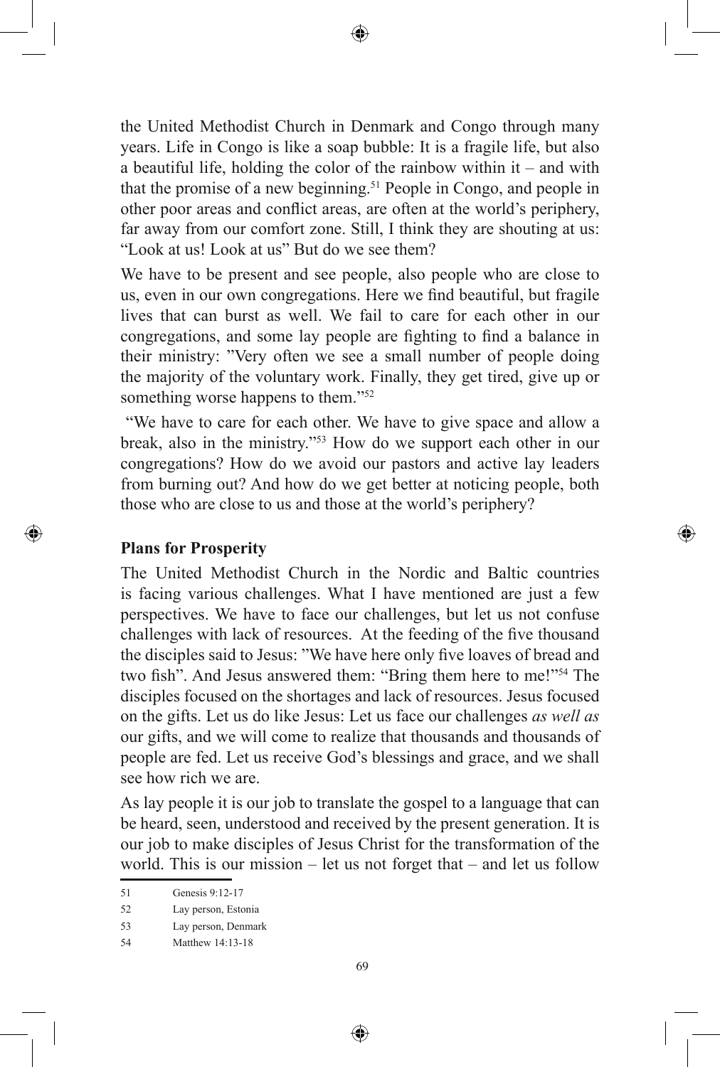the United Methodist Church in Denmark and Congo through many years. Life in Congo is like a soap bubble: It is a fragile life, but also a beautiful life, holding the color of the rainbow within it – and with that the promise of a new beginning.[51] People in Congo, and people in other poor areas and conflict areas, are often at the world's periphery, far away from our comfort zone. Still, I think they are shouting at us: "Look at us! Look at us" But do we see them?

We have to be present and see people, also people who are close to us, even in our own congregations. Here we find beautiful, but fragile lives that can burst as well. We fail to care for each other in our congregations, and some lay people are fighting to find a balance in their ministry: "Very often we see a small number of people doing the majority of the voluntary work. Finally, they get tired, give up or something worse happens to them."[52]

"We have to care for each other. We have to give space and allow a break, also in the ministry."[53] How do we support each other in our congregations? How do we avoid our pastors and active lay leaders from burning out? And how do we get better at noticing people, both those who are close to us and those at the world's periphery?

### Plans for Prosperity

The United Methodist Church in the Nordic and Baltic countries is facing various challenges. What I have mentioned are just a few perspectives. We have to face our challenges, but let us not confuse challenges with lack of resources. At the feeding of the five thousand the disciples said to Jesus: "We have here only five loaves of bread and two fish". And Jesus answered them: "Bring them here to me!"[54] The disciples focused on the shortages and lack of resources. Jesus focused on the gifts. Let us do like Jesus: Let us face our challenges *as well as* our gifts, and we will come to realize that thousands and thousands of people are fed. Let us receive God's blessings and grace, and we shall see how rich we are.

As lay people it is our job to translate the gospel to a language that can be heard, seen, understood and received by the present generation. It is our job to make disciples of Jesus Christ for the transformation of the world. This is our mission – let us not forget that – and let us follow

---

51 Genesis 9:12-17

52 Lay person, Estonia

53 Lay person, Denmark

54 Matthew 14:13-18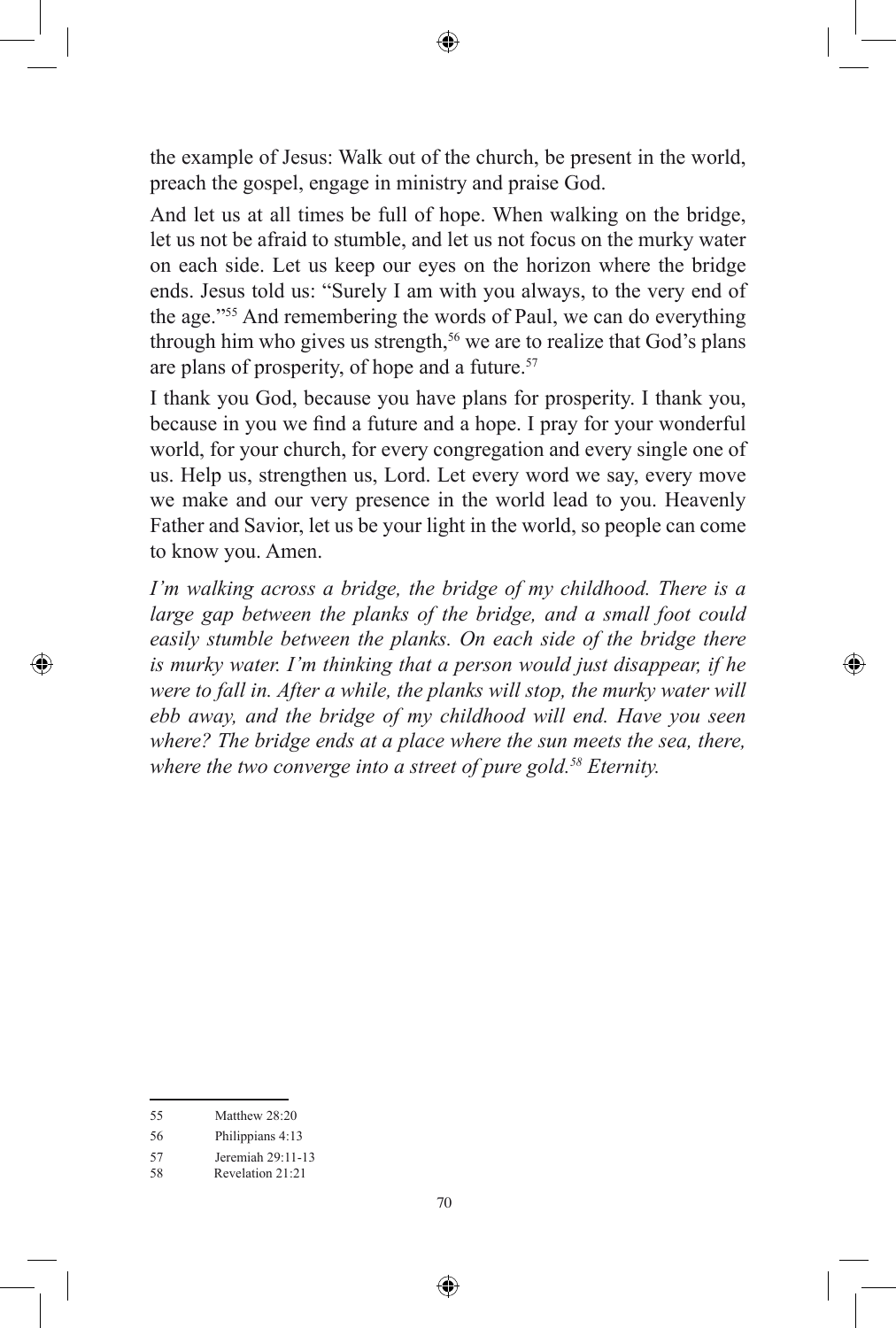the example of Jesus: Walk out of the church, be present in the world, preach the gospel, engage in ministry and praise God.

And let us at all times be full of hope. When walking on the bridge, let us not be afraid to stumble, and let us not focus on the murky water on each side. Let us keep our eyes on the horizon where the bridge ends. Jesus told us: "Surely I am with you always, to the very end of the age."[55] And remembering the words of Paul, we can do everything through him who gives us strength,[56] we are to realize that God's plans are plans of prosperity, of hope and a future.[57]

I thank you God, because you have plans for prosperity. I thank you, because in you we find a future and a hope. I pray for your wonderful world, for your church, for every congregation and every single one of us. Help us, strengthen us, Lord. Let every word we say, every move we make and our very presence in the world lead to you. Heavenly Father and Savior, let us be your light in the world, so people can come to know you. Amen.

*I'm walking across a bridge, the bridge of my childhood. There is a large gap between the planks of the bridge, and a small foot could easily stumble between the planks. On each side of the bridge there is murky water. I'm thinking that a person would just disappear, if he were to fall in. After a while, the planks will stop, the murky water will ebb away, and the bridge of my childhood will end. Have you seen where? The bridge ends at a place where the sun meets the sea, there, where the two converge into a street of pure gold.[58] Eternity.*

---

55 Matthew 28:20

56 Philippians 4:13

57 Jeremiah 29:11-13

58 Revelation 21:21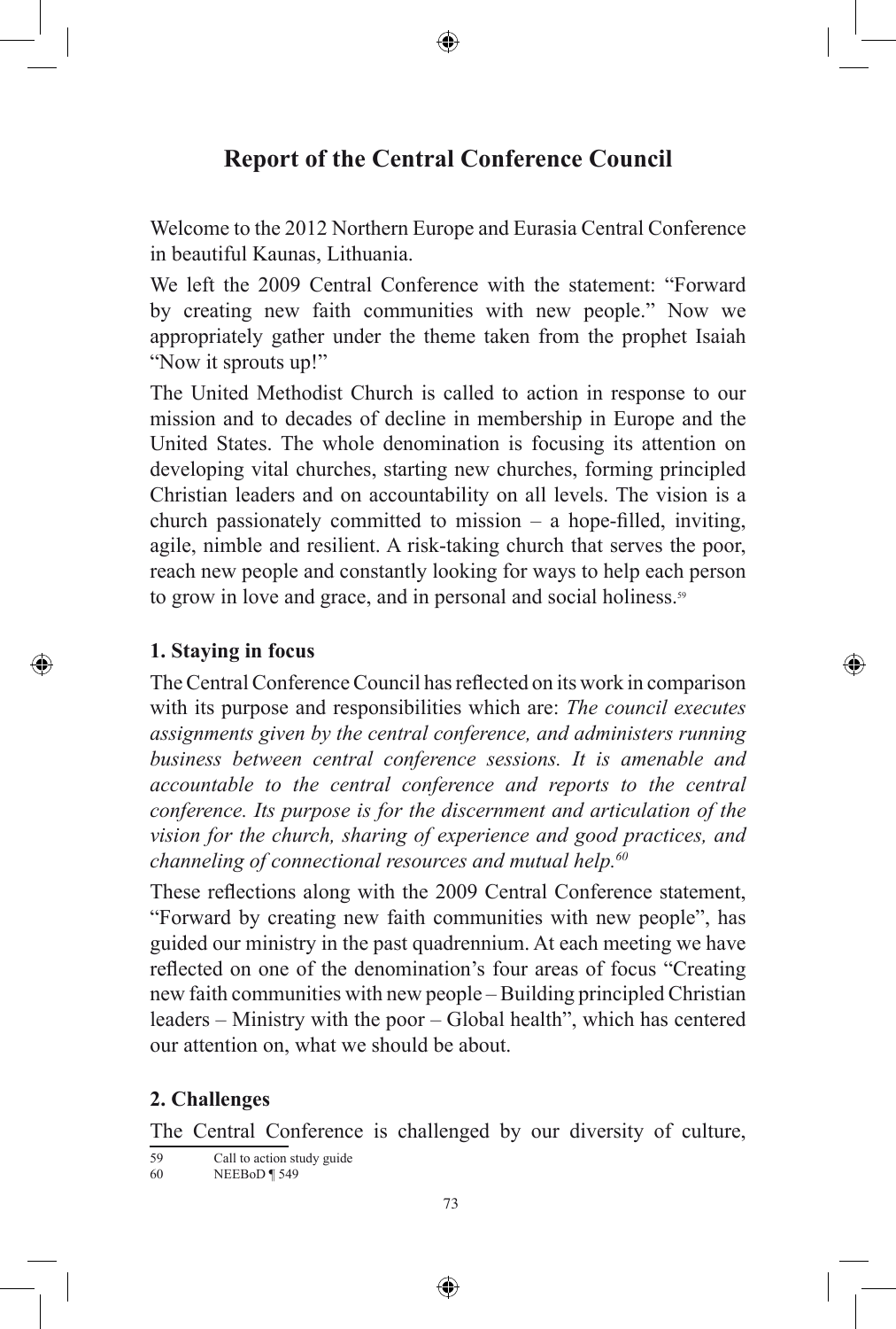# Report of the Central Conference Council

Welcome to the 2012 Northern Europe and Eurasia Central Conference in beautiful Kaunas, Lithuania.

We left the 2009 Central Conference with the statement: "Forward by creating new faith communities with new people." Now we appropriately gather under the theme taken from the prophet Isaiah "Now it sprouts up!"

The United Methodist Church is called to action in response to our mission and to decades of decline in membership in Europe and the United States. The whole denomination is focusing its attention on developing vital churches, starting new churches, forming principled Christian leaders and on accountability on all levels. The vision is a church passionately committed to mission – a hope-filled, inviting, agile, nimble and resilient. A risk-taking church that serves the poor, reach new people and constantly looking for ways to help each person to grow in love and grace, and in personal and social holiness.[59]

## 1. Staying in focus

The Central Conference Council has reflected on its work in comparison with its purpose and responsibilities which are: *The council executes assignments given by the central conference, and administers running business between central conference sessions. It is amenable and accountable to the central conference and reports to the central conference. Its purpose is for the discernment and articulation of the vision for the church, sharing of experience and good practices, and channeling of connectional resources and mutual help.*[60]

These reflections along with the 2009 Central Conference statement, "Forward by creating new faith communities with new people", has guided our ministry in the past quadrennium. At each meeting we have reflected on one of the denomination's four areas of focus "Creating new faith communities with new people – Building principled Christian leaders – Ministry with the poor – Global health", which has centered our attention on, what we should be about.

## 2. Challenges

The Central Conference is challenged by our diversity of culture,

---

59 Call to action study guide

60 NEEBoD ¶ 549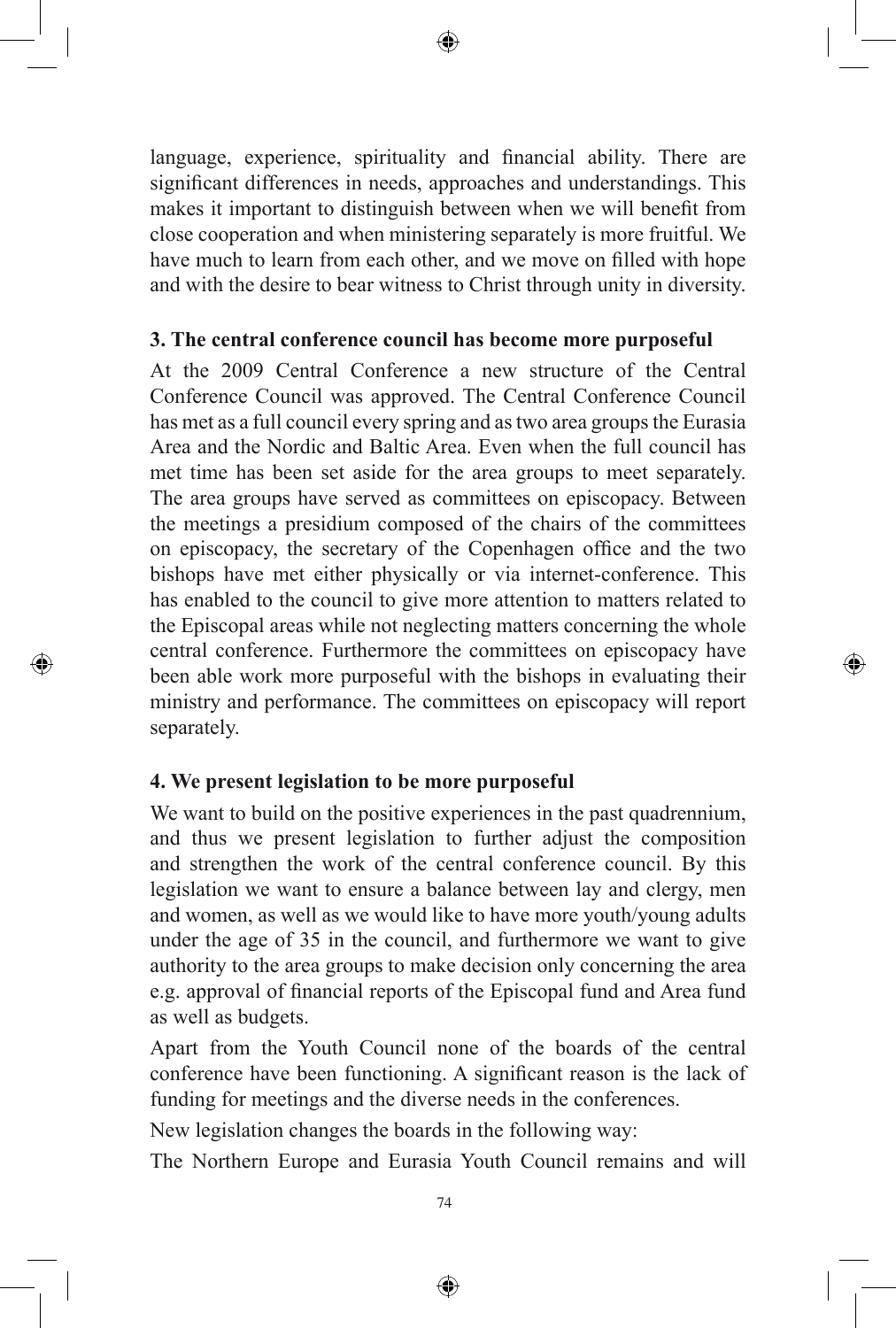language, experience, spirituality and financial ability. There are significant differences in needs, approaches and understandings. This makes it important to distinguish between when we will benefit from close cooperation and when ministering separately is more fruitful. We have much to learn from each other, and we move on filled with hope and with the desire to bear witness to Christ through unity in diversity.

### 3. The central conference council has become more purposeful

At the 2009 Central Conference a new structure of the Central Conference Council was approved. The Central Conference Council has met as a full council every spring and as two area groups the Eurasia Area and the Nordic and Baltic Area. Even when the full council has met time has been set aside for the area groups to meet separately. The area groups have served as committees on episcopacy. Between the meetings a presidium composed of the chairs of the committees on episcopacy, the secretary of the Copenhagen office and the two bishops have met either physically or via internet-conference. This has enabled to the council to give more attention to matters related to the Episcopal areas while not neglecting matters concerning the whole central conference. Furthermore the committees on episcopacy have been able work more purposeful with the bishops in evaluating their ministry and performance. The committees on episcopacy will report separately.

### 4. We present legislation to be more purposeful

We want to build on the positive experiences in the past quadrennium, and thus we present legislation to further adjust the composition and strengthen the work of the central conference council. By this legislation we want to ensure a balance between lay and clergy, men and women, as well as we would like to have more youth/young adults under the age of 35 in the council, and furthermore we want to give authority to the area groups to make decision only concerning the area e.g. approval of financial reports of the Episcopal fund and Area fund as well as budgets.

Apart from the Youth Council none of the boards of the central conference have been functioning. A significant reason is the lack of funding for meetings and the diverse needs in the conferences.

New legislation changes the boards in the following way:

The Northern Europe and Eurasia Youth Council remains and will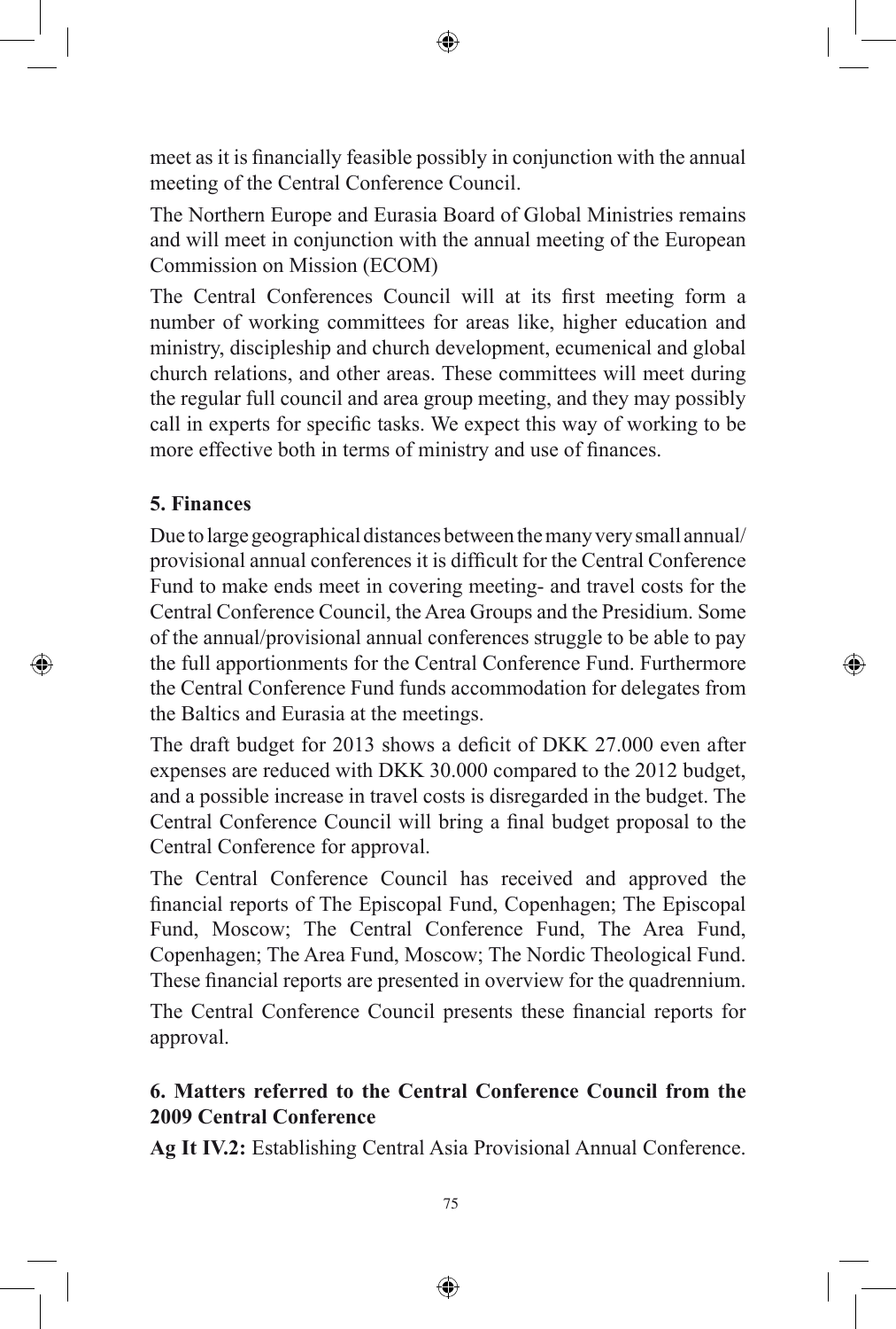meet as it is financially feasible possibly in conjunction with the annual meeting of the Central Conference Council.

The Northern Europe and Eurasia Board of Global Ministries remains and will meet in conjunction with the annual meeting of the European Commission on Mission (ECOM)

The Central Conferences Council will at its first meeting form a number of working committees for areas like, higher education and ministry, discipleship and church development, ecumenical and global church relations, and other areas. These committees will meet during the regular full council and area group meeting, and they may possibly call in experts for specific tasks. We expect this way of working to be more effective both in terms of ministry and use of finances.

### 5. Finances

Due to large geographical distances between the many very small annual/provisional annual conferences it is difficult for the Central Conference Fund to make ends meet in covering meeting- and travel costs for the Central Conference Council, the Area Groups and the Presidium. Some of the annual/provisional annual conferences struggle to be able to pay the full apportionments for the Central Conference Fund. Furthermore the Central Conference Fund funds accommodation for delegates from the Baltics and Eurasia at the meetings.

The draft budget for 2013 shows a deficit of DKK 27.000 even after expenses are reduced with DKK 30.000 compared to the 2012 budget, and a possible increase in travel costs is disregarded in the budget. The Central Conference Council will bring a final budget proposal to the Central Conference for approval.

The Central Conference Council has received and approved the financial reports of The Episcopal Fund, Copenhagen; The Episcopal Fund, Moscow; The Central Conference Fund, The Area Fund, Copenhagen; The Area Fund, Moscow; The Nordic Theological Fund. These financial reports are presented in overview for the quadrennium.

The Central Conference Council presents these financial reports for approval.

### 6. Matters referred to the Central Conference Council from the 2009 Central Conference

**Ag It IV.2:** Establishing Central Asia Provisional Annual Conference.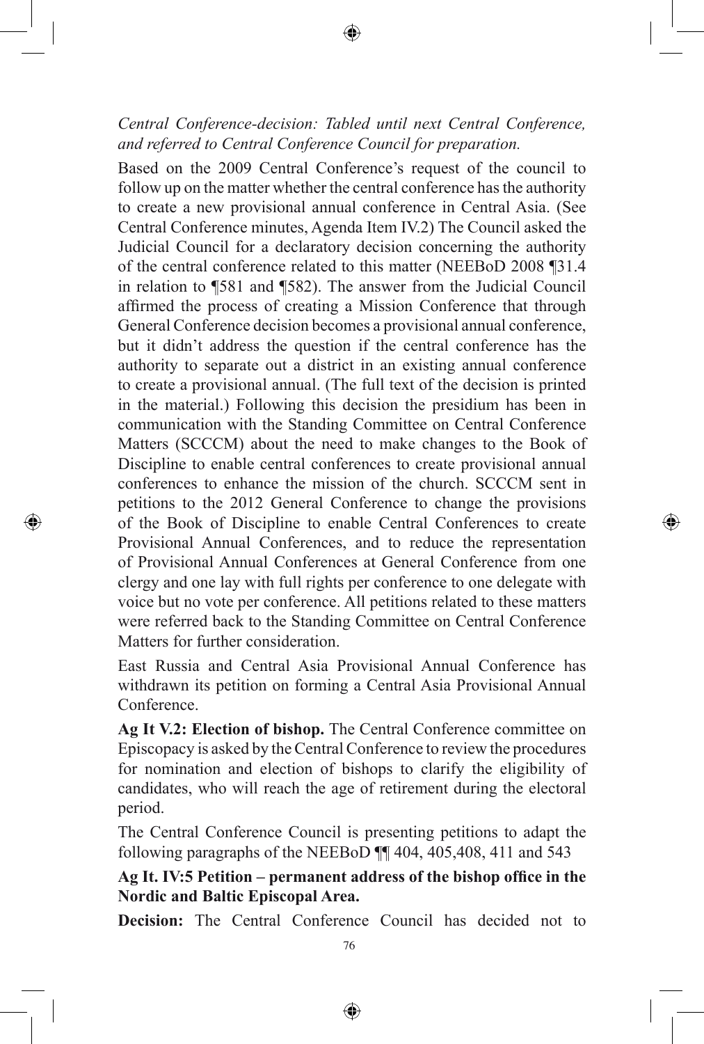*Central Conference-decision: Tabled until next Central Conference, and referred to Central Conference Council for preparation.*

Based on the 2009 Central Conference's request of the council to follow up on the matter whether the central conference has the authority to create a new provisional annual conference in Central Asia. (See Central Conference minutes, Agenda Item IV.2) The Council asked the Judicial Council for a declaratory decision concerning the authority of the central conference related to this matter (NEEBoD 2008 ¶31.4 in relation to ¶581 and ¶582). The answer from the Judicial Council affirmed the process of creating a Mission Conference that through General Conference decision becomes a provisional annual conference, but it didn't address the question if the central conference has the authority to separate out a district in an existing annual conference to create a provisional annual. (The full text of the decision is printed in the material.) Following this decision the presidium has been in communication with the Standing Committee on Central Conference Matters (SCCCM) about the need to make changes to the Book of Discipline to enable central conferences to create provisional annual conferences to enhance the mission of the church. SCCCM sent in petitions to the 2012 General Conference to change the provisions of the Book of Discipline to enable Central Conferences to create Provisional Annual Conferences, and to reduce the representation of Provisional Annual Conferences at General Conference from one clergy and one lay with full rights per conference to one delegate with voice but no vote per conference. All petitions related to these matters were referred back to the Standing Committee on Central Conference Matters for further consideration.

East Russia and Central Asia Provisional Annual Conference has withdrawn its petition on forming a Central Asia Provisional Annual Conference.

**Ag It V.2: Election of bishop.** The Central Conference committee on Episcopacy is asked by the Central Conference to review the procedures for nomination and election of bishops to clarify the eligibility of candidates, who will reach the age of retirement during the electoral period.

The Central Conference Council is presenting petitions to adapt the following paragraphs of the NEEBoD ¶¶ 404, 405,408, 411 and 543

**Ag It. IV:5 Petition – permanent address of the bishop office in the Nordic and Baltic Episcopal Area.**

**Decision:** The Central Conference Council has decided not to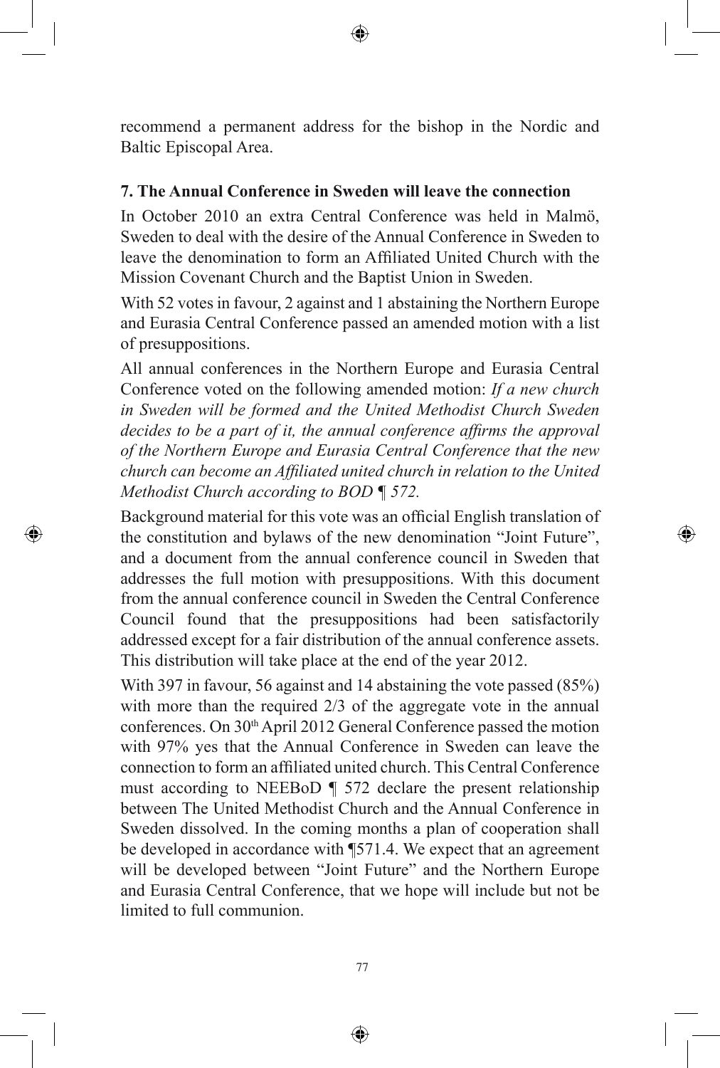recommend a permanent address for the bishop in the Nordic and Baltic Episcopal Area.

### 7. The Annual Conference in Sweden will leave the connection

In October 2010 an extra Central Conference was held in Malmö, Sweden to deal with the desire of the Annual Conference in Sweden to leave the denomination to form an Affiliated United Church with the Mission Covenant Church and the Baptist Union in Sweden.

With 52 votes in favour, 2 against and 1 abstaining the Northern Europe and Eurasia Central Conference passed an amended motion with a list of presuppositions.

All annual conferences in the Northern Europe and Eurasia Central Conference voted on the following amended motion: *If a new church in Sweden will be formed and the United Methodist Church Sweden decides to be a part of it, the annual conference affirms the approval of the Northern Europe and Eurasia Central Conference that the new church can become an Affiliated united church in relation to the United Methodist Church according to BOD ¶ 572.*

Background material for this vote was an official English translation of the constitution and bylaws of the new denomination "Joint Future", and a document from the annual conference council in Sweden that addresses the full motion with presuppositions. With this document from the annual conference council in Sweden the Central Conference Council found that the presuppositions had been satisfactorily addressed except for a fair distribution of the annual conference assets. This distribution will take place at the end of the year 2012.

With 397 in favour, 56 against and 14 abstaining the vote passed (85%) with more than the required 2/3 of the aggregate vote in the annual conferences. On 30th April 2012 General Conference passed the motion with 97% yes that the Annual Conference in Sweden can leave the connection to form an affiliated united church. This Central Conference must according to NEEBoD ¶ 572 declare the present relationship between The United Methodist Church and the Annual Conference in Sweden dissolved. In the coming months a plan of cooperation shall be developed in accordance with ¶571.4. We expect that an agreement will be developed between "Joint Future" and the Northern Europe and Eurasia Central Conference, that we hope will include but not be limited to full communion.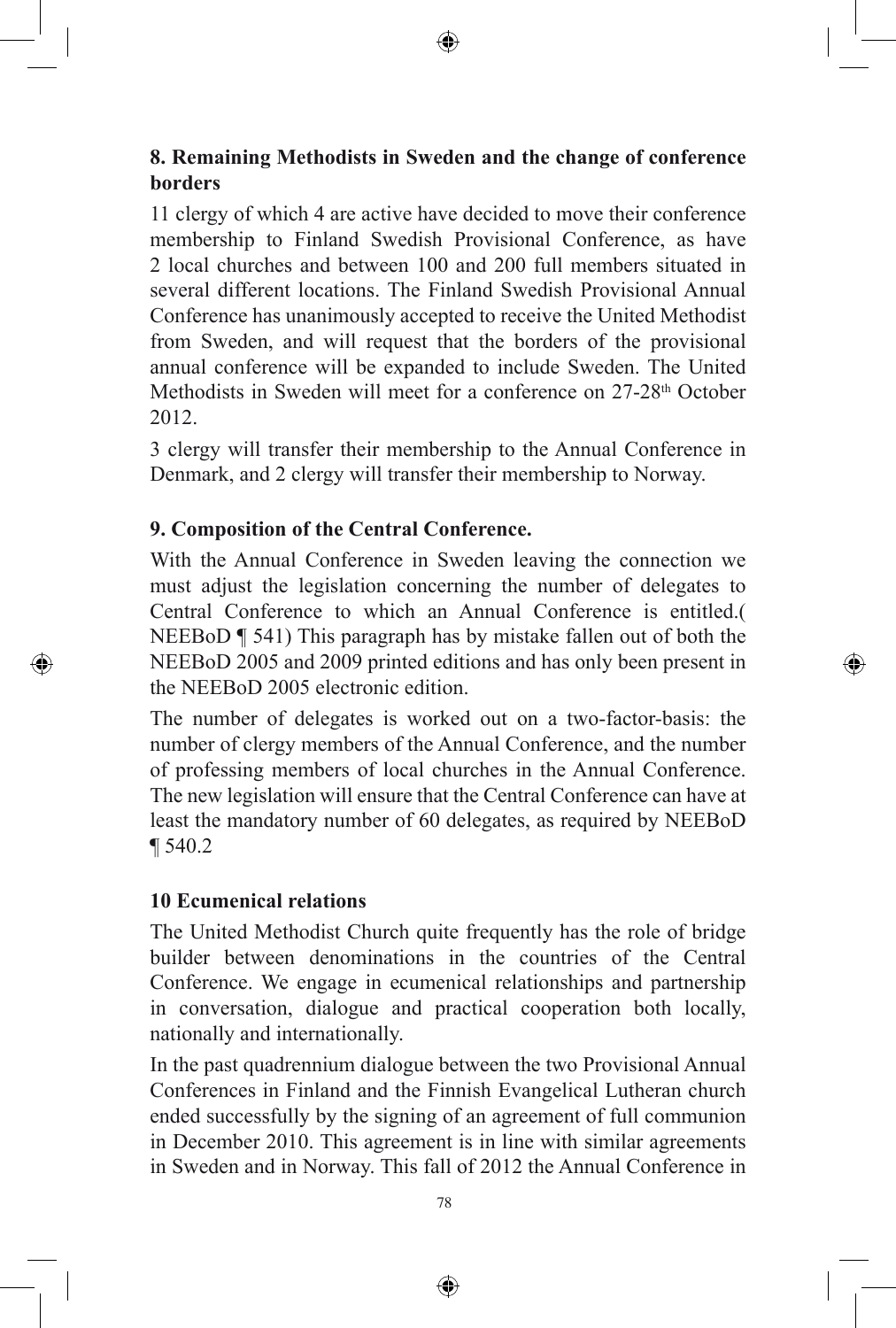## 8. Remaining Methodists in Sweden and the change of conference borders

11 clergy of which 4 are active have decided to move their conference membership to Finland Swedish Provisional Conference, as have 2 local churches and between 100 and 200 full members situated in several different locations. The Finland Swedish Provisional Annual Conference has unanimously accepted to receive the United Methodist from Sweden, and will request that the borders of the provisional annual conference will be expanded to include Sweden. The United Methodists in Sweden will meet for a conference on 27-28th October 2012.

3 clergy will transfer their membership to the Annual Conference in Denmark, and 2 clergy will transfer their membership to Norway.

## 9. Composition of the Central Conference.

With the Annual Conference in Sweden leaving the connection we must adjust the legislation concerning the number of delegates to Central Conference to which an Annual Conference is entitled.( NEEBoD ¶ 541) This paragraph has by mistake fallen out of both the NEEBoD 2005 and 2009 printed editions and has only been present in the NEEBoD 2005 electronic edition.

The number of delegates is worked out on a two-factor-basis: the number of clergy members of the Annual Conference, and the number of professing members of local churches in the Annual Conference. The new legislation will ensure that the Central Conference can have at least the mandatory number of 60 delegates, as required by NEEBoD ¶ 540.2

## 10 Ecumenical relations

The United Methodist Church quite frequently has the role of bridge builder between denominations in the countries of the Central Conference. We engage in ecumenical relationships and partnership in conversation, dialogue and practical cooperation both locally, nationally and internationally.

In the past quadrennium dialogue between the two Provisional Annual Conferences in Finland and the Finnish Evangelical Lutheran church ended successfully by the signing of an agreement of full communion in December 2010. This agreement is in line with similar agreements in Sweden and in Norway. This fall of 2012 the Annual Conference in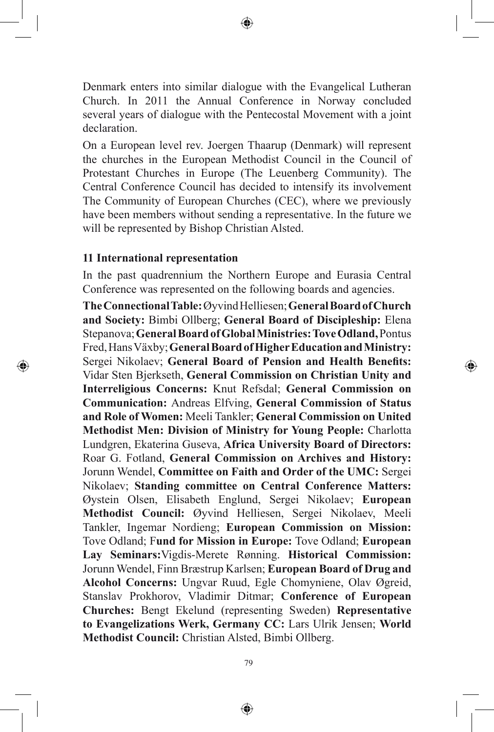Denmark enters into similar dialogue with the Evangelical Lutheran Church. In 2011 the Annual Conference in Norway concluded several years of dialogue with the Pentecostal Movement with a joint declaration.

On a European level rev. Joergen Thaarup (Denmark) will represent the churches in the European Methodist Council in the Council of Protestant Churches in Europe (The Leuenberg Community). The Central Conference Council has decided to intensify its involvement The Community of European Churches (CEC), where we previously have been members without sending a representative. In the future we will be represented by Bishop Christian Alsted.

### 11 International representation

In the past quadrennium the Northern Europe and Eurasia Central Conference was represented on the following boards and agencies.

**The Connectional Table:** Øyvind Helliesen; **General Board of Church and Society:** Bimbi Ollberg; **General Board of Discipleship:** Elena Stepanova; **General Board of Global Ministries: Tove Odland,** Pontus Fred, Hans Växby; **General Board of Higher Education and Ministry:** Sergei Nikolaev; **General Board of Pension and Health Benefits:** Vidar Sten Bjerkseth, **General Commission on Christian Unity and Interreligious Concerns:** Knut Refsdal; **General Commission on Communication:** Andreas Elfving, **General Commission of Status and Role of Women:** Meeli Tankler; **General Commission on United Methodist Men: Division of Ministry for Young People:** Charlotta Lundgren, Ekaterina Guseva, **Africa University Board of Directors:** Roar G. Fotland, **General Commission on Archives and History:** Jorunn Wendel, **Committee on Faith and Order of the UMC:** Sergei Nikolaev; **Standing committee on Central Conference Matters:** Øystein Olsen, Elisabeth Englund, Sergei Nikolaev; **European Methodist Council:** Øyvind Helliesen, Sergei Nikolaev, Meeli Tankler, Ingemar Nordieng; **European Commission on Mission:** Tove Odland; F**und for Mission in Europe:** Tove Odland; **European Lay Seminars:**Vigdis-Merete Rønning. **Historical Commission:** Jorunn Wendel, Finn Bræstrup Karlsen; **European Board of Drug and Alcohol Concerns:** Ungvar Ruud, Egle Chomyniene, Olav Øgreid, Stanslav Prokhorov, Vladimir Ditmar; **Conference of European Churches:** Bengt Ekelund (representing Sweden) **Representative to Evangelizations Werk, Germany CC:** Lars Ulrik Jensen; **World Methodist Council:** Christian Alsted, Bimbi Ollberg.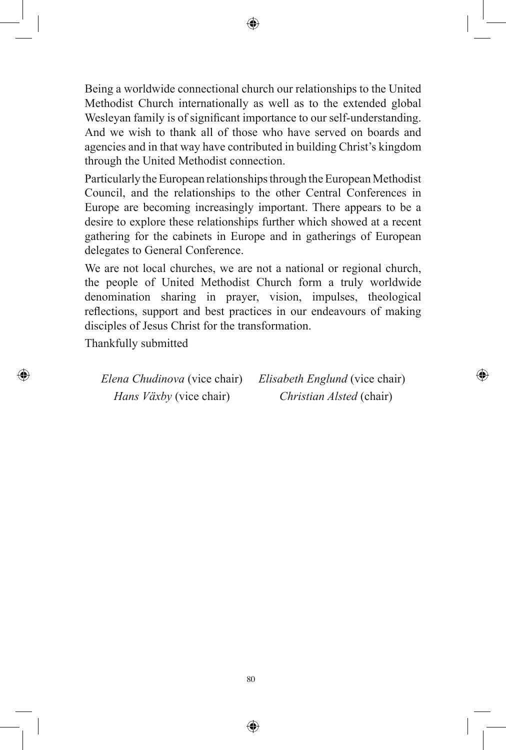Being a worldwide connectional church our relationships to the United Methodist Church internationally as well as to the extended global Wesleyan family is of significant importance to our self-understanding. And we wish to thank all of those who have served on boards and agencies and in that way have contributed in building Christ's kingdom through the United Methodist connection.

Particularly the European relationships through the European Methodist Council, and the relationships to the other Central Conferences in Europe are becoming increasingly important. There appears to be a desire to explore these relationships further which showed at a recent gathering for the cabinets in Europe and in gatherings of European delegates to General Conference.

We are not local churches, we are not a national or regional church, the people of United Methodist Church form a truly worldwide denomination sharing in prayer, vision, impulses, theological reflections, support and best practices in our endeavours of making disciples of Jesus Christ for the transformation.

Thankfully submitted

*Elena Chudinova* (vice chair) *Elisabeth Englund* (vice chair)
*Hans Växby* (vice chair) *Christian Alsted* (chair)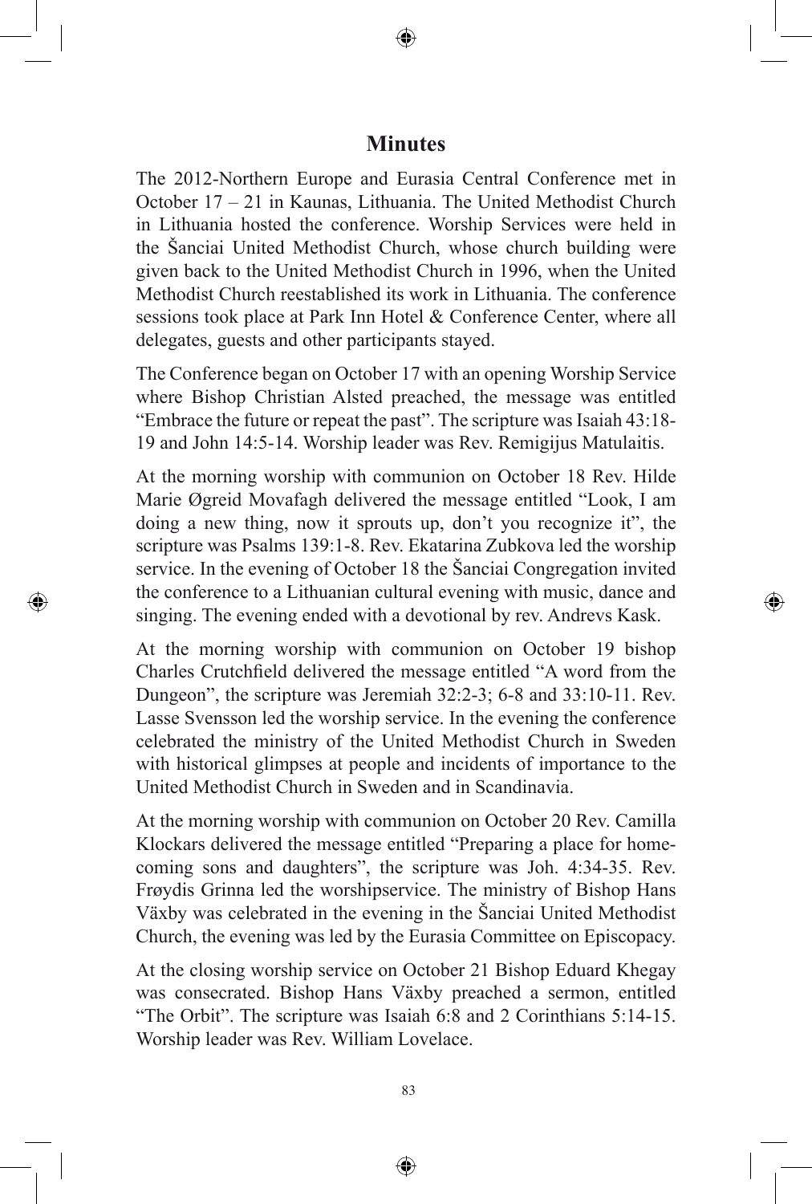# Minutes

The 2012-Northern Europe and Eurasia Central Conference met in October 17 – 21 in Kaunas, Lithuania. The United Methodist Church in Lithuania hosted the conference. Worship Services were held in the Šanciai United Methodist Church, whose church building were given back to the United Methodist Church in 1996, when the United Methodist Church reestablished its work in Lithuania. The conference sessions took place at Park Inn Hotel & Conference Center, where all delegates, guests and other participants stayed.

The Conference began on October 17 with an opening Worship Service where Bishop Christian Alsted preached, the message was entitled "Embrace the future or repeat the past". The scripture was Isaiah 43:18-19 and John 14:5-14. Worship leader was Rev. Remigijus Matulaitis.

At the morning worship with communion on October 18 Rev. Hilde Marie Øgreid Movafagh delivered the message entitled "Look, I am doing a new thing, now it sprouts up, don't you recognize it", the scripture was Psalms 139:1-8. Rev. Ekatarina Zubkova led the worship service. In the evening of October 18 the Šanciai Congregation invited the conference to a Lithuanian cultural evening with music, dance and singing. The evening ended with a devotional by rev. Andrevs Kask.

At the morning worship with communion on October 19 bishop Charles Crutchfield delivered the message entitled "A word from the Dungeon", the scripture was Jeremiah 32:2-3; 6-8 and 33:10-11. Rev. Lasse Svensson led the worship service. In the evening the conference celebrated the ministry of the United Methodist Church in Sweden with historical glimpses at people and incidents of importance to the United Methodist Church in Sweden and in Scandinavia.

At the morning worship with communion on October 20 Rev. Camilla Klockars delivered the message entitled "Preparing a place for home-coming sons and daughters", the scripture was Joh. 4:34-35. Rev. Frøydis Grinna led the worshipservice. The ministry of Bishop Hans Växby was celebrated in the evening in the Šanciai United Methodist Church, the evening was led by the Eurasia Committee on Episcopacy.

At the closing worship service on October 21 Bishop Eduard Khegay was consecrated. Bishop Hans Växby preached a sermon, entitled "The Orbit". The scripture was Isaiah 6:8 and 2 Corinthians 5:14-15. Worship leader was Rev. William Lovelace.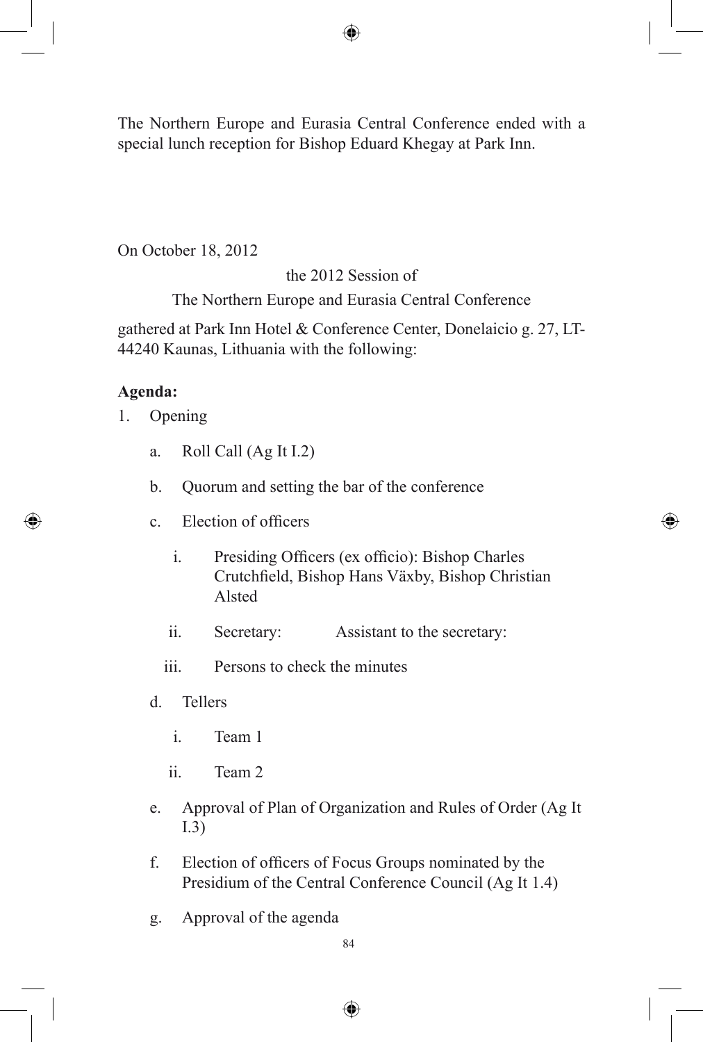The Northern Europe and Eurasia Central Conference ended with a special lunch reception for Bishop Eduard Khegay at Park Inn.

On October 18, 2012

the 2012 Session of

The Northern Europe and Eurasia Central Conference

gathered at Park Inn Hotel & Conference Center, Donelaicio g. 27, LT-44240 Kaunas, Lithuania with the following:

**Agenda:**

1. Opening
   a. Roll Call (Ag It I.2)
   b. Quorum and setting the bar of the conference
   c. Election of officers
      i. Presiding Officers (ex officio): Bishop Charles Crutchfield, Bishop Hans Växby, Bishop Christian Alsted
      ii. Secretary: Assistant to the secretary:
      iii. Persons to check the minutes
   d. Tellers
      i. Team 1
      ii. Team 2
   e. Approval of Plan of Organization and Rules of Order (Ag It I.3)
   f. Election of officers of Focus Groups nominated by the Presidium of the Central Conference Council (Ag It 1.4)
   g. Approval of the agenda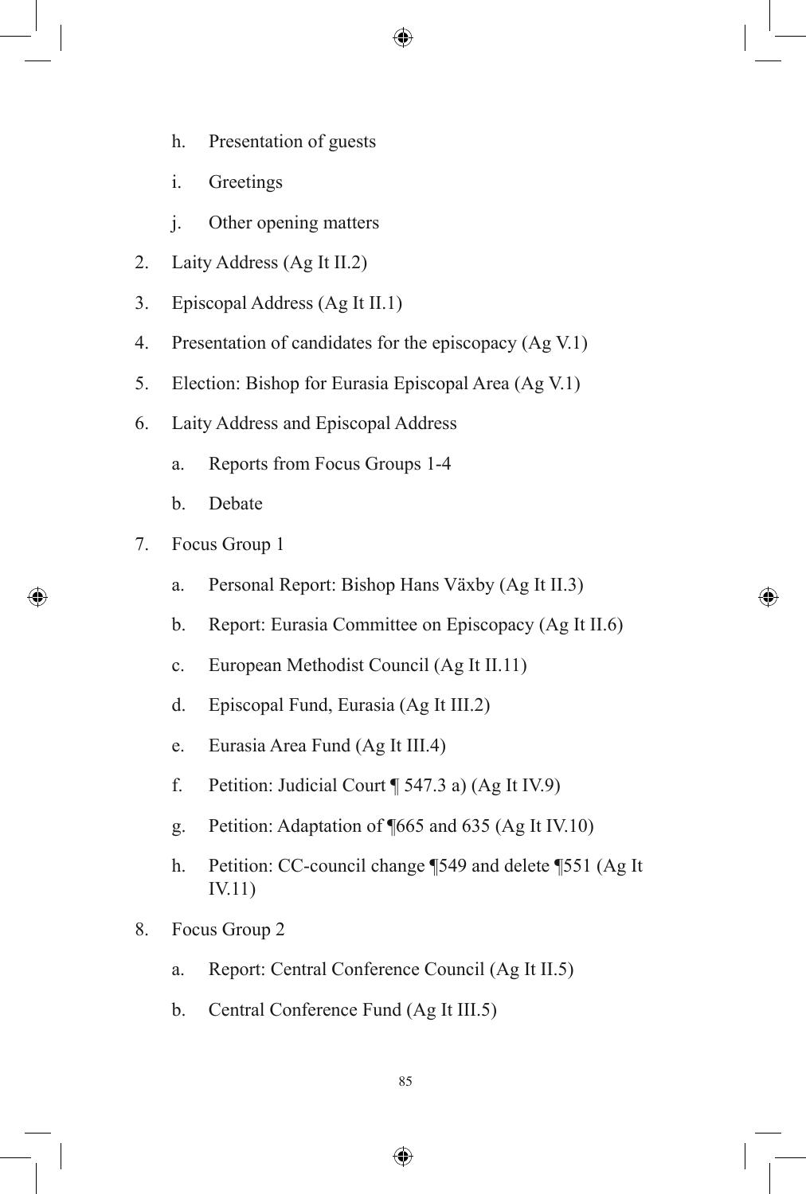h. Presentation of guests
   i. Greetings
   j. Other opening matters

2. Laity Address (Ag It II.2)
3. Episcopal Address (Ag It II.1)
4. Presentation of candidates for the episcopacy (Ag V.1)
5. Election: Bishop for Eurasia Episcopal Area (Ag V.1)
6. Laity Address and Episcopal Address
   a. Reports from Focus Groups 1-4
   b. Debate
7. Focus Group 1
   a. Personal Report: Bishop Hans Växby (Ag It II.3)
   b. Report: Eurasia Committee on Episcopacy (Ag It II.6)
   c. European Methodist Council (Ag It II.11)
   d. Episcopal Fund, Eurasia (Ag It III.2)
   e. Eurasia Area Fund (Ag It III.4)
   f. Petition: Judicial Court ¶ 547.3 a) (Ag It IV.9)
   g. Petition: Adaptation of ¶665 and 635 (Ag It IV.10)
   h. Petition: CC-council change ¶549 and delete ¶551 (Ag It IV.11)
8. Focus Group 2
   a. Report: Central Conference Council (Ag It II.5)
   b. Central Conference Fund (Ag It III.5)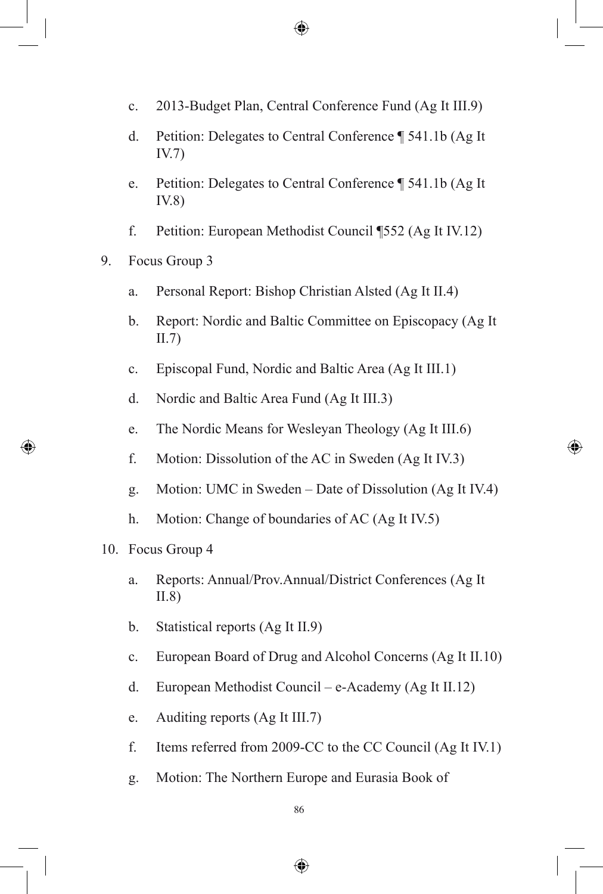c. 2013-Budget Plan, Central Conference Fund (Ag It III.9)

d. Petition: Delegates to Central Conference ¶ 541.1b (Ag It IV.7)

e. Petition: Delegates to Central Conference ¶ 541.1b (Ag It IV.8)

f. Petition: European Methodist Council ¶552 (Ag It IV.12)

9. Focus Group 3

    a. Personal Report: Bishop Christian Alsted (Ag It II.4)

    b. Report: Nordic and Baltic Committee on Episcopacy (Ag It II.7)

    c. Episcopal Fund, Nordic and Baltic Area (Ag It III.1)

    d. Nordic and Baltic Area Fund (Ag It III.3)

    e. The Nordic Means for Wesleyan Theology (Ag It III.6)

    f. Motion: Dissolution of the AC in Sweden (Ag It IV.3)

    g. Motion: UMC in Sweden – Date of Dissolution (Ag It IV.4)

    h. Motion: Change of boundaries of AC (Ag It IV.5)

10. Focus Group 4

    a. Reports: Annual/Prov.Annual/District Conferences (Ag It II.8)

    b. Statistical reports (Ag It II.9)

    c. European Board of Drug and Alcohol Concerns (Ag It II.10)

    d. European Methodist Council – e-Academy (Ag It II.12)

    e. Auditing reports (Ag It III.7)

    f. Items referred from 2009-CC to the CC Council (Ag It IV.1)

    g. Motion: The Northern Europe and Eurasia Book of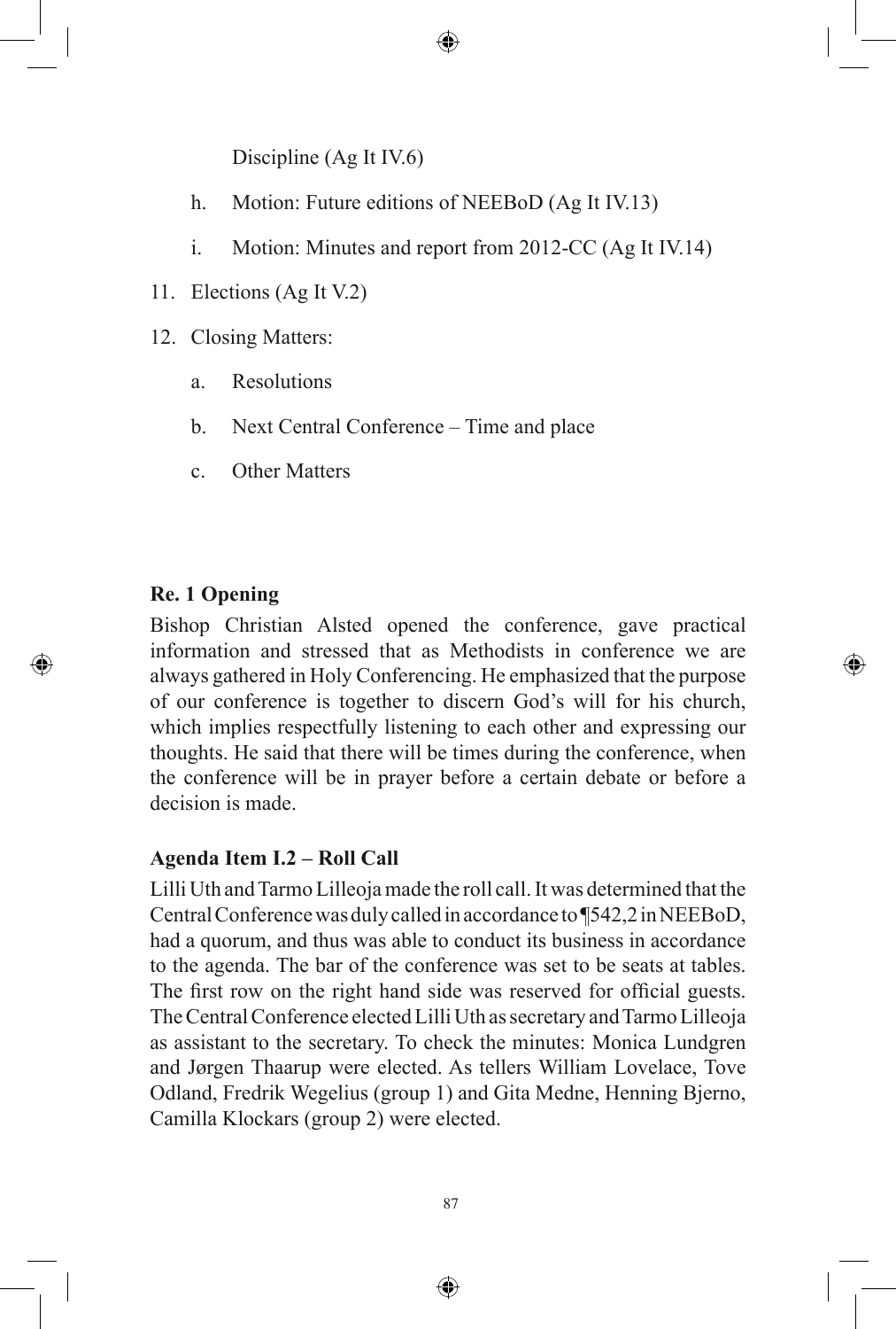Discipline (Ag It IV.6)

h. Motion: Future editions of NEEBoD (Ag It IV.13)

i. Motion: Minutes and report from 2012-CC (Ag It IV.14)

11. Elections (Ag It V.2)

12. Closing Matters:

    a. Resolutions

    b. Next Central Conference – Time and place

    c. Other Matters

**Re. 1 Opening**

Bishop Christian Alsted opened the conference, gave practical information and stressed that as Methodists in conference we are always gathered in Holy Conferencing. He emphasized that the purpose of our conference is together to discern God's will for his church, which implies respectfully listening to each other and expressing our thoughts. He said that there will be times during the conference, when the conference will be in prayer before a certain debate or before a decision is made.

**Agenda Item I.2 – Roll Call**

Lilli Uth and Tarmo Lilleoja made the roll call. It was determined that the Central Conference was duly called in accordance to ¶542,2 in NEEBoD, had a quorum, and thus was able to conduct its business in accordance to the agenda. The bar of the conference was set to be seats at tables. The first row on the right hand side was reserved for official guests. The Central Conference elected Lilli Uth as secretary and Tarmo Lilleoja as assistant to the secretary. To check the minutes: Monica Lundgren and Jørgen Thaarup were elected. As tellers William Lovelace, Tove Odland, Fredrik Wegelius (group 1) and Gita Medne, Henning Bjerno, Camilla Klockars (group 2) were elected.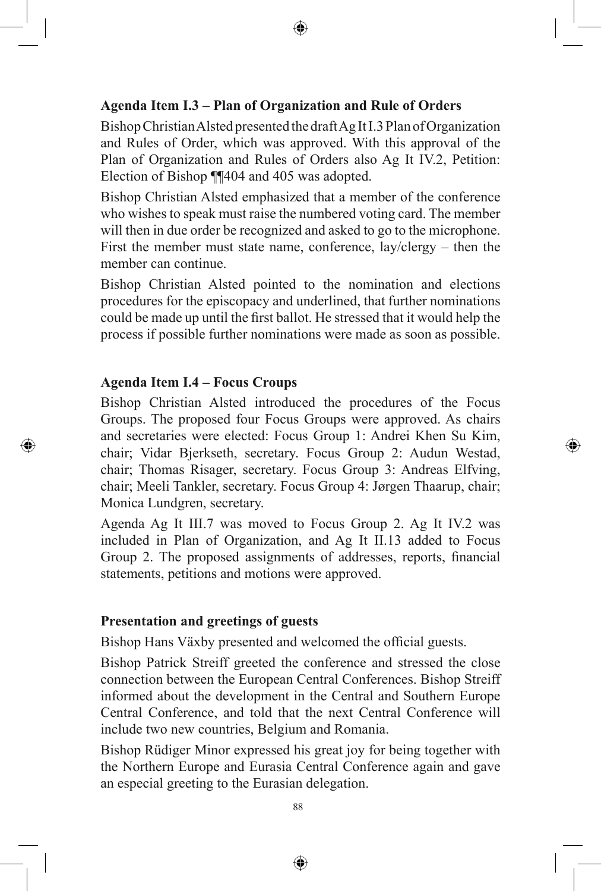**Agenda Item I.3 – Plan of Organization and Rule of Orders**

Bishop Christian Alsted presented the draft Ag It I.3 Plan of Organization and Rules of Order, which was approved. With this approval of the Plan of Organization and Rules of Orders also Ag It IV.2, Petition: Election of Bishop ¶¶404 and 405 was adopted.

Bishop Christian Alsted emphasized that a member of the conference who wishes to speak must raise the numbered voting card. The member will then in due order be recognized and asked to go to the microphone. First the member must state name, conference, lay/clergy – then the member can continue.

Bishop Christian Alsted pointed to the nomination and elections procedures for the episcopacy and underlined, that further nominations could be made up until the first ballot. He stressed that it would help the process if possible further nominations were made as soon as possible.

**Agenda Item I.4 – Focus Croups**

Bishop Christian Alsted introduced the procedures of the Focus Groups. The proposed four Focus Groups were approved. As chairs and secretaries were elected: Focus Group 1: Andrei Khen Su Kim, chair; Vidar Bjerkseth, secretary. Focus Group 2: Audun Westad, chair; Thomas Risager, secretary. Focus Group 3: Andreas Elfving, chair; Meeli Tankler, secretary. Focus Group 4: Jørgen Thaarup, chair; Monica Lundgren, secretary.

Agenda Ag It III.7 was moved to Focus Group 2. Ag It IV.2 was included in Plan of Organization, and Ag It II.13 added to Focus Group 2. The proposed assignments of addresses, reports, financial statements, petitions and motions were approved.

**Presentation and greetings of guests**

Bishop Hans Växby presented and welcomed the official guests.

Bishop Patrick Streiff greeted the conference and stressed the close connection between the European Central Conferences. Bishop Streiff informed about the development in the Central and Southern Europe Central Conference, and told that the next Central Conference will include two new countries, Belgium and Romania.

Bishop Rüdiger Minor expressed his great joy for being together with the Northern Europe and Eurasia Central Conference again and gave an especial greeting to the Eurasian delegation.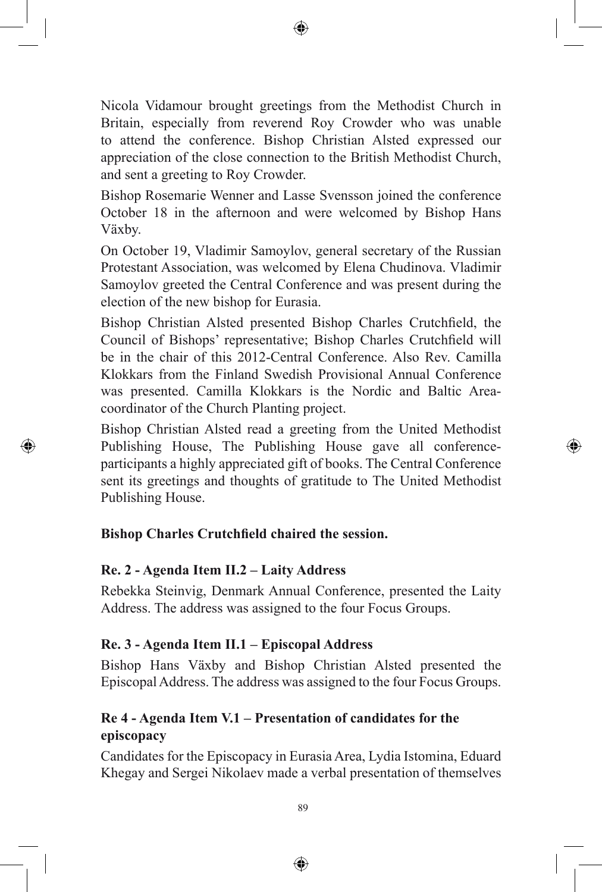Nicola Vidamour brought greetings from the Methodist Church in Britain, especially from reverend Roy Crowder who was unable to attend the conference. Bishop Christian Alsted expressed our appreciation of the close connection to the British Methodist Church, and sent a greeting to Roy Crowder.

Bishop Rosemarie Wenner and Lasse Svensson joined the conference October 18 in the afternoon and were welcomed by Bishop Hans Växby.

On October 19, Vladimir Samoylov, general secretary of the Russian Protestant Association, was welcomed by Elena Chudinova. Vladimir Samoylov greeted the Central Conference and was present during the election of the new bishop for Eurasia.

Bishop Christian Alsted presented Bishop Charles Crutchfield, the Council of Bishops' representative; Bishop Charles Crutchfield will be in the chair of this 2012-Central Conference. Also Rev. Camilla Klokkars from the Finland Swedish Provisional Annual Conference was presented. Camilla Klokkars is the Nordic and Baltic Area-coordinator of the Church Planting project.

Bishop Christian Alsted read a greeting from the United Methodist Publishing House, The Publishing House gave all conference-participants a highly appreciated gift of books. The Central Conference sent its greetings and thoughts of gratitude to The United Methodist Publishing House.

**Bishop Charles Crutchfield chaired the session.**

### Re. 2 - Agenda Item II.2 – Laity Address

Rebekka Steinvig, Denmark Annual Conference, presented the Laity Address. The address was assigned to the four Focus Groups.

### Re. 3 - Agenda Item II.1 – Episcopal Address

Bishop Hans Växby and Bishop Christian Alsted presented the Episcopal Address. The address was assigned to the four Focus Groups.

### Re 4 - Agenda Item V.1 – Presentation of candidates for the episcopacy

Candidates for the Episcopacy in Eurasia Area, Lydia Istomina, Eduard Khegay and Sergei Nikolaev made a verbal presentation of themselves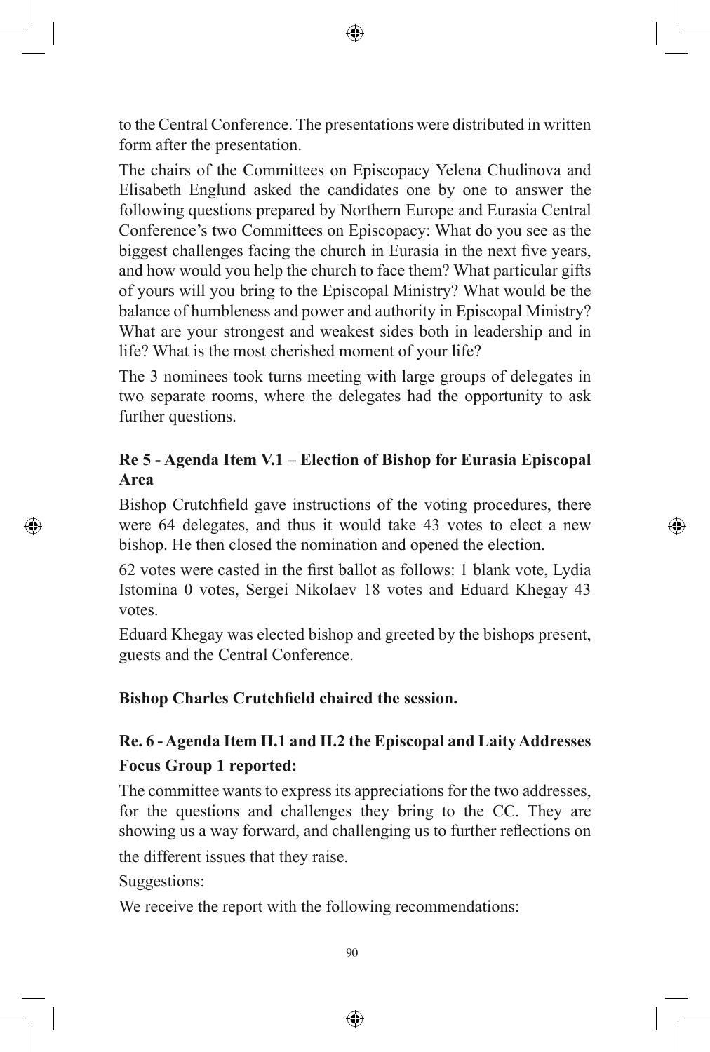to the Central Conference. The presentations were distributed in written form after the presentation.

The chairs of the Committees on Episcopacy Yelena Chudinova and Elisabeth Englund asked the candidates one by one to answer the following questions prepared by Northern Europe and Eurasia Central Conference's two Committees on Episcopacy: What do you see as the biggest challenges facing the church in Eurasia in the next five years, and how would you help the church to face them? What particular gifts of yours will you bring to the Episcopal Ministry? What would be the balance of humbleness and power and authority in Episcopal Ministry? What are your strongest and weakest sides both in leadership and in life? What is the most cherished moment of your life?

The 3 nominees took turns meeting with large groups of delegates in two separate rooms, where the delegates had the opportunity to ask further questions.

**Re 5 - Agenda Item V.1 – Election of Bishop for Eurasia Episcopal Area**

Bishop Crutchfield gave instructions of the voting procedures, there were 64 delegates, and thus it would take 43 votes to elect a new bishop. He then closed the nomination and opened the election.

62 votes were casted in the first ballot as follows: 1 blank vote, Lydia Istomina 0 votes, Sergei Nikolaev 18 votes and Eduard Khegay 43 votes.

Eduard Khegay was elected bishop and greeted by the bishops present, guests and the Central Conference.

**Bishop Charles Crutchfield chaired the session.**

**Re. 6 - Agenda Item II.1 and II.2 the Episcopal and Laity Addresses**

**Focus Group 1 reported:**

The committee wants to express its appreciations for the two addresses, for the questions and challenges they bring to the CC. They are showing us a way forward, and challenging us to further reflections on the different issues that they raise.

Suggestions:

We receive the report with the following recommendations: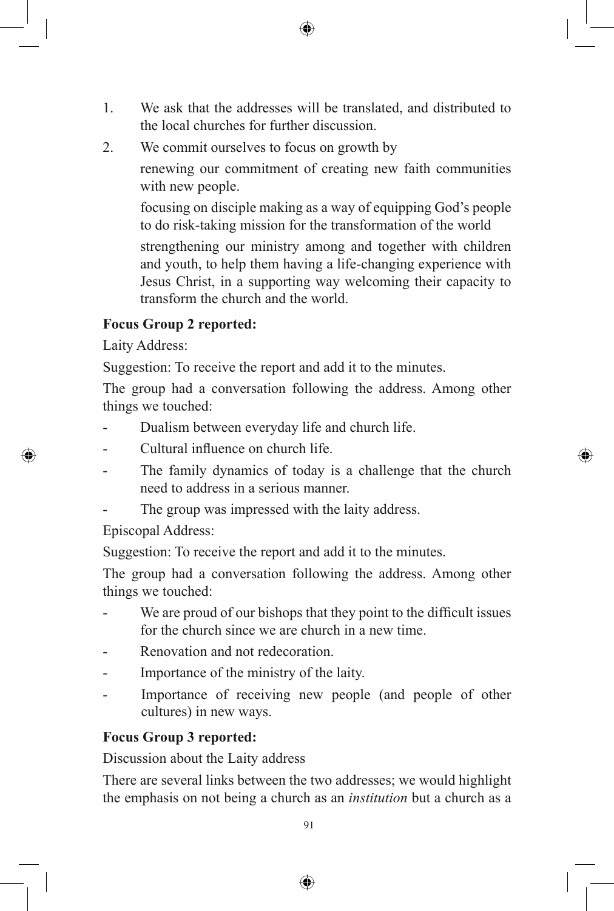1. We ask that the addresses will be translated, and distributed to the local churches for further discussion.
2. We commit ourselves to focus on growth by

   renewing our commitment of creating new faith communities with new people.

   focusing on disciple making as a way of equipping God's people to do risk-taking mission for the transformation of the world

   strengthening our ministry among and together with children and youth, to help them having a life-changing experience with Jesus Christ, in a supporting way welcoming their capacity to transform the church and the world.

**Focus Group 2 reported:**

Laity Address:

Suggestion: To receive the report and add it to the minutes.

The group had a conversation following the address. Among other things we touched:

- Dualism between everyday life and church life.
- Cultural influence on church life.
- The family dynamics of today is a challenge that the church need to address in a serious manner.
- The group was impressed with the laity address.

Episcopal Address:

Suggestion: To receive the report and add it to the minutes.

The group had a conversation following the address. Among other things we touched:

- We are proud of our bishops that they point to the difficult issues for the church since we are church in a new time.
- Renovation and not redecoration.
- Importance of the ministry of the laity.
- Importance of receiving new people (and people of other cultures) in new ways.

**Focus Group 3 reported:**

Discussion about the Laity address

There are several links between the two addresses; we would highlight the emphasis on not being a church as an *institution* but a church as a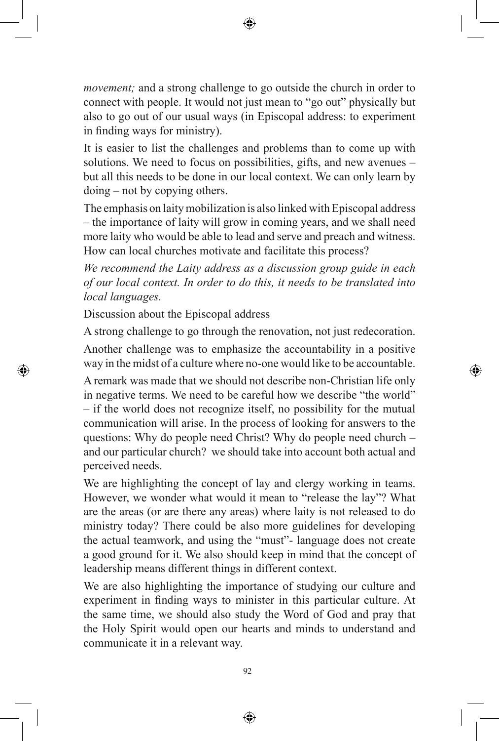*movement;* and a strong challenge to go outside the church in order to connect with people. It would not just mean to "go out" physically but also to go out of our usual ways (in Episcopal address: to experiment in finding ways for ministry).

It is easier to list the challenges and problems than to come up with solutions. We need to focus on possibilities, gifts, and new avenues – but all this needs to be done in our local context. We can only learn by doing – not by copying others.

The emphasis on laity mobilization is also linked with Episcopal address – the importance of laity will grow in coming years, and we shall need more laity who would be able to lead and serve and preach and witness. How can local churches motivate and facilitate this process?

*We recommend the Laity address as a discussion group guide in each of our local context. In order to do this, it needs to be translated into local languages.*

Discussion about the Episcopal address

A strong challenge to go through the renovation, not just redecoration.

Another challenge was to emphasize the accountability in a positive way in the midst of a culture where no-one would like to be accountable.

A remark was made that we should not describe non-Christian life only in negative terms. We need to be careful how we describe "the world" – if the world does not recognize itself, no possibility for the mutual communication will arise. In the process of looking for answers to the questions: Why do people need Christ? Why do people need church – and our particular church? we should take into account both actual and perceived needs.

We are highlighting the concept of lay and clergy working in teams. However, we wonder what would it mean to "release the lay"? What are the areas (or are there any areas) where laity is not released to do ministry today? There could be also more guidelines for developing the actual teamwork, and using the "must"- language does not create a good ground for it. We also should keep in mind that the concept of leadership means different things in different context.

We are also highlighting the importance of studying our culture and experiment in finding ways to minister in this particular culture. At the same time, we should also study the Word of God and pray that the Holy Spirit would open our hearts and minds to understand and communicate it in a relevant way.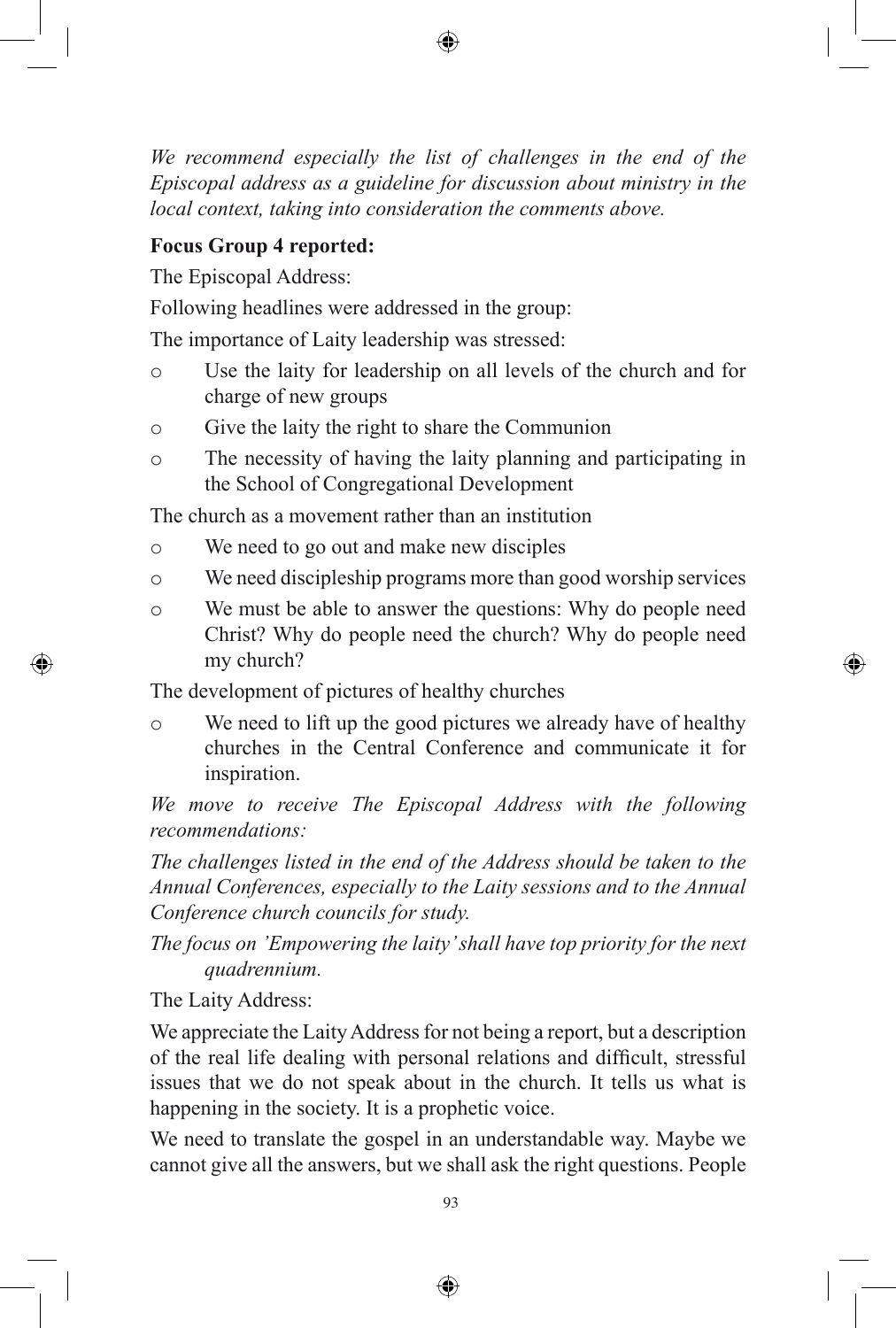*We recommend especially the list of challenges in the end of the Episcopal address as a guideline for discussion about ministry in the local context, taking into consideration the comments above.*

**Focus Group 4 reported:**

The Episcopal Address:

Following headlines were addressed in the group:

The importance of Laity leadership was stressed:

- o Use the laity for leadership on all levels of the church and for charge of new groups
- o Give the laity the right to share the Communion
- o The necessity of having the laity planning and participating in the School of Congregational Development

The church as a movement rather than an institution

- o We need to go out and make new disciples
- o We need discipleship programs more than good worship services
- o We must be able to answer the questions: Why do people need Christ? Why do people need the church? Why do people need my church?

The development of pictures of healthy churches

- o We need to lift up the good pictures we already have of healthy churches in the Central Conference and communicate it for inspiration.

*We move to receive The Episcopal Address with the following recommendations:*

*The challenges listed in the end of the Address should be taken to the Annual Conferences, especially to the Laity sessions and to the Annual Conference church councils for study.*

*The focus on 'Empowering the laity' shall have top priority for the next quadrennium.*

The Laity Address:

We appreciate the Laity Address for not being a report, but a description of the real life dealing with personal relations and difficult, stressful issues that we do not speak about in the church. It tells us what is happening in the society. It is a prophetic voice.

We need to translate the gospel in an understandable way. Maybe we cannot give all the answers, but we shall ask the right questions. People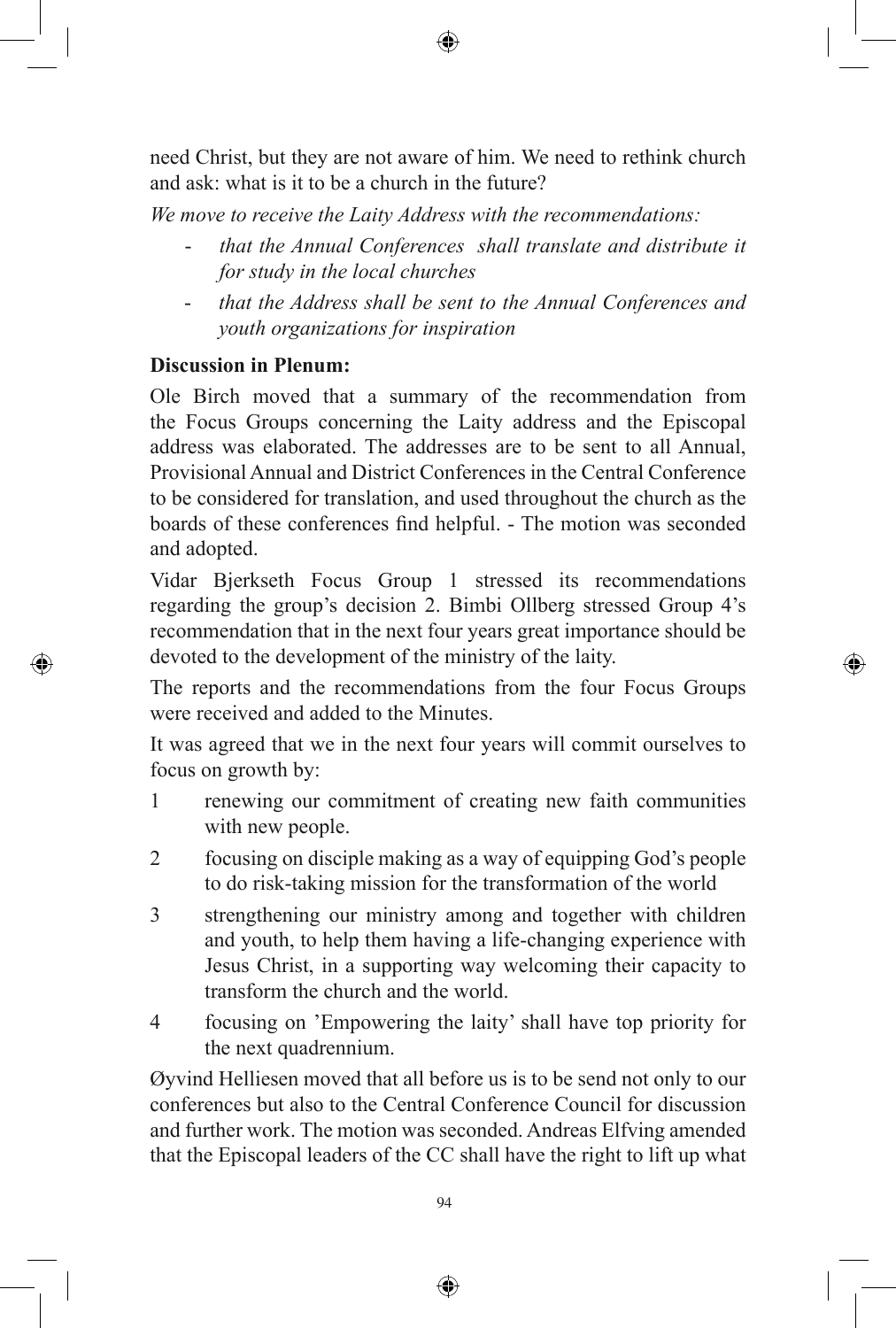need Christ, but they are not aware of him. We need to rethink church and ask: what is it to be a church in the future?

*We move to receive the Laity Address with the recommendations:*

- *that the Annual Conferences shall translate and distribute it for study in the local churches*
- *that the Address shall be sent to the Annual Conferences and youth organizations for inspiration*

**Discussion in Plenum:**

Ole Birch moved that a summary of the recommendation from the Focus Groups concerning the Laity address and the Episcopal address was elaborated. The addresses are to be sent to all Annual, Provisional Annual and District Conferences in the Central Conference to be considered for translation, and used throughout the church as the boards of these conferences find helpful. - The motion was seconded and adopted.

Vidar Bjerkseth Focus Group 1 stressed its recommendations regarding the group's decision 2. Bimbi Ollberg stressed Group 4's recommendation that in the next four years great importance should be devoted to the development of the ministry of the laity.

The reports and the recommendations from the four Focus Groups were received and added to the Minutes.

It was agreed that we in the next four years will commit ourselves to focus on growth by:

1 renewing our commitment of creating new faith communities with new people.

2 focusing on disciple making as a way of equipping God's people to do risk-taking mission for the transformation of the world

3 strengthening our ministry among and together with children and youth, to help them having a life-changing experience with Jesus Christ, in a supporting way welcoming their capacity to transform the church and the world.

4 focusing on 'Empowering the laity' shall have top priority for the next quadrennium.

Øyvind Helliesen moved that all before us is to be send not only to our conferences but also to the Central Conference Council for discussion and further work. The motion was seconded. Andreas Elfving amended that the Episcopal leaders of the CC shall have the right to lift up what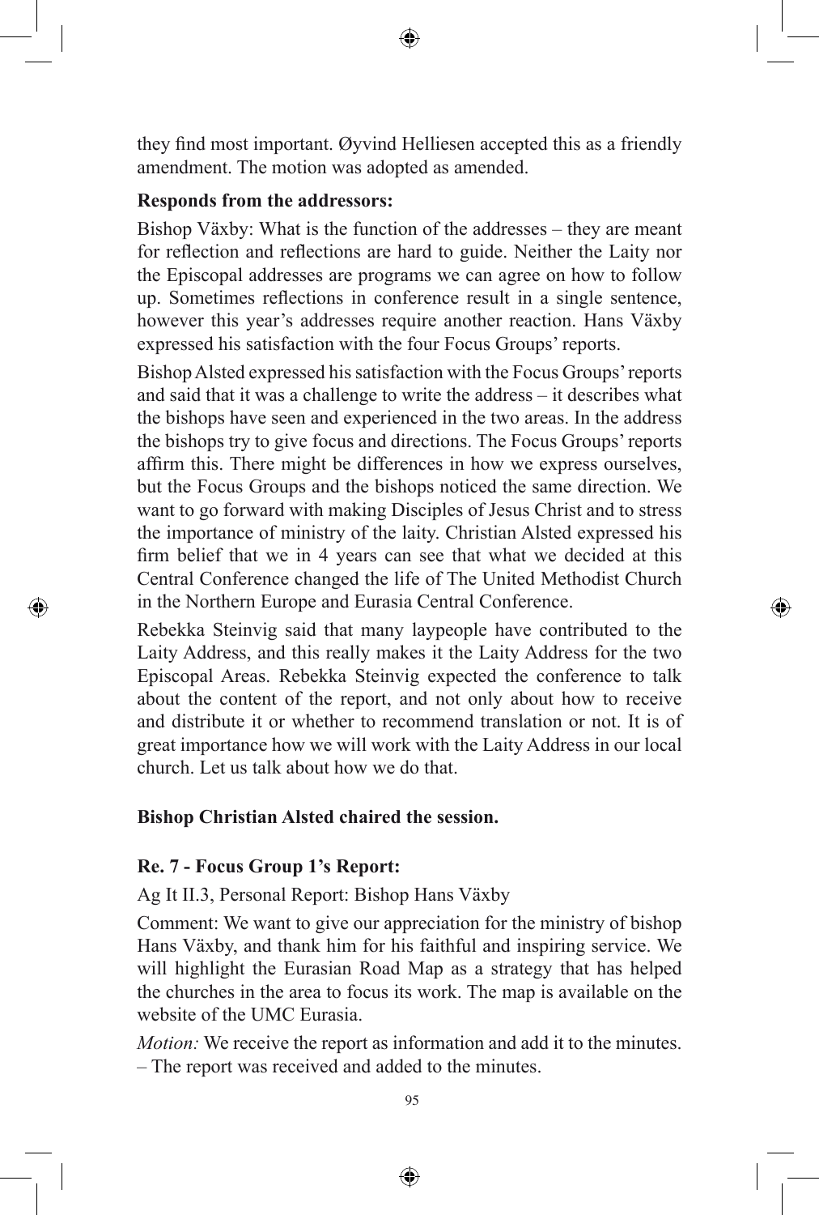they find most important. Øyvind Helliesen accepted this as a friendly amendment. The motion was adopted as amended.

**Responds from the addressors:**

Bishop Växby: What is the function of the addresses – they are meant for reflection and reflections are hard to guide. Neither the Laity nor the Episcopal addresses are programs we can agree on how to follow up. Sometimes reflections in conference result in a single sentence, however this year's addresses require another reaction. Hans Växby expressed his satisfaction with the four Focus Groups' reports.

Bishop Alsted expressed his satisfaction with the Focus Groups' reports and said that it was a challenge to write the address – it describes what the bishops have seen and experienced in the two areas. In the address the bishops try to give focus and directions. The Focus Groups' reports affirm this. There might be differences in how we express ourselves, but the Focus Groups and the bishops noticed the same direction. We want to go forward with making Disciples of Jesus Christ and to stress the importance of ministry of the laity. Christian Alsted expressed his firm belief that we in 4 years can see that what we decided at this Central Conference changed the life of The United Methodist Church in the Northern Europe and Eurasia Central Conference.

Rebekka Steinvig said that many laypeople have contributed to the Laity Address, and this really makes it the Laity Address for the two Episcopal Areas. Rebekka Steinvig expected the conference to talk about the content of the report, and not only about how to receive and distribute it or whether to recommend translation or not. It is of great importance how we will work with the Laity Address in our local church. Let us talk about how we do that.

**Bishop Christian Alsted chaired the session.**

**Re. 7 - Focus Group 1's Report:**

Ag It II.3, Personal Report: Bishop Hans Växby

Comment: We want to give our appreciation for the ministry of bishop Hans Växby, and thank him for his faithful and inspiring service. We will highlight the Eurasian Road Map as a strategy that has helped the churches in the area to focus its work. The map is available on the website of the UMC Eurasia.

*Motion:* We receive the report as information and add it to the minutes. – The report was received and added to the minutes.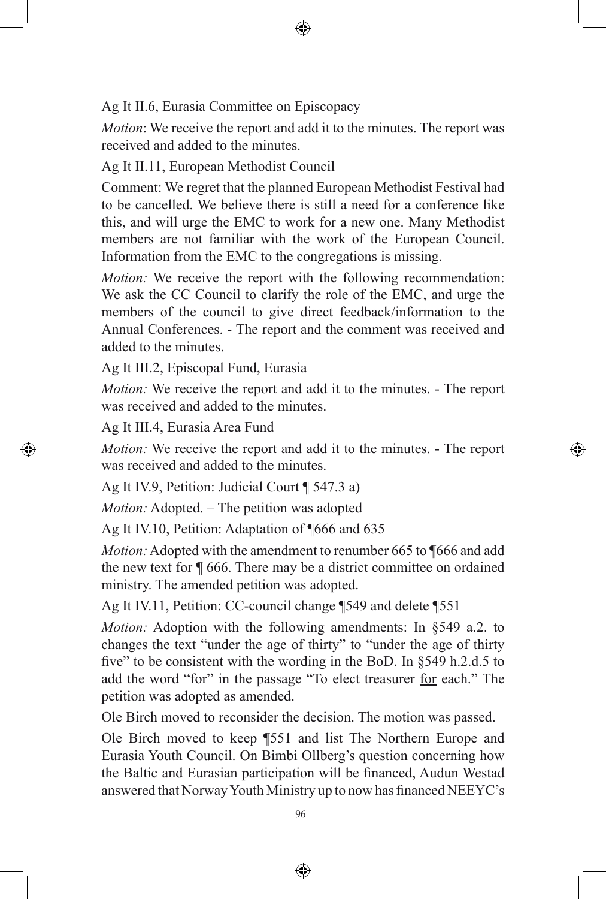Ag It II.6, Eurasia Committee on Episcopacy

*Motion*: We receive the report and add it to the minutes. The report was received and added to the minutes.

Ag It II.11, European Methodist Council

Comment: We regret that the planned European Methodist Festival had to be cancelled. We believe there is still a need for a conference like this, and will urge the EMC to work for a new one. Many Methodist members are not familiar with the work of the European Council. Information from the EMC to the congregations is missing.

*Motion:* We receive the report with the following recommendation: We ask the CC Council to clarify the role of the EMC, and urge the members of the council to give direct feedback/information to the Annual Conferences. - The report and the comment was received and added to the minutes.

Ag It III.2, Episcopal Fund, Eurasia

*Motion:* We receive the report and add it to the minutes. - The report was received and added to the minutes.

Ag It III.4, Eurasia Area Fund

*Motion:* We receive the report and add it to the minutes. - The report was received and added to the minutes.

Ag It IV.9, Petition: Judicial Court ¶ 547.3 a)

*Motion:* Adopted. – The petition was adopted

Ag It IV.10, Petition: Adaptation of ¶666 and 635

*Motion:* Adopted with the amendment to renumber 665 to ¶666 and add the new text for ¶ 666. There may be a district committee on ordained ministry. The amended petition was adopted.

Ag It IV.11, Petition: CC-council change ¶549 and delete ¶551

*Motion:* Adoption with the following amendments: In §549 a.2. to changes the text "under the age of thirty" to "under the age of thirty five" to be consistent with the wording in the BoD. In §549 h.2.d.5 to add the word "for" in the passage "To elect treasurer <u>for</u> each." The petition was adopted as amended.

Ole Birch moved to reconsider the decision. The motion was passed.

Ole Birch moved to keep ¶551 and list The Northern Europe and Eurasia Youth Council. On Bimbi Ollberg's question concerning how the Baltic and Eurasian participation will be financed, Audun Westad answered that Norway Youth Ministry up to now has financed NEEYC's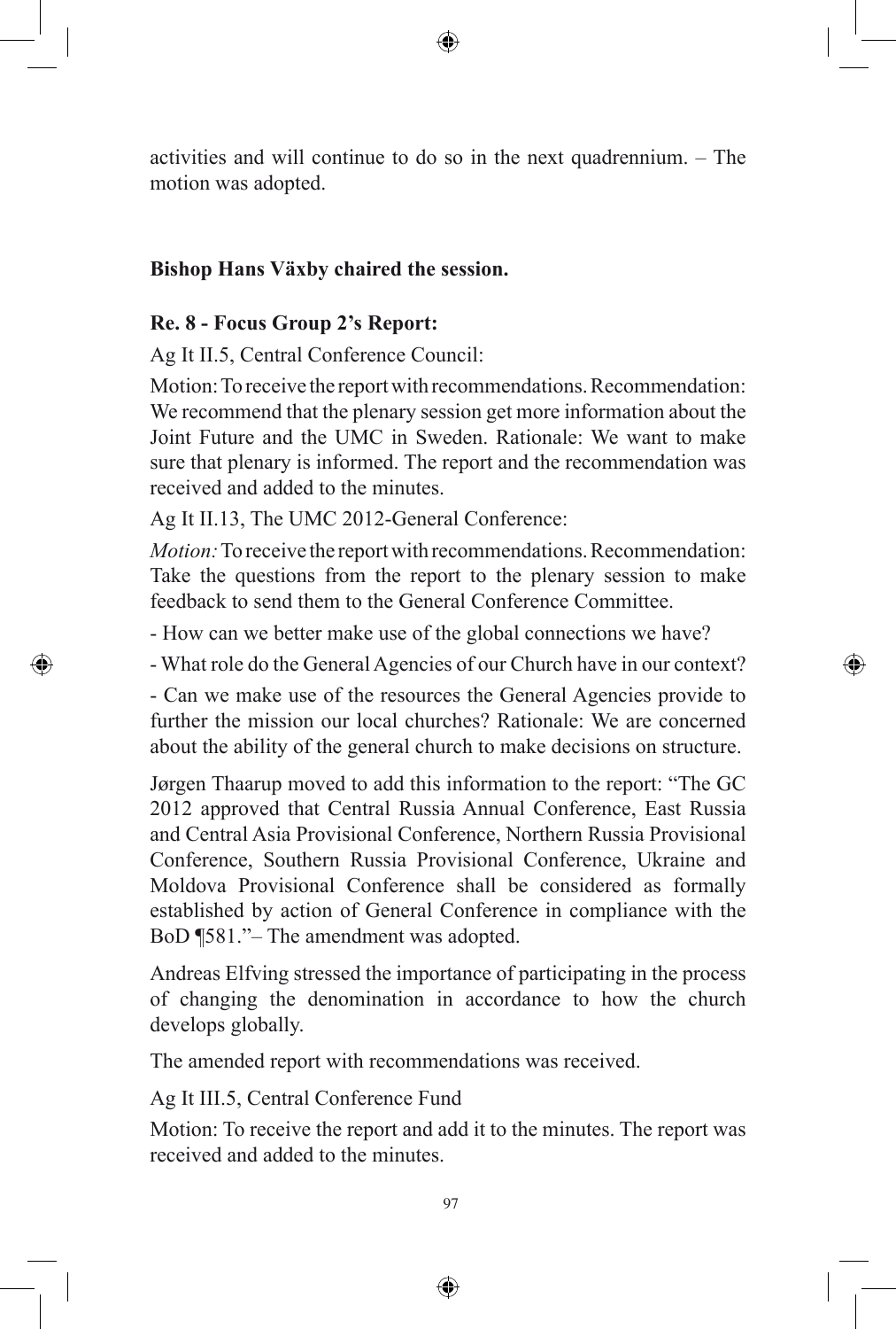activities and will continue to do so in the next quadrennium. – The motion was adopted.

**Bishop Hans Växby chaired the session.**

**Re. 8 - Focus Group 2's Report:**

Ag It II.5, Central Conference Council:

Motion: To receive the report with recommendations. Recommendation: We recommend that the plenary session get more information about the Joint Future and the UMC in Sweden. Rationale: We want to make sure that plenary is informed. The report and the recommendation was received and added to the minutes.

Ag It II.13, The UMC 2012-General Conference:

*Motion:* To receive the report with recommendations. Recommendation: Take the questions from the report to the plenary session to make feedback to send them to the General Conference Committee.

- How can we better make use of the global connections we have?
- What role do the General Agencies of our Church have in our context?
- Can we make use of the resources the General Agencies provide to further the mission our local churches? Rationale: We are concerned about the ability of the general church to make decisions on structure.

Jørgen Thaarup moved to add this information to the report: "The GC 2012 approved that Central Russia Annual Conference, East Russia and Central Asia Provisional Conference, Northern Russia Provisional Conference, Southern Russia Provisional Conference, Ukraine and Moldova Provisional Conference shall be considered as formally established by action of General Conference in compliance with the BoD ¶581."– The amendment was adopted.

Andreas Elfving stressed the importance of participating in the process of changing the denomination in accordance to how the church develops globally.

The amended report with recommendations was received.

Ag It III.5, Central Conference Fund

Motion: To receive the report and add it to the minutes. The report was received and added to the minutes.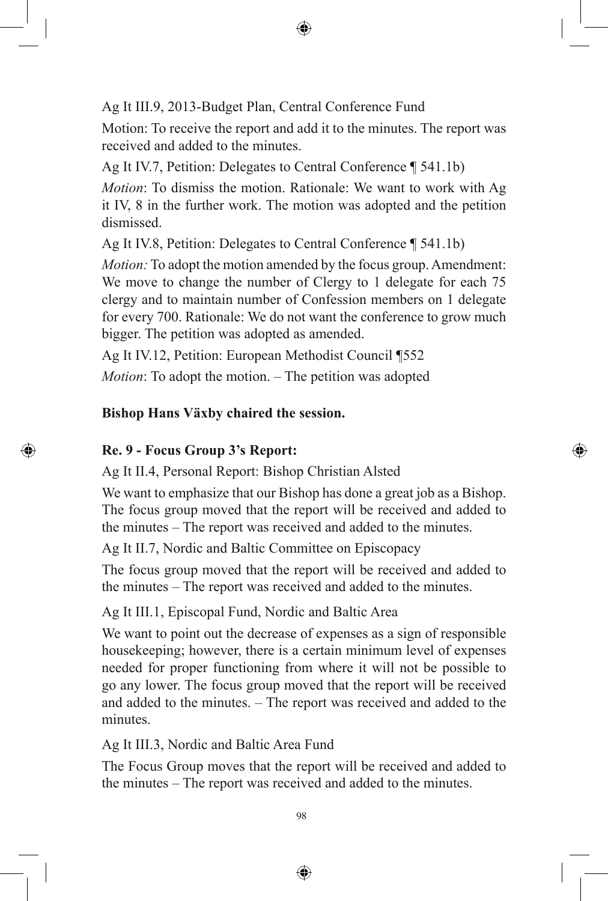Ag It III.9, 2013-Budget Plan, Central Conference Fund

Motion: To receive the report and add it to the minutes. The report was received and added to the minutes.

Ag It IV.7, Petition: Delegates to Central Conference ¶ 541.1b)

*Motion*: To dismiss the motion. Rationale: We want to work with Ag it IV, 8 in the further work. The motion was adopted and the petition dismissed.

Ag It IV.8, Petition: Delegates to Central Conference ¶ 541.1b)

*Motion:* To adopt the motion amended by the focus group. Amendment: We move to change the number of Clergy to 1 delegate for each 75 clergy and to maintain number of Confession members on 1 delegate for every 700. Rationale: We do not want the conference to grow much bigger. The petition was adopted as amended.

Ag It IV.12, Petition: European Methodist Council ¶552

*Motion*: To adopt the motion. – The petition was adopted

**Bishop Hans Växby chaired the session.**

**Re. 9 - Focus Group 3's Report:**

Ag It II.4, Personal Report: Bishop Christian Alsted

We want to emphasize that our Bishop has done a great job as a Bishop. The focus group moved that the report will be received and added to the minutes – The report was received and added to the minutes.

Ag It II.7, Nordic and Baltic Committee on Episcopacy

The focus group moved that the report will be received and added to the minutes – The report was received and added to the minutes.

Ag It III.1, Episcopal Fund, Nordic and Baltic Area

We want to point out the decrease of expenses as a sign of responsible housekeeping; however, there is a certain minimum level of expenses needed for proper functioning from where it will not be possible to go any lower. The focus group moved that the report will be received and added to the minutes. – The report was received and added to the minutes.

Ag It III.3, Nordic and Baltic Area Fund

The Focus Group moves that the report will be received and added to the minutes – The report was received and added to the minutes.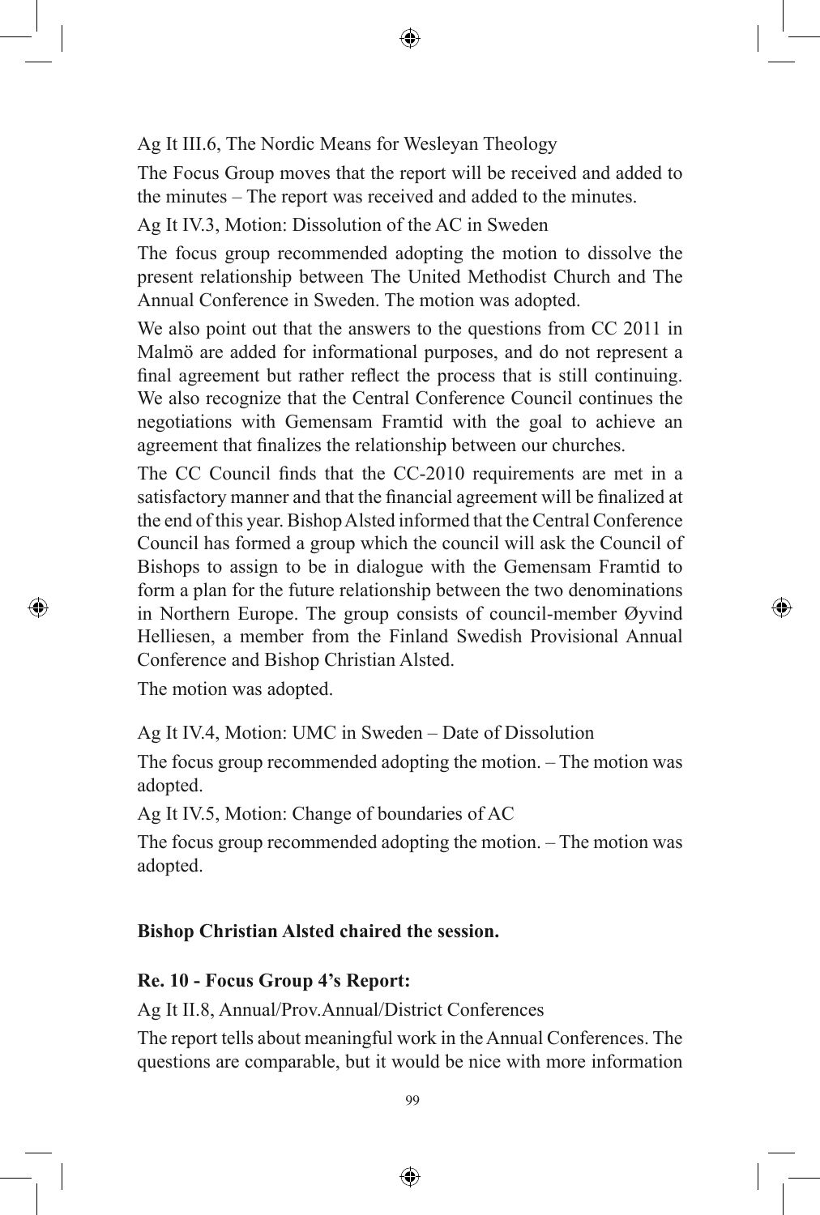Ag It III.6, The Nordic Means for Wesleyan Theology

The Focus Group moves that the report will be received and added to the minutes – The report was received and added to the minutes.

Ag It IV.3, Motion: Dissolution of the AC in Sweden

The focus group recommended adopting the motion to dissolve the present relationship between The United Methodist Church and The Annual Conference in Sweden. The motion was adopted.

We also point out that the answers to the questions from CC 2011 in Malmö are added for informational purposes, and do not represent a final agreement but rather reflect the process that is still continuing. We also recognize that the Central Conference Council continues the negotiations with Gemensam Framtid with the goal to achieve an agreement that finalizes the relationship between our churches.

The CC Council finds that the CC-2010 requirements are met in a satisfactory manner and that the financial agreement will be finalized at the end of this year. Bishop Alsted informed that the Central Conference Council has formed a group which the council will ask the Council of Bishops to assign to be in dialogue with the Gemensam Framtid to form a plan for the future relationship between the two denominations in Northern Europe. The group consists of council-member Øyvind Helliesen, a member from the Finland Swedish Provisional Annual Conference and Bishop Christian Alsted.

The motion was adopted.

Ag It IV.4, Motion: UMC in Sweden – Date of Dissolution

The focus group recommended adopting the motion. – The motion was adopted.

Ag It IV.5, Motion: Change of boundaries of AC

The focus group recommended adopting the motion. – The motion was adopted.

**Bishop Christian Alsted chaired the session.**

**Re. 10 - Focus Group 4's Report:**

Ag It II.8, Annual/Prov.Annual/District Conferences

The report tells about meaningful work in the Annual Conferences. The questions are comparable, but it would be nice with more information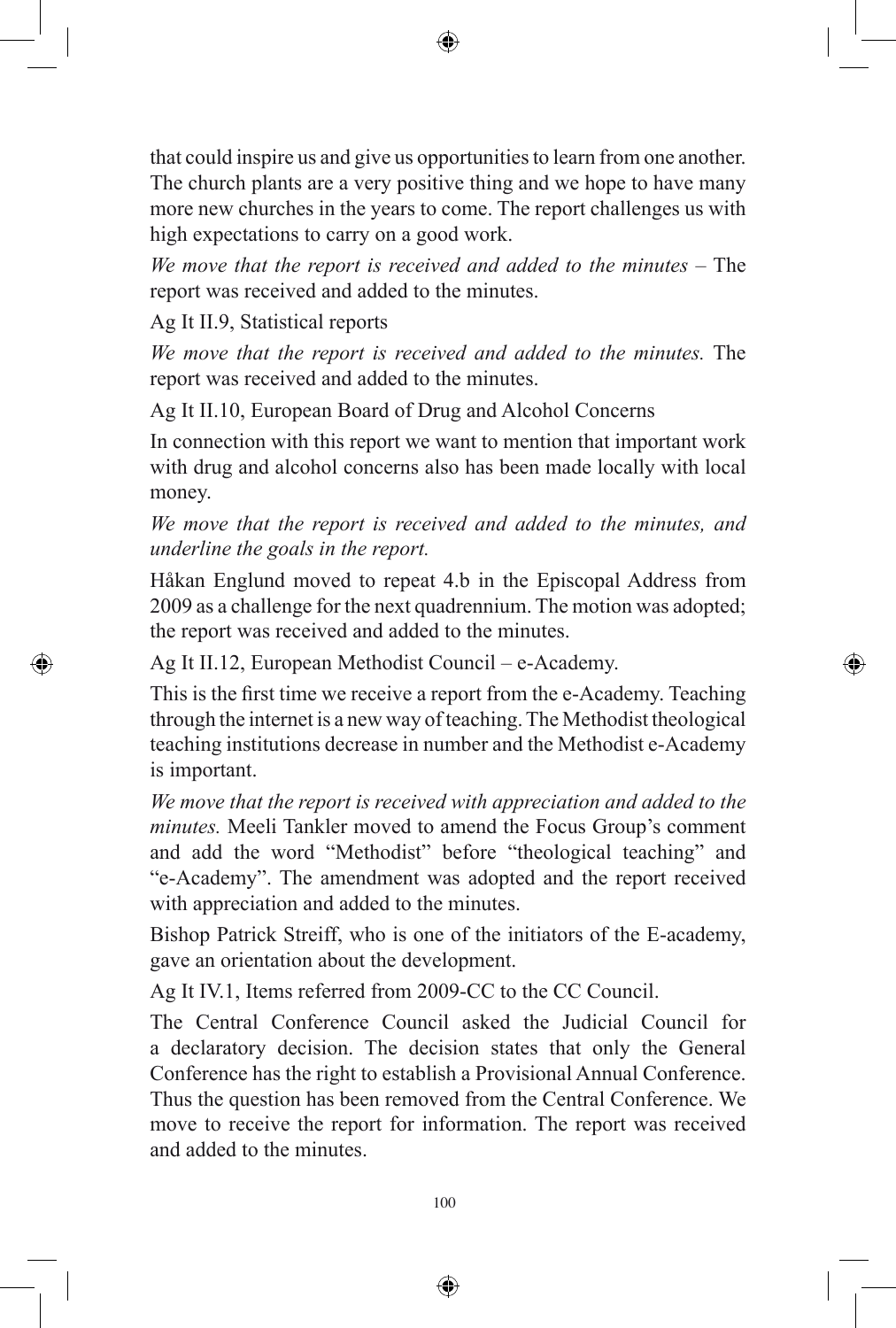that could inspire us and give us opportunities to learn from one another. The church plants are a very positive thing and we hope to have many more new churches in the years to come. The report challenges us with high expectations to carry on a good work.

*We move that the report is received and added to the minutes* – The report was received and added to the minutes.

Ag It II.9, Statistical reports

*We move that the report is received and added to the minutes.* The report was received and added to the minutes.

Ag It II.10, European Board of Drug and Alcohol Concerns

In connection with this report we want to mention that important work with drug and alcohol concerns also has been made locally with local money.

*We move that the report is received and added to the minutes, and underline the goals in the report.*

Håkan Englund moved to repeat 4.b in the Episcopal Address from 2009 as a challenge for the next quadrennium. The motion was adopted; the report was received and added to the minutes.

Ag It II.12, European Methodist Council – e-Academy.

This is the first time we receive a report from the e-Academy. Teaching through the internet is a new way of teaching. The Methodist theological teaching institutions decrease in number and the Methodist e-Academy is important.

*We move that the report is received with appreciation and added to the minutes.* Meeli Tankler moved to amend the Focus Group's comment and add the word "Methodist" before "theological teaching" and "e-Academy". The amendment was adopted and the report received with appreciation and added to the minutes.

Bishop Patrick Streiff, who is one of the initiators of the E-academy, gave an orientation about the development.

Ag It IV.1, Items referred from 2009-CC to the CC Council.

The Central Conference Council asked the Judicial Council for a declaratory decision. The decision states that only the General Conference has the right to establish a Provisional Annual Conference. Thus the question has been removed from the Central Conference. We move to receive the report for information. The report was received and added to the minutes.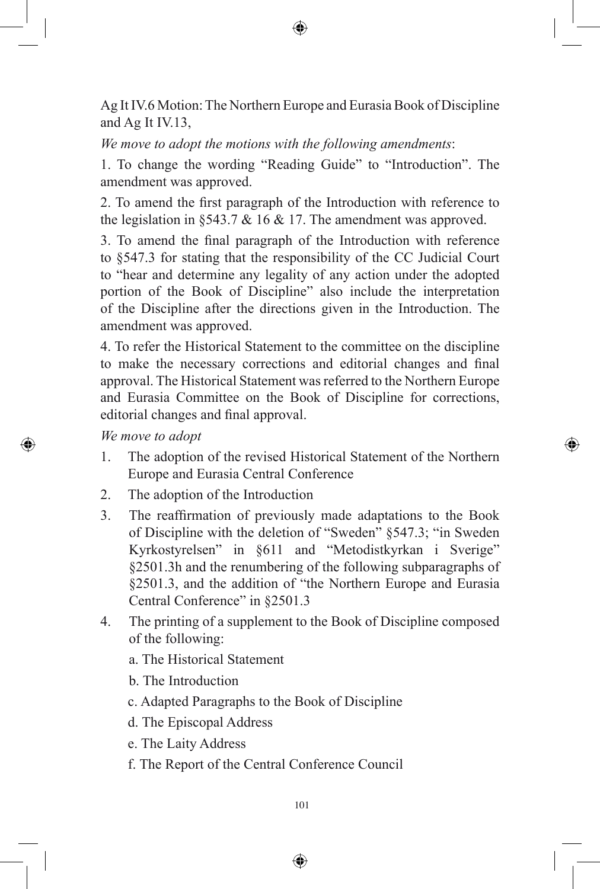Ag It IV.6 Motion: The Northern Europe and Eurasia Book of Discipline and Ag It IV.13,

*We move to adopt the motions with the following amendments*:

1. To change the wording "Reading Guide" to "Introduction". The amendment was approved.

2. To amend the first paragraph of the Introduction with reference to the legislation in §543.7 & 16 & 17. The amendment was approved.

3. To amend the final paragraph of the Introduction with reference to §547.3 for stating that the responsibility of the CC Judicial Court to "hear and determine any legality of any action under the adopted portion of the Book of Discipline" also include the interpretation of the Discipline after the directions given in the Introduction. The amendment was approved.

4. To refer the Historical Statement to the committee on the discipline to make the necessary corrections and editorial changes and final approval. The Historical Statement was referred to the Northern Europe and Eurasia Committee on the Book of Discipline for corrections, editorial changes and final approval.

*We move to adopt*

1. The adoption of the revised Historical Statement of the Northern Europe and Eurasia Central Conference
2. The adoption of the Introduction
3. The reaffirmation of previously made adaptations to the Book of Discipline with the deletion of "Sweden" §547.3; "in Sweden Kyrkostyrelsen" in §611 and "Metodistkyrkan i Sverige" §2501.3h and the renumbering of the following subparagraphs of §2501.3, and the addition of "the Northern Europe and Eurasia Central Conference" in §2501.3
4. The printing of a supplement to the Book of Discipline composed of the following:
   - a. The Historical Statement
   - b. The Introduction
   - c. Adapted Paragraphs to the Book of Discipline
   - d. The Episcopal Address
   - e. The Laity Address
   - f. The Report of the Central Conference Council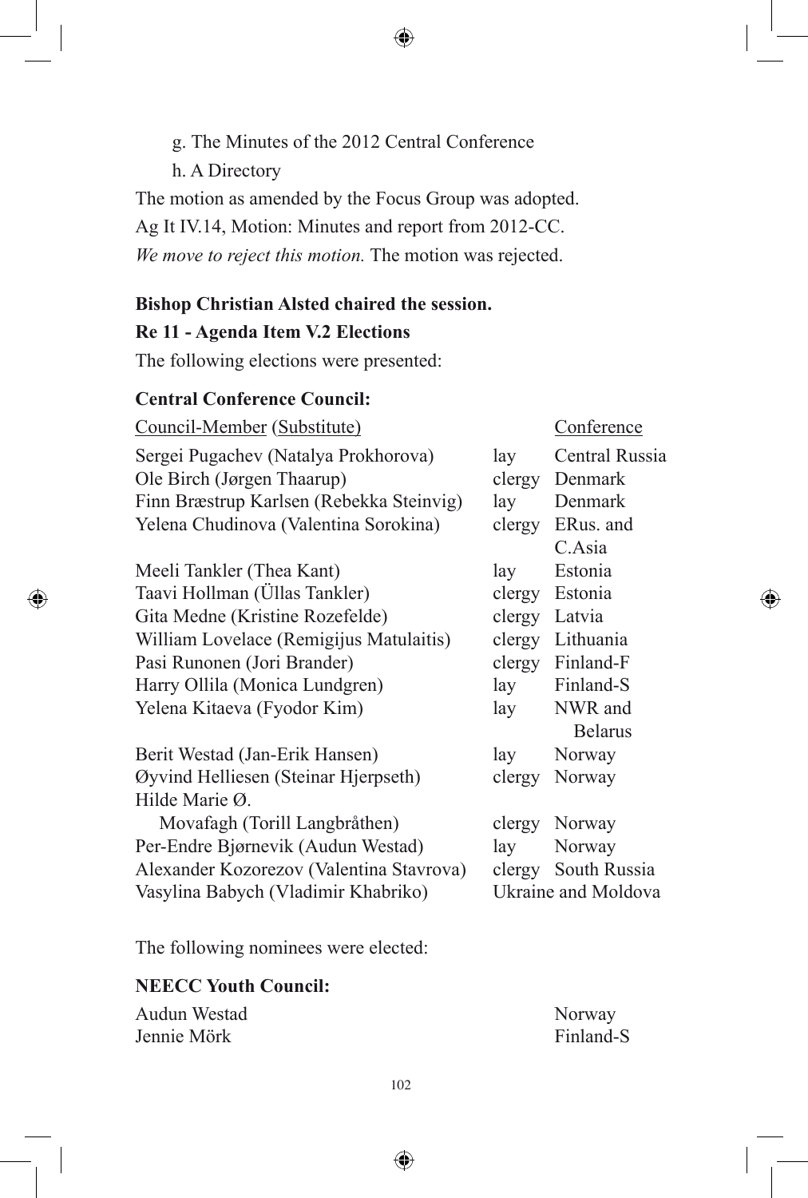g. The Minutes of the 2012 Central Conference

h. A Directory

The motion as amended by the Focus Group was adopted.

Ag It IV.14, Motion: Minutes and report from 2012-CC.

*We move to reject this motion.* The motion was rejected.

**Bishop Christian Alsted chaired the session.**

**Re 11 - Agenda Item V.2 Elections**

The following elections were presented:

**Central Conference Council:**

| Council-Member (Substitute) | | Conference |
|---|---|---|
| Sergei Pugachev (Natalya Prokhorova) | lay | Central Russia |
| Ole Birch (Jørgen Thaarup) | clergy | Denmark |
| Finn Bræstrup Karlsen (Rebekka Steinvig) | lay | Denmark |
| Yelena Chudinova (Valentina Sorokina) | clergy | ERus. and C.Asia |
| Meeli Tankler (Thea Kant) | lay | Estonia |
| Taavi Hollman (Üllas Tankler) | clergy | Estonia |
| Gita Medne (Kristine Rozefelde) | clergy | Latvia |
| William Lovelace (Remigijus Matulaitis) | clergy | Lithuania |
| Pasi Runonen (Jori Brander) | clergy | Finland-F |
| Harry Ollila (Monica Lundgren) | lay | Finland-S |
| Yelena Kitaeva (Fyodor Kim) | lay | NWR and Belarus |
| Berit Westad (Jan-Erik Hansen) | lay | Norway |
| Øyvind Helliesen (Steinar Hjerpseth) | clergy | Norway |
| Hilde Marie Ø. Movafagh (Torill Langbråthen) | clergy | Norway |
| Per-Endre Bjørnevik (Audun Westad) | lay | Norway |
| Alexander Kozorezov (Valentina Stavrova) | clergy | South Russia |
| Vasylina Babych (Vladimir Khabriko) | | Ukraine and Moldova |

The following nominees were elected:

**NEECC Youth Council:**

| | |
|---|---|
| Audun Westad | Norway |
| Jennie Mörk | Finland-S |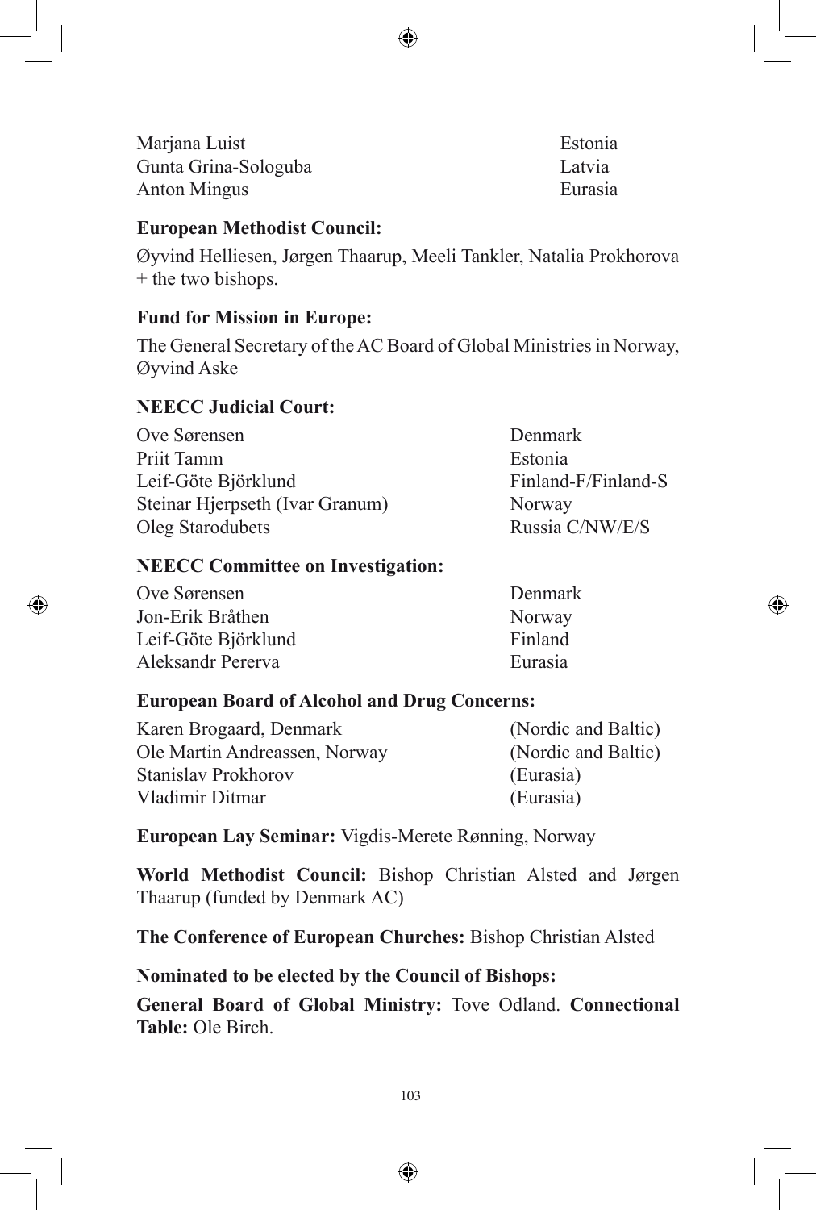| | |
|---|---|
| Marjana Luist | Estonia |
| Gunta Grina-Sologuba | Latvia |
| Anton Mingus | Eurasia |

**European Methodist Council:**

Øyvind Helliesen, Jørgen Thaarup, Meeli Tankler, Natalia Prokhorova + the two bishops.

**Fund for Mission in Europe:**

The General Secretary of the AC Board of Global Ministries in Norway, Øyvind Aske

**NEECC Judicial Court:**

| | |
|---|---|
| Ove Sørensen | Denmark |
| Priit Tamm | Estonia |
| Leif-Göte Björklund | Finland-F/Finland-S |
| Steinar Hjerpseth (Ivar Granum) | Norway |
| Oleg Starodubets | Russia C/NW/E/S |

**NEECC Committee on Investigation:**

| | |
|---|---|
| Ove Sørensen | Denmark |
| Jon-Erik Bråthen | Norway |
| Leif-Göte Björklund | Finland |
| Aleksandr Pererva | Eurasia |

**European Board of Alcohol and Drug Concerns:**

| | |
|---|---|
| Karen Brogaard, Denmark | (Nordic and Baltic) |
| Ole Martin Andreassen, Norway | (Nordic and Baltic) |
| Stanislav Prokhorov | (Eurasia) |
| Vladimir Ditmar | (Eurasia) |

**European Lay Seminar:** Vigdis-Merete Rønning, Norway

**World Methodist Council:** Bishop Christian Alsted and Jørgen Thaarup (funded by Denmark AC)

**The Conference of European Churches:** Bishop Christian Alsted

**Nominated to be elected by the Council of Bishops:**

**General Board of Global Ministry:** Tove Odland. **Connectional Table:** Ole Birch.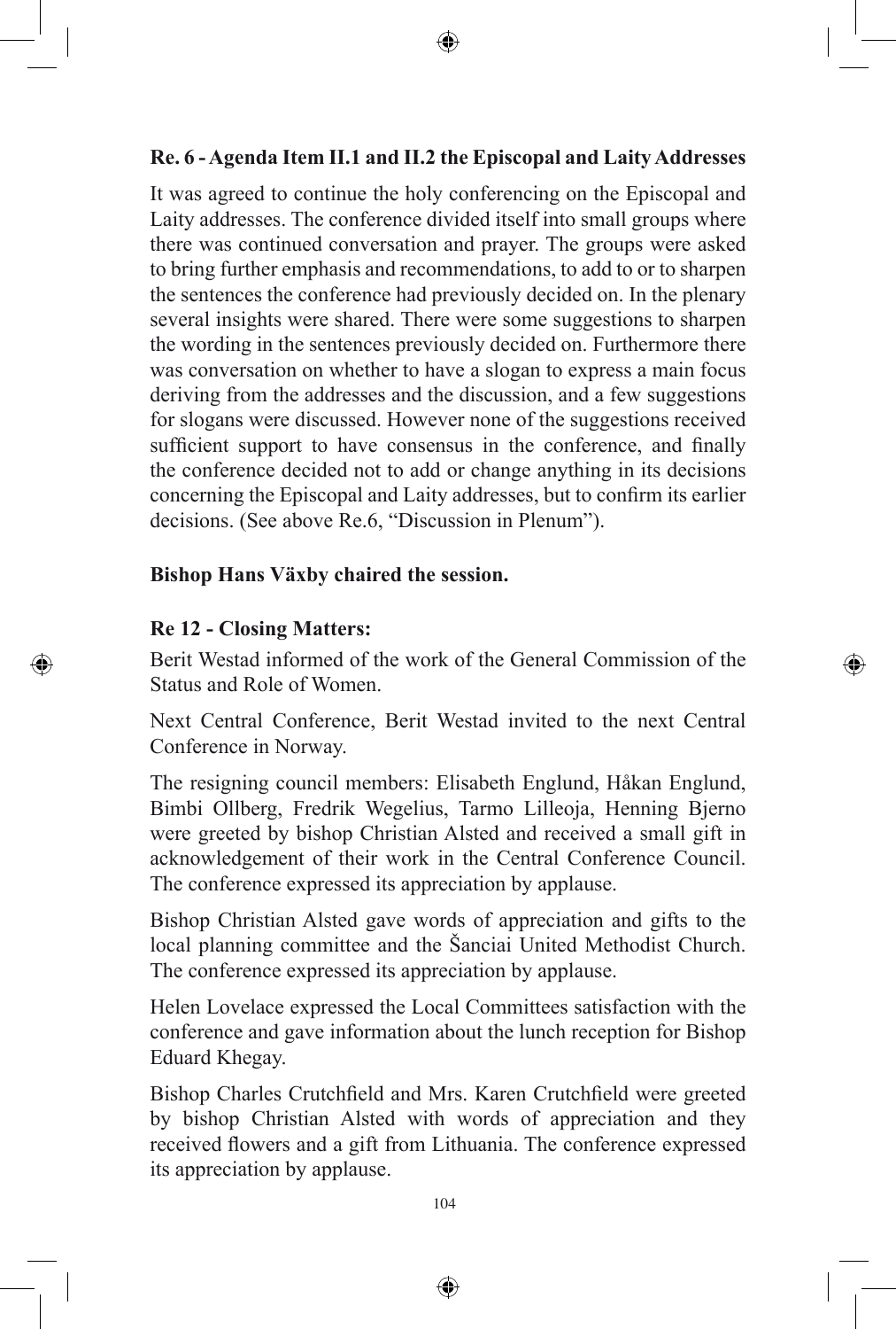**Re. 6 - Agenda Item II.1 and II.2 the Episcopal and Laity Addresses**

It was agreed to continue the holy conferencing on the Episcopal and Laity addresses. The conference divided itself into small groups where there was continued conversation and prayer. The groups were asked to bring further emphasis and recommendations, to add to or to sharpen the sentences the conference had previously decided on. In the plenary several insights were shared. There were some suggestions to sharpen the wording in the sentences previously decided on. Furthermore there was conversation on whether to have a slogan to express a main focus deriving from the addresses and the discussion, and a few suggestions for slogans were discussed. However none of the suggestions received sufficient support to have consensus in the conference, and finally the conference decided not to add or change anything in its decisions concerning the Episcopal and Laity addresses, but to confirm its earlier decisions. (See above Re.6, "Discussion in Plenum").

**Bishop Hans Växby chaired the session.**

**Re 12 - Closing Matters:**

Berit Westad informed of the work of the General Commission of the Status and Role of Women.

Next Central Conference, Berit Westad invited to the next Central Conference in Norway.

The resigning council members: Elisabeth Englund, Håkan Englund, Bimbi Ollberg, Fredrik Wegelius, Tarmo Lilleoja, Henning Bjerno were greeted by bishop Christian Alsted and received a small gift in acknowledgement of their work in the Central Conference Council. The conference expressed its appreciation by applause.

Bishop Christian Alsted gave words of appreciation and gifts to the local planning committee and the Šanciai United Methodist Church. The conference expressed its appreciation by applause.

Helen Lovelace expressed the Local Committees satisfaction with the conference and gave information about the lunch reception for Bishop Eduard Khegay.

Bishop Charles Crutchfield and Mrs. Karen Crutchfield were greeted by bishop Christian Alsted with words of appreciation and they received flowers and a gift from Lithuania. The conference expressed its appreciation by applause.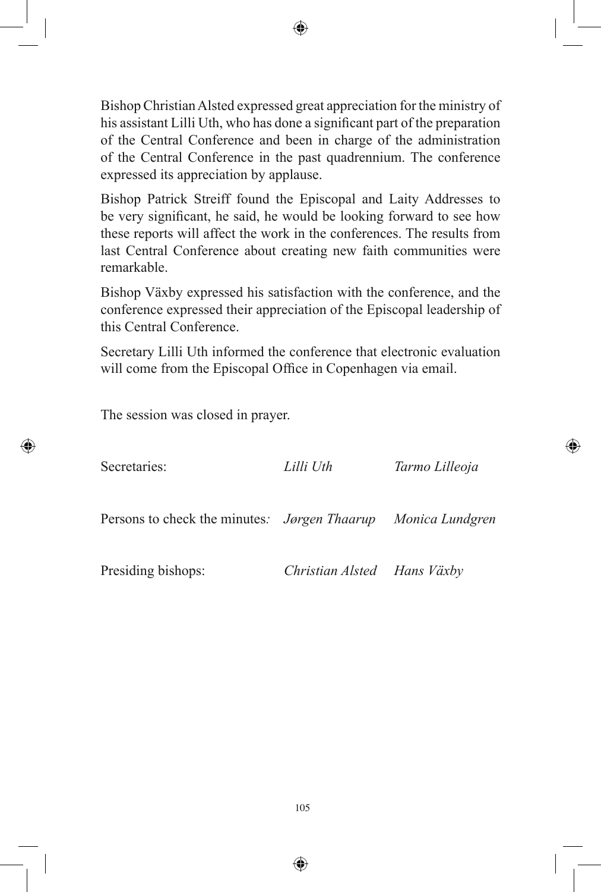Bishop Christian Alsted expressed great appreciation for the ministry of his assistant Lilli Uth, who has done a significant part of the preparation of the Central Conference and been in charge of the administration of the Central Conference in the past quadrennium. The conference expressed its appreciation by applause.

Bishop Patrick Streiff found the Episcopal and Laity Addresses to be very significant, he said, he would be looking forward to see how these reports will affect the work in the conferences. The results from last Central Conference about creating new faith communities were remarkable.

Bishop Växby expressed his satisfaction with the conference, and the conference expressed their appreciation of the Episcopal leadership of this Central Conference.

Secretary Lilli Uth informed the conference that electronic evaluation will come from the Episcopal Office in Copenhagen via email.

The session was closed in prayer.

| | | |
|---|---|---|
| Secretaries: | *Lilli Uth* | *Tarmo Lilleoja* |
| Persons to check the minutes*:* | *Jørgen Thaarup* | *Monica Lundgren* |
| Presiding bishops: | *Christian Alsted* | *Hans Växby* |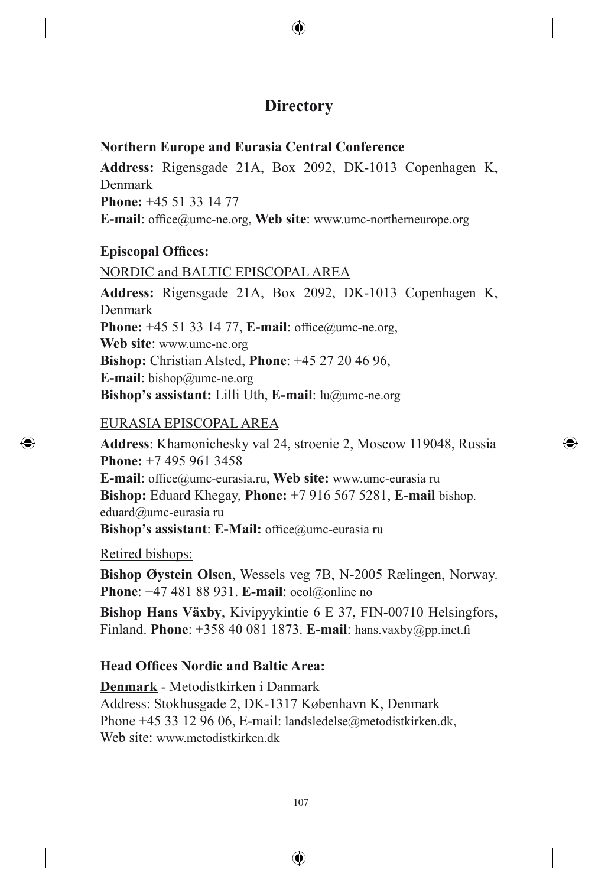# Directory

**Northern Europe and Eurasia Central Conference**

**Address:** Rigensgade 21A, Box 2092, DK-1013 Copenhagen K, Denmark
**Phone:** +45 51 33 14 77
**E-mail**: office@umc-ne.org, **Web site**: www.umc-northerneurope.org

**Episcopal Offices:**

<u>NORDIC and BALTIC EPISCOPAL AREA</u>

**Address:** Rigensgade 21A, Box 2092, DK-1013 Copenhagen K, Denmark
**Phone:** +45 51 33 14 77, **E-mail**: office@umc-ne.org,
**Web site**: www.umc-ne.org
**Bishop:** Christian Alsted, **Phone**: +45 27 20 46 96,
**E-mail**: bishop@umc-ne.org
**Bishop's assistant:** Lilli Uth, **E-mail**: lu@umc-ne.org

<u>EURASIA EPISCOPAL AREA</u>

**Address**: Khamonichesky val 24, stroenie 2, Moscow 119048, Russia
**Phone:** +7 495 961 3458
**E-mail**: office@umc-eurasia.ru, **Web site:** www.umc-eurasia ru
**Bishop:** Eduard Khegay, **Phone:** +7 916 567 5281, **E-mail** bishop.eduard@umc-eurasia ru
**Bishop's assistant**: **E-Mail:** office@umc-eurasia ru

<u>Retired bishops:</u>

**Bishop Øystein Olsen**, Wessels veg 7B, N-2005 Rælingen, Norway. **Phone**: +47 481 88 931. **E-mail**: oeol@online no

**Bishop Hans Växby**, Kivipyykintie 6 E 37, FIN-00710 Helsingfors, Finland. **Phone**: +358 40 081 1873. **E-mail**: hans.vaxby@pp.inet.fi

**Head Offices Nordic and Baltic Area:**

**<u>Denmark</u>** - Metodistkirken i Danmark
Address: Stokhusgade 2, DK-1317 København K, Denmark
Phone +45 33 12 96 06, E-mail: landsledelse@metodistkirken.dk,
Web site: www.metodistkirken.dk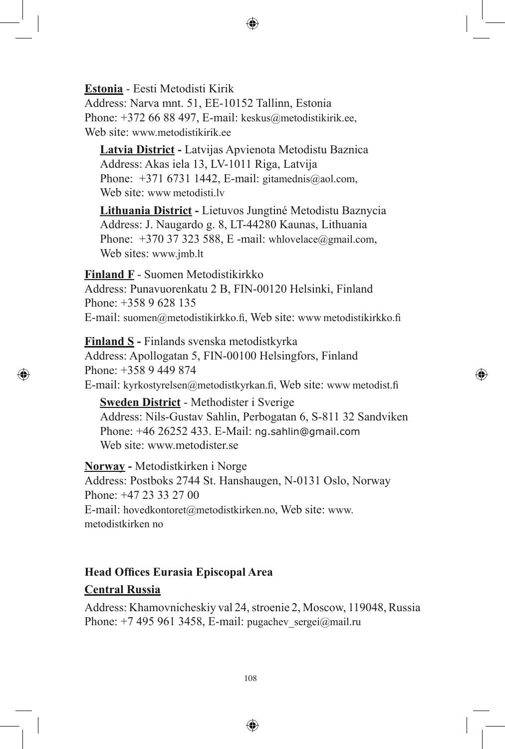**Estonia** - Eesti Metodisti Kirik
Address: Narva mnt. 51, EE-10152 Tallinn, Estonia
Phone: +372 66 88 497, E-mail: keskus@metodistikirik.ee,
Web site: www.metodistikirik.ee

**Latvia District -** Latvijas Apvienota Metodistu Baznica
Address: Akas iela 13, LV-1011 Riga, Latvija
Phone: +371 6731 1442, E-mail: gitamednis@aol.com,
Web site: www metodisti.lv

**Lithuania District -** Lietuvos Jungtiné Metodistu Baznycia
Address: J. Naugardo g. 8, LT-44280 Kaunas, Lithuania
Phone: +370 37 323 588, E -mail: whlovelace@gmail.com,
Web sites: www.jmb.lt

**Finland F** - Suomen Metodistikirkko
Address: Punavuorenkatu 2 B, FIN-00120 Helsinki, Finland
Phone: +358 9 628 135
E-mail: suomen@metodistikirkko.fi, Web site: www metodistikirkko.fi

**Finland S -** Finlands svenska metodistkyrka
Address: Apollogatan 5, FIN-00100 Helsingfors, Finland
Phone: +358 9 449 874
E-mail: kyrkostyrelsen@metodistkyrkan.fi, Web site: www metodist.fi

**Sweden District** - Methodister i Sverige
Address: Nils-Gustav Sahlin, Perbogatan 6, S-811 32 Sandviken
Phone: +46 26252 433. E-Mail: ng.sahlin@gmail.com
Web site: www.metodister.se

**Norway -** Metodistkirken i Norge
Address: Postboks 2744 St. Hanshaugen, N-0131 Oslo, Norway
Phone: +47 23 33 27 00
E-mail: hovedkontoret@metodistkirken.no, Web site: www. metodistkirken no

**Head Offices Eurasia Episcopal Area**

**Central Russia**

Address: Khamovnicheskiy val 24, stroenie 2, Moscow, 119048, Russia
Phone: +7 495 961 3458, E-mail: pugachev_sergei@mail.ru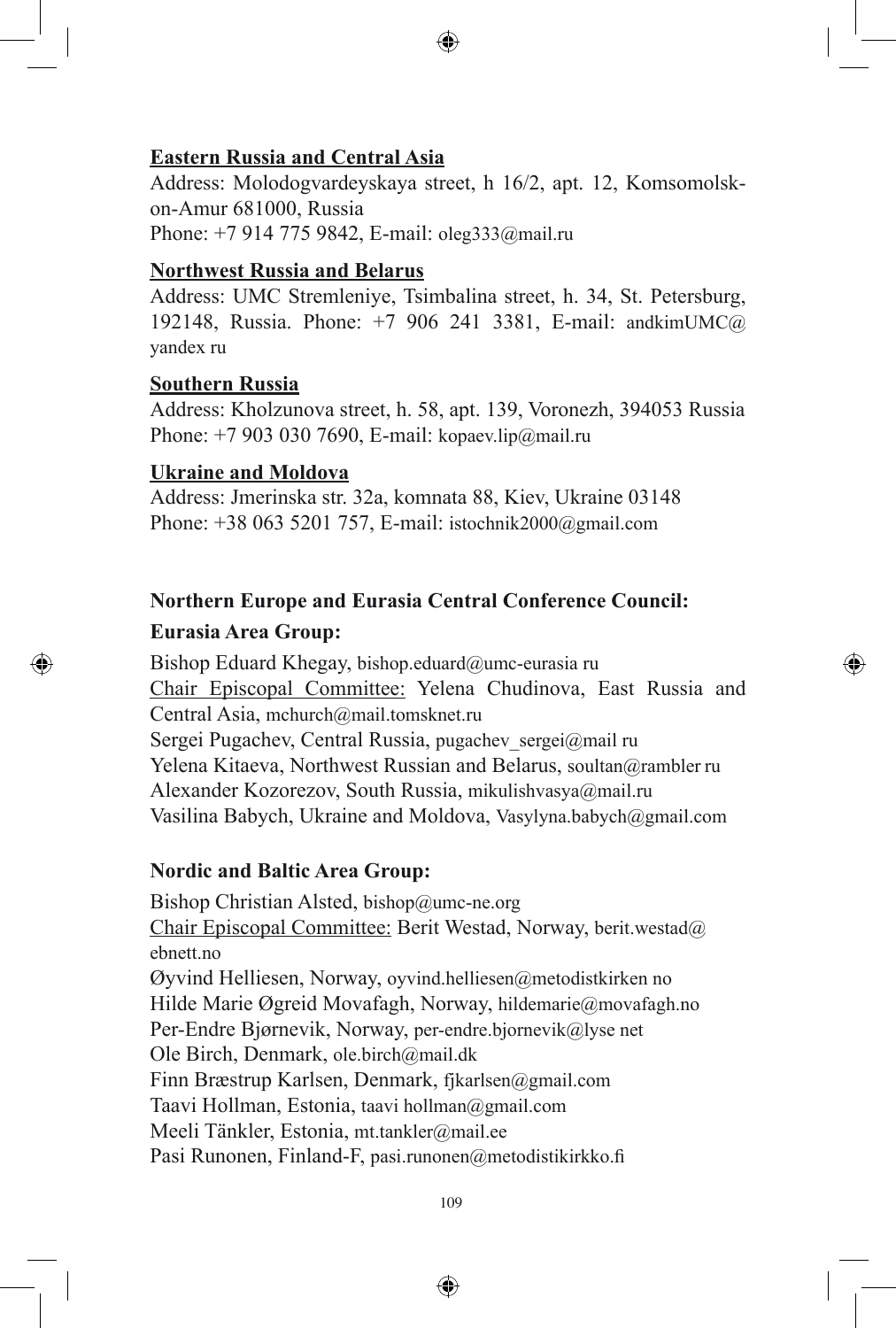**<u>Eastern Russia and Central Asia</u>**

Address: Molodogvardeyskaya street, h 16/2, apt. 12, Komsomolsk-on-Amur 681000, Russia
Phone: +7 914 775 9842, E-mail: oleg333@mail.ru

**<u>Northwest Russia and Belarus</u>**

Address: UMC Stremleniye, Tsimbalina street, h. 34, St. Petersburg, 192148, Russia. Phone: +7 906 241 3381, E-mail: andkimUMC@ yandex ru

**<u>Southern Russia</u>**

Address: Kholzunova street, h. 58, apt. 139, Voronezh, 394053 Russia
Phone: +7 903 030 7690, E-mail: kopaev.lip@mail.ru

**<u>Ukraine and Moldova</u>**

Address: Jmerinska str. 32a, komnata 88, Kiev, Ukraine 03148
Phone: +38 063 5201 757, E-mail: istochnik2000@gmail.com

**Northern Europe and Eurasia Central Conference Council:**

**Eurasia Area Group:**

Bishop Eduard Khegay, bishop.eduard@umc-eurasia ru
<u>Chair Episcopal Committee:</u> Yelena Chudinova, East Russia and Central Asia, mchurch@mail.tomsknet.ru
Sergei Pugachev, Central Russia, pugachev_sergei@mail ru
Yelena Kitaeva, Northwest Russian and Belarus, soultan@rambler ru
Alexander Kozorezov, South Russia, mikulishvasya@mail.ru
Vasilina Babych, Ukraine and Moldova, Vasylyna.babych@gmail.com

**Nordic and Baltic Area Group:**

Bishop Christian Alsted, bishop@umc-ne.org
<u>Chair Episcopal Committee:</u> Berit Westad, Norway, berit.westad@ ebnett.no
Øyvind Helliesen, Norway, oyvind.helliesen@metodistkirken no
Hilde Marie Øgreid Movafagh, Norway, hildemarie@movafagh.no
Per-Endre Bjørnevik, Norway, per-endre.bjornevik@lyse net
Ole Birch, Denmark, ole.birch@mail.dk
Finn Bræstrup Karlsen, Denmark, fjkarlsen@gmail.com
Taavi Hollman, Estonia, taavi hollman@gmail.com
Meeli Tänkler, Estonia, mt.tankler@mail.ee
Pasi Runonen, Finland-F, pasi.runonen@metodistikirkko.fi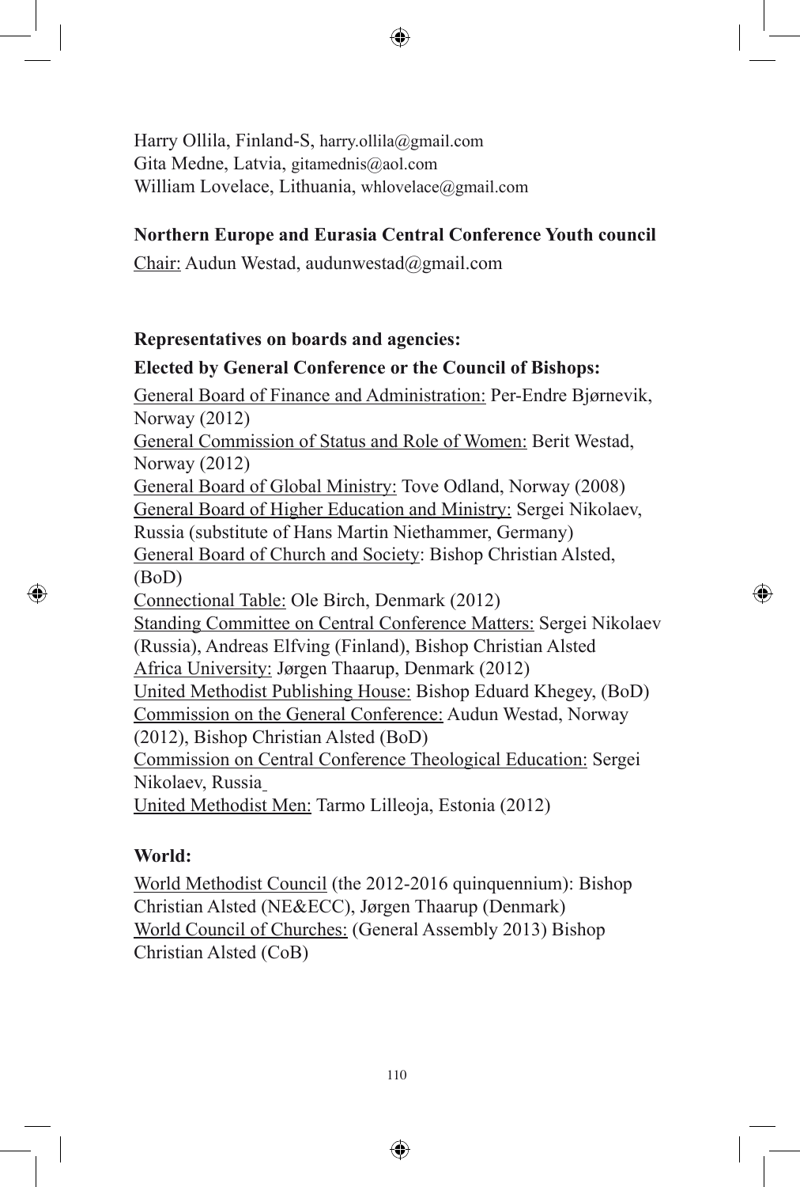Harry Ollila, Finland-S, harry.ollila@gmail.com
Gita Medne, Latvia, gitamednis@aol.com
William Lovelace, Lithuania, whlovelace@gmail.com

**Northern Europe and Eurasia Central Conference Youth council**

Chair: Audun Westad, audunwestad@gmail.com

**Representatives on boards and agencies:**

**Elected by General Conference or the Council of Bishops:**

General Board of Finance and Administration: Per-Endre Bjørnevik, Norway (2012)
General Commission of Status and Role of Women: Berit Westad, Norway (2012)
General Board of Global Ministry: Tove Odland, Norway (2008)
General Board of Higher Education and Ministry: Sergei Nikolaev, Russia (substitute of Hans Martin Niethammer, Germany)
General Board of Church and Society: Bishop Christian Alsted, (BoD)
Connectional Table: Ole Birch, Denmark (2012)
Standing Committee on Central Conference Matters: Sergei Nikolaev (Russia), Andreas Elfving (Finland), Bishop Christian Alsted
Africa University: Jørgen Thaarup, Denmark (2012)
United Methodist Publishing House: Bishop Eduard Khegey, (BoD)
Commission on the General Conference: Audun Westad, Norway (2012), Bishop Christian Alsted (BoD)
Commission on Central Conference Theological Education: Sergei Nikolaev, Russia
United Methodist Men: Tarmo Lilleoja, Estonia (2012)

**World:**

World Methodist Council (the 2012-2016 quinquennium): Bishop Christian Alsted (NE&ECC), Jørgen Thaarup (Denmark)
World Council of Churches: (General Assembly 2013) Bishop Christian Alsted (CoB)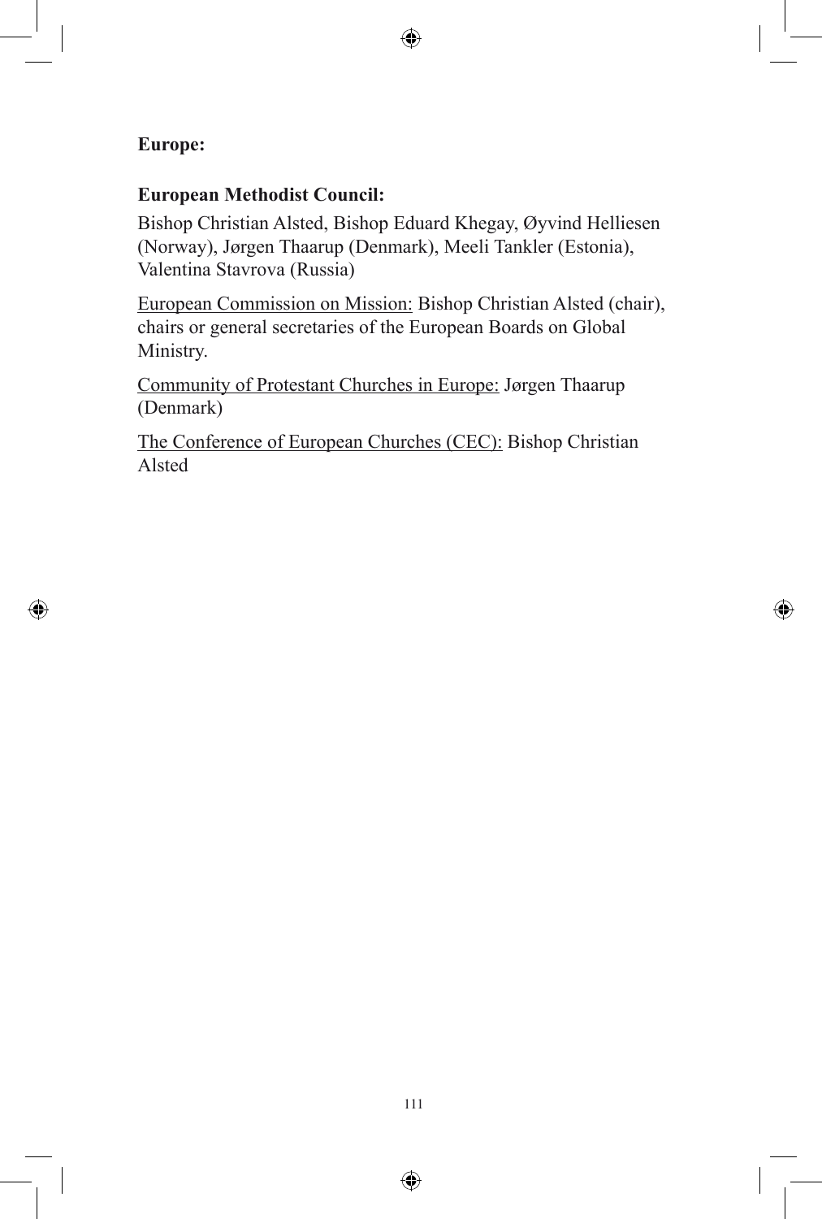**Europe:**

**European Methodist Council:**

Bishop Christian Alsted, Bishop Eduard Khegay, Øyvind Helliesen (Norway), Jørgen Thaarup (Denmark), Meeli Tankler (Estonia), Valentina Stavrova (Russia)

<u>European Commission on Mission:</u> Bishop Christian Alsted (chair), chairs or general secretaries of the European Boards on Global Ministry.

<u>Community of Protestant Churches in Europe:</u> Jørgen Thaarup (Denmark)

<u>The Conference of European Churches (CEC):</u> Bishop Christian Alsted